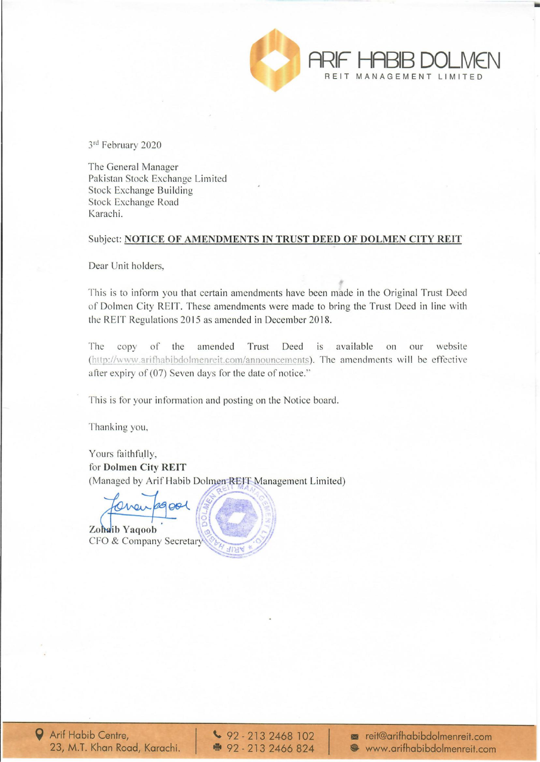**ARIF HABIB DOLMEN**
REIT MANAGEMENT LIMITED

3rd February 2020

The General Manager
Pakistan Stock Exchange Limited
Stock Exchange Building
Stock Exchange Road
Karachi.

Subject: **NOTICE OF AMENDMENTS IN TRUST DEED OF DOLMEN CITY REIT**

Dear Unit holders,

This is to inform you that certain amendments have been made in the Original Trust Deed of Dolmen City REIT. These amendments were made to bring the Trust Deed in line with the REIT Regulations 2015 as amended in December 2018.

The copy of the amended Trust Deed is available on our website (http://www.arifhabibdolmenreit.com/announcements). The amendments will be effective after expiry of (07) Seven days for the date of notice."

This is for your information and posting on the Notice board.

Thanking you,

Yours faithfully,
for **Dolmen City REIT**
(Managed by Arif Habib Dolmen REIT Management Limited)

**Zohaib Yaqoob**
CFO & Company Secretary

Arif Habib Centre,
23, M.T. Khan Road, Karachi.

92 - 213 2468 102
92 - 213 2466 824

reit@arifhabibdolmenreit.com
www.arifhabibdolmenreit.com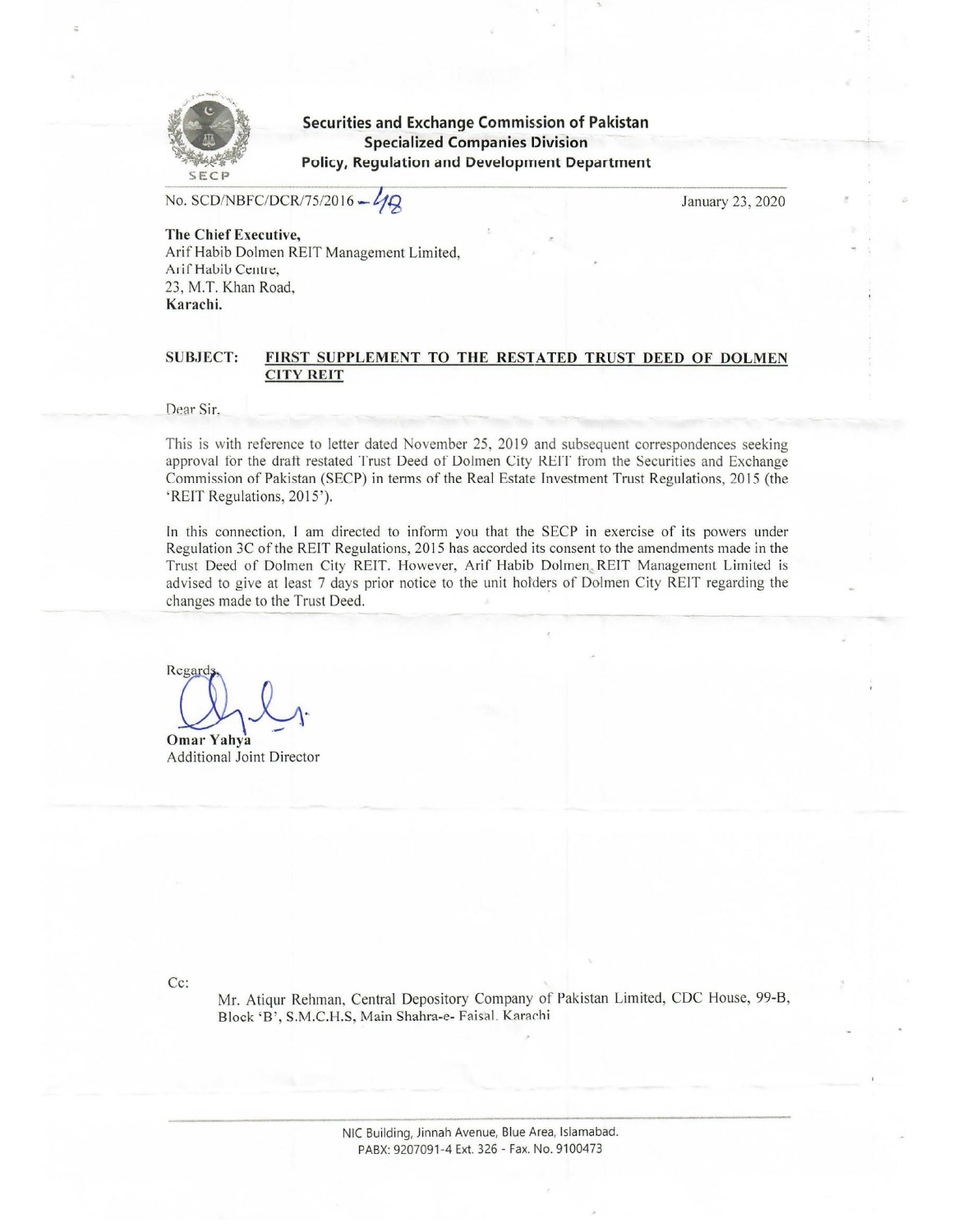**Securities and Exchange Commission of Pakistan**
**Specialized Companies Division**
**Policy, Regulation and Development Department**

No. SCD/NBFC/DCR/75/2016 – 48

January 23, 2020

**The Chief Executive,**
Arif Habib Dolmen REIT Management Limited,
Arif Habib Centre,
23, M.T. Khan Road,
**Karachi.**

**SUBJECT: FIRST SUPPLEMENT TO THE RESTATED TRUST DEED OF DOLMEN CITY REIT**

Dear Sir,

This is with reference to letter dated November 25, 2019 and subsequent correspondences seeking approval for the draft restated Trust Deed of Dolmen City REIT from the Securities and Exchange Commission of Pakistan (SECP) in terms of the Real Estate Investment Trust Regulations, 2015 (the 'REIT Regulations, 2015').

In this connection, I am directed to inform you that the SECP in exercise of its powers under Regulation 3C of the REIT Regulations, 2015 has accorded its consent to the amendments made in the Trust Deed of Dolmen City REIT. However, Arif Habib Dolmen REIT Management Limited is advised to give at least 7 days prior notice to the unit holders of Dolmen City REIT regarding the changes made to the Trust Deed.

Regards,

**Omar Yahya**
Additional Joint Director

Cc:

Mr. Atiqur Rehman, Central Depository Company of Pakistan Limited, CDC House, 99-B, Block 'B', S.M.C.H.S, Main Shahra-e- Faisal, Karachi

NIC Building, Jinnah Avenue, Blue Area, Islamabad.
PABX: 9207091-4 Ext. 326 - Fax. No. 9100473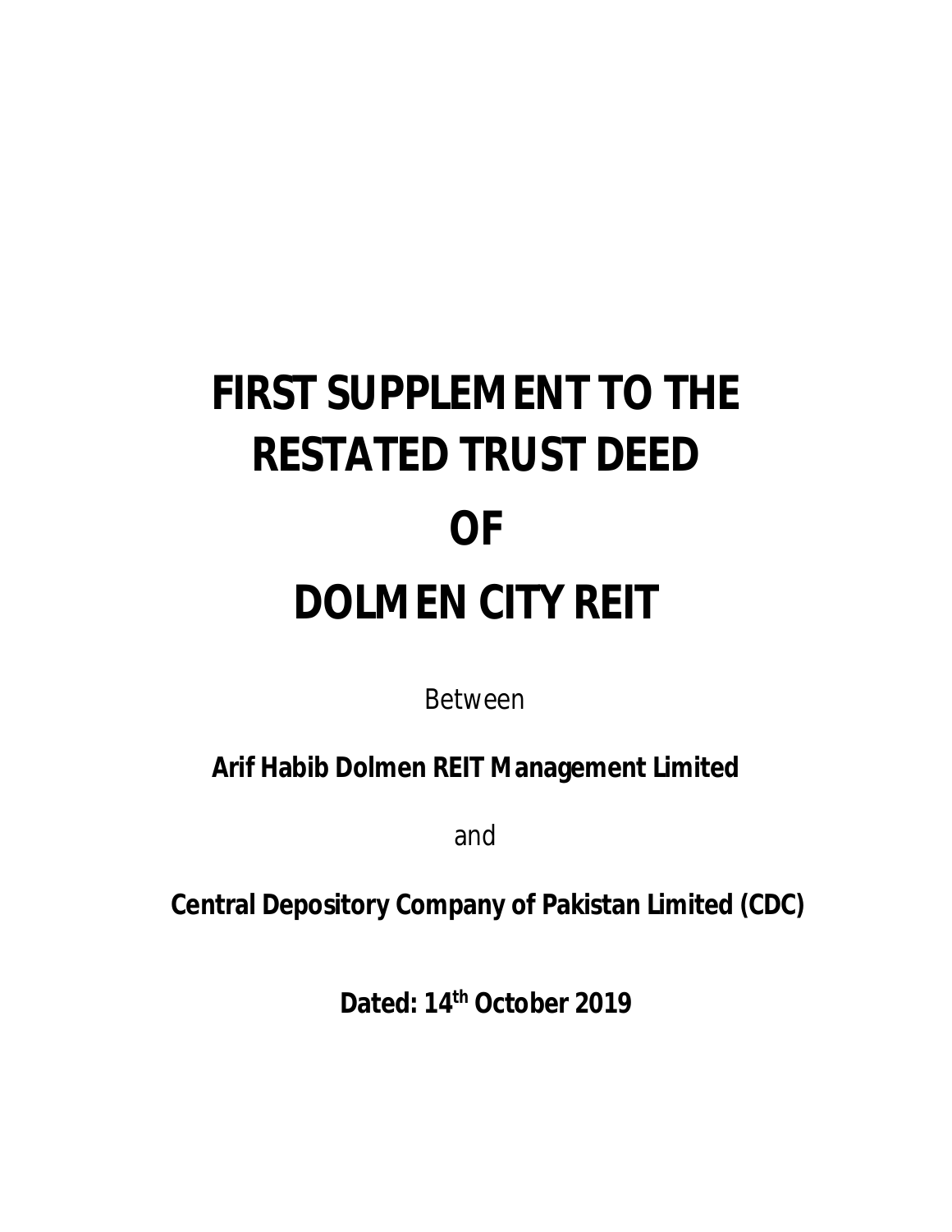# FIRST SUPPLEMENT TO THE RESTATED TRUST DEED OF DOLMEN CITY REIT

Between

**Arif Habib Dolmen REIT Management Limited**

and

**Central Depository Company of Pakistan Limited (CDC)**

**Dated: 14th October 2019**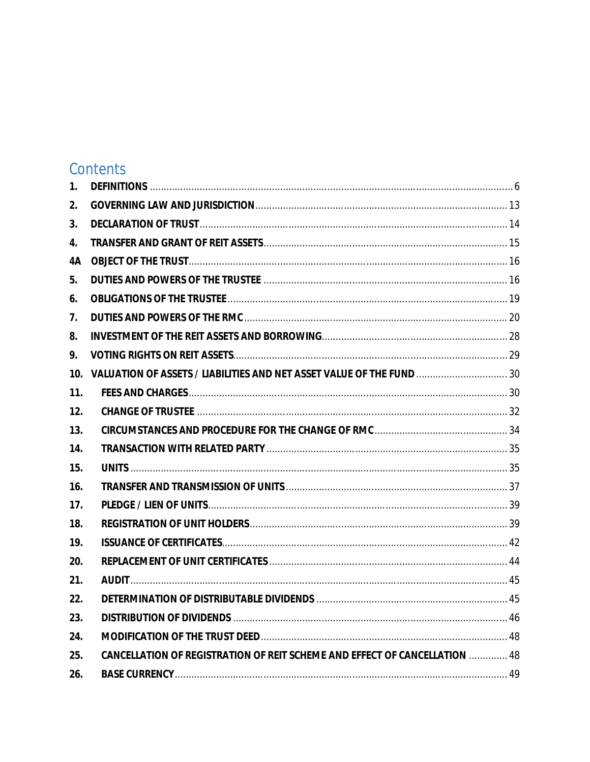## Contents

| | | |
|---|---|---|
| 1. | DEFINITIONS | 6 |
| 2. | GOVERNING LAW AND JURISDICTION | 13 |
| 3. | DECLARATION OF TRUST | 14 |
| 4. | TRANSFER AND GRANT OF REIT ASSETS | 15 |
| 4A | OBJECT OF THE TRUST | 16 |
| 5. | DUTIES AND POWERS OF THE TRUSTEE | 16 |
| 6. | OBLIGATIONS OF THE TRUSTEE | 19 |
| 7. | DUTIES AND POWERS OF THE RMC | 20 |
| 8. | INVESTMENT OF THE REIT ASSETS AND BORROWING | 28 |
| 9. | VOTING RIGHTS ON REIT ASSETS | 29 |
| 10. | VALUATION OF ASSETS / LIABILITIES AND NET ASSET VALUE OF THE FUND | 30 |
| 11. | FEES AND CHARGES | 30 |
| 12. | CHANGE OF TRUSTEE | 32 |
| 13. | CIRCUMSTANCES AND PROCEDURE FOR THE CHANGE OF RMC | 34 |
| 14. | TRANSACTION WITH RELATED PARTY | 35 |
| 15. | UNITS | 35 |
| 16. | TRANSFER AND TRANSMISSION OF UNITS | 37 |
| 17. | PLEDGE / LIEN OF UNITS | 39 |
| 18. | REGISTRATION OF UNIT HOLDERS | 39 |
| 19. | ISSUANCE OF CERTIFICATES | 42 |
| 20. | REPLACEMENT OF UNIT CERTIFICATES | 44 |
| 21. | AUDIT | 45 |
| 22. | DETERMINATION OF DISTRIBUTABLE DIVIDENDS | 45 |
| 23. | DISTRIBUTION OF DIVIDENDS | 46 |
| 24. | MODIFICATION OF THE TRUST DEED | 48 |
| 25. | CANCELLATION OF REGISTRATION OF REIT SCHEME AND EFFECT OF CANCELLATION | 48 |
| 26. | BASE CURRENCY | 49 |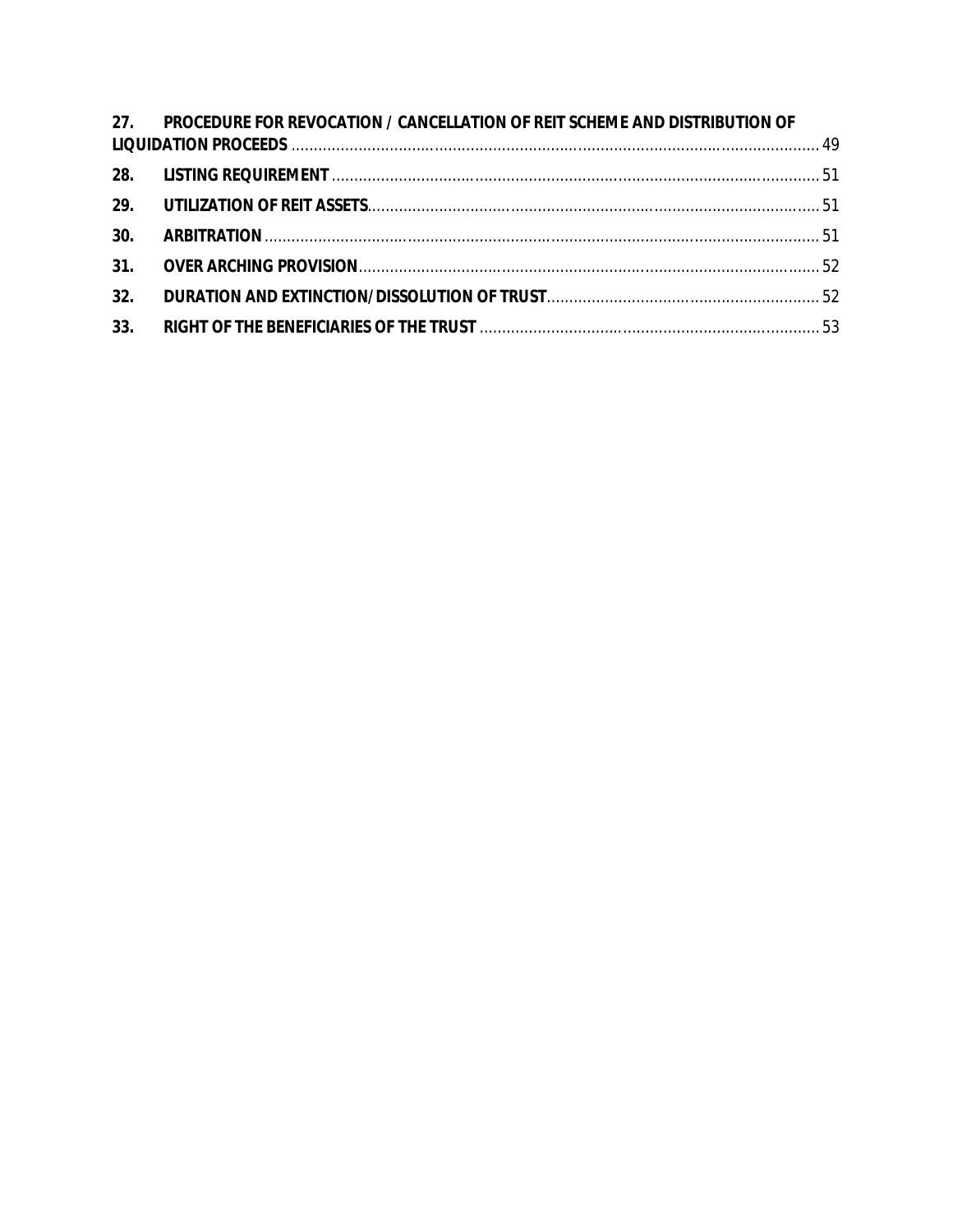**27. PROCEDURE FOR REVOCATION / CANCELLATION OF REIT SCHEME AND DISTRIBUTION OF LIQUIDATION PROCEEDS** ..... 49

**28. LISTING REQUIREMENT** ..... 51

**29. UTILIZATION OF REIT ASSETS** ..... 51

**30. ARBITRATION** ..... 51

**31. OVER ARCHING PROVISION** ..... 52

**32. DURATION AND EXTINCTION/DISSOLUTION OF TRUST** ..... 52

**33. RIGHT OF THE BENEFICIARIES OF THE TRUST** ..... 53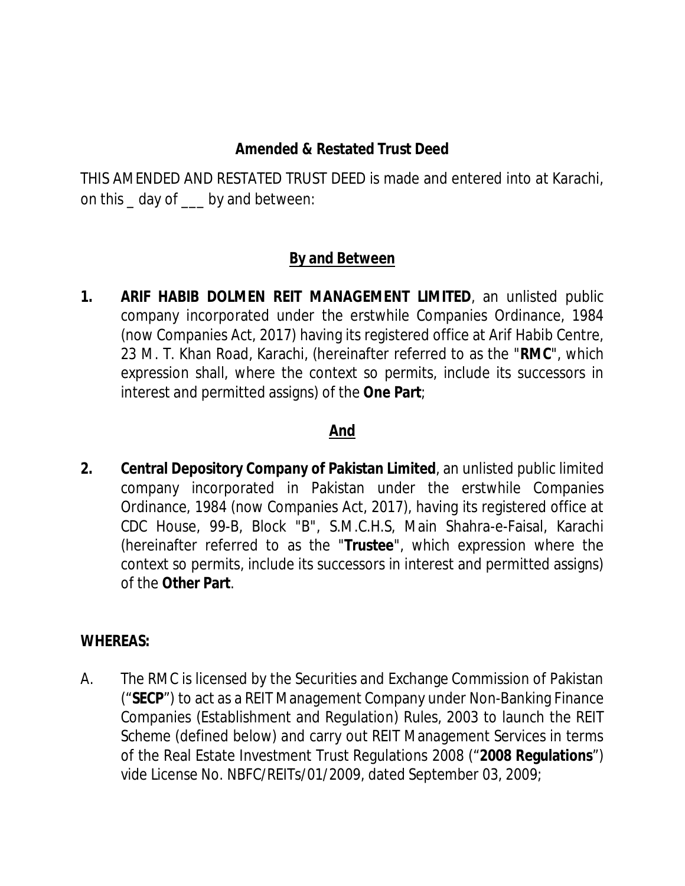**Amended & Restated Trust Deed**

THIS AMENDED AND RESTATED TRUST DEED is made and entered into at Karachi, on this _ day of ___ by and between:

**By and Between**

**1.** **ARIF HABIB DOLMEN REIT MANAGEMENT LIMITED**, an unlisted public company incorporated under the erstwhile Companies Ordinance, 1984 (now Companies Act, 2017) having its registered office at Arif Habib Centre, 23 M. T. Khan Road, Karachi, (hereinafter referred to as the "**RMC**", which expression shall, where the context so permits, include its successors in interest and permitted assigns) of the **One Part**;

**And**

**2.** **Central Depository Company of Pakistan Limited**, an unlisted public limited company incorporated in Pakistan under the erstwhile Companies Ordinance, 1984 (now Companies Act, 2017), having its registered office at CDC House, 99-B, Block "B", S.M.C.H.S, Main Shahra-e-Faisal, Karachi (hereinafter referred to as the "**Trustee**", which expression where the context so permits, include its successors in interest and permitted assigns) of the **Other Part**.

**WHEREAS:**

A. The RMC is licensed by the Securities and Exchange Commission of Pakistan ("**SECP**") to act as a REIT Management Company under Non-Banking Finance Companies (Establishment and Regulation) Rules, 2003 to launch the REIT Scheme (defined below) and carry out REIT Management Services in terms of the Real Estate Investment Trust Regulations 2008 ("**2008 Regulations**") vide License No. NBFC/REITs/01/2009, dated September 03, 2009;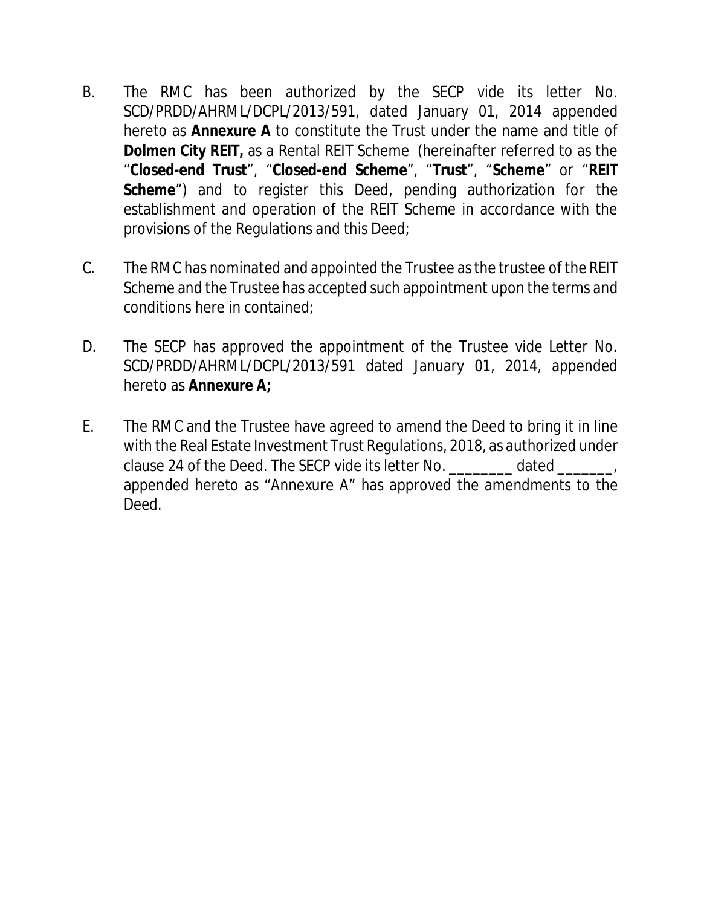B. The RMC has been authorized by the SECP vide its letter No. SCD/PRDD/AHRML/DCPL/2013/591, dated January 01, 2014 appended hereto as **Annexure A** to constitute the Trust under the name and title of **Dolmen City REIT,** as a Rental REIT Scheme (hereinafter referred to as the "**Closed-end Trust**", "**Closed-end Scheme**", "**Trust**", "**Scheme**" or "**REIT Scheme**") and to register this Deed, pending authorization for the establishment and operation of the REIT Scheme in accordance with the provisions of the Regulations and this Deed;

C. The RMC has nominated and appointed the Trustee as the trustee of the REIT Scheme and the Trustee has accepted such appointment upon the terms and conditions here in contained;

D. The SECP has approved the appointment of the Trustee vide Letter No. SCD/PRDD/AHRML/DCPL/2013/591 dated January 01, 2014, appended hereto as **Annexure A;**

E. The RMC and the Trustee have agreed to amend the Deed to bring it in line with the Real Estate Investment Trust Regulations, 2018, as authorized under clause 24 of the Deed. The SECP vide its letter No. ________ dated _______, appended hereto as "Annexure A" has approved the amendments to the Deed.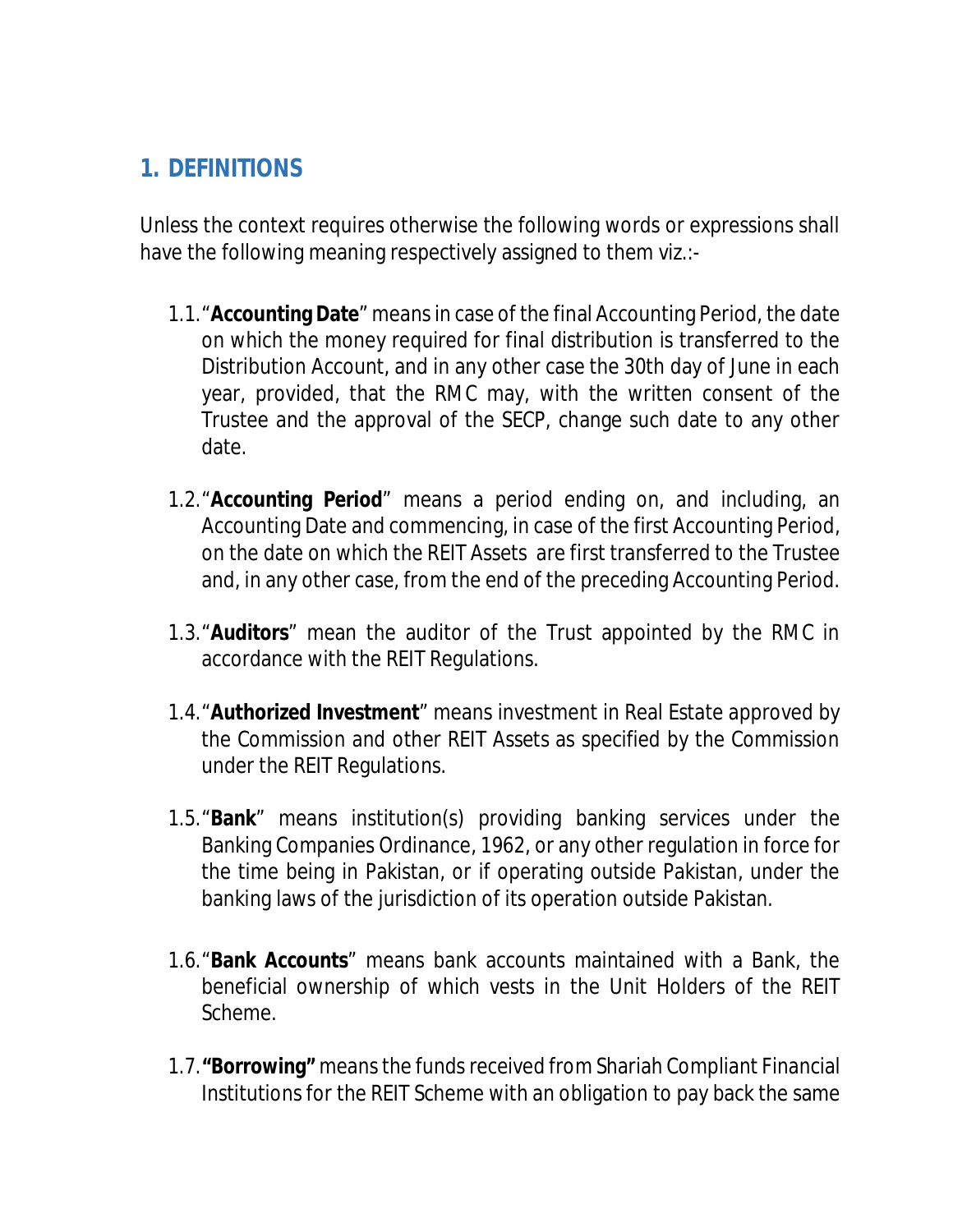## 1. DEFINITIONS

Unless the context requires otherwise the following words or expressions shall have the following meaning respectively assigned to them viz.:-

1.1. "**Accounting Date**" means in case of the final Accounting Period, the date on which the money required for final distribution is transferred to the Distribution Account, and in any other case the 30th day of June in each year, provided, that the RMC may, with the written consent of the Trustee and the approval of the SECP, change such date to any other date.

1.2. "**Accounting Period**" means a period ending on, and including, an Accounting Date and commencing, in case of the first Accounting Period, on the date on which the REIT Assets are first transferred to the Trustee and, in any other case, from the end of the preceding Accounting Period.

1.3. "**Auditors**" mean the auditor of the Trust appointed by the RMC in accordance with the REIT Regulations.

1.4. "**Authorized Investment**" means investment in Real Estate approved by the Commission and other REIT Assets as specified by the Commission under the REIT Regulations.

1.5. "**Bank**" means institution(s) providing banking services under the Banking Companies Ordinance, 1962, or any other regulation in force for the time being in Pakistan, or if operating outside Pakistan, under the banking laws of the jurisdiction of its operation outside Pakistan.

1.6. "**Bank Accounts**" means bank accounts maintained with a Bank, the beneficial ownership of which vests in the Unit Holders of the REIT Scheme.

1.7. **"Borrowing"** means the funds received from Shariah Compliant Financial Institutions for the REIT Scheme with an obligation to pay back the same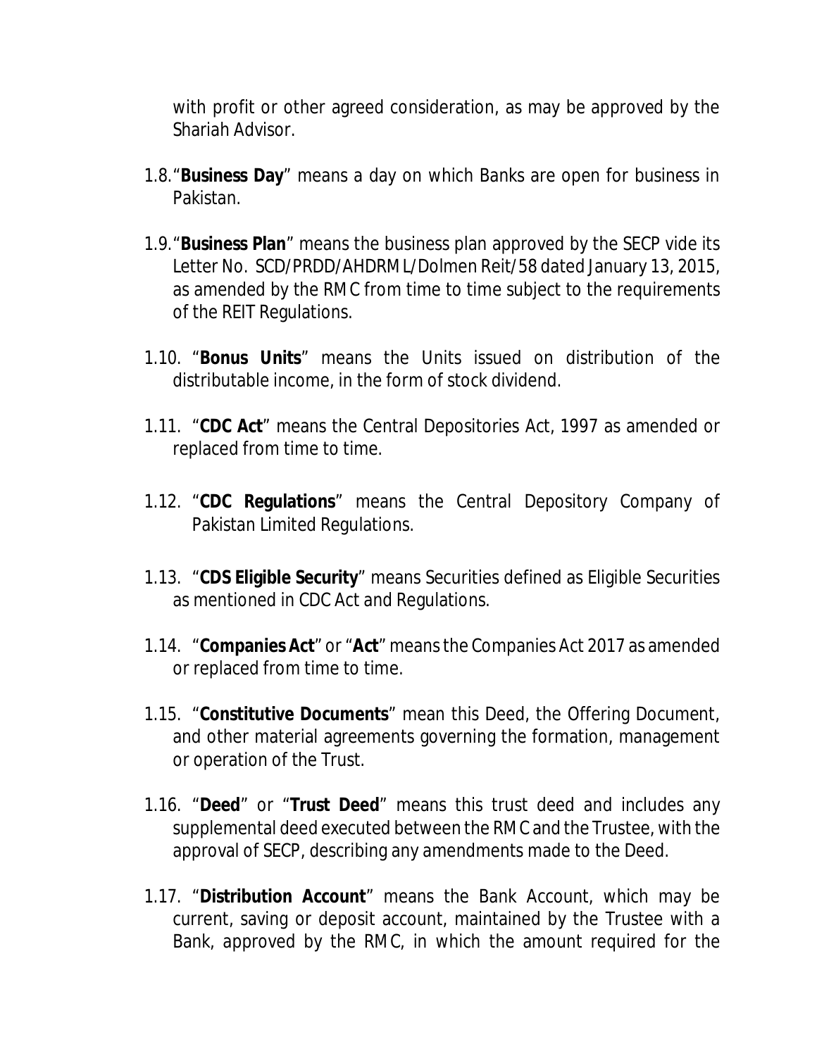with profit or other agreed consideration, as may be approved by the Shariah Advisor.

1.8. "**Business Day**" means a day on which Banks are open for business in Pakistan.

1.9. "**Business Plan**" means the business plan approved by the SECP vide its Letter No. SCD/PRDD/AHDRML/Dolmen Reit/58 dated January 13, 2015, as amended by the RMC from time to time subject to the requirements of the REIT Regulations.

1.10. "**Bonus Units**" means the Units issued on distribution of the distributable income, in the form of stock dividend.

1.11. "**CDC Act**" means the Central Depositories Act, 1997 as amended or replaced from time to time.

1.12. "**CDC Regulations**" means the Central Depository Company of Pakistan Limited Regulations.

1.13. "**CDS Eligible Security**" means Securities defined as Eligible Securities as mentioned in CDC Act and Regulations.

1.14. "**Companies Act**" or "**Act**" means the Companies Act 2017 as amended or replaced from time to time.

1.15. "**Constitutive Documents**" mean this Deed, the Offering Document, and other material agreements governing the formation, management or operation of the Trust.

1.16. "**Deed**" or "**Trust Deed**" means this trust deed and includes any supplemental deed executed between the RMC and the Trustee, with the approval of SECP, describing any amendments made to the Deed.

1.17. "**Distribution Account**" means the Bank Account, which may be current, saving or deposit account, maintained by the Trustee with a Bank, approved by the RMC, in which the amount required for the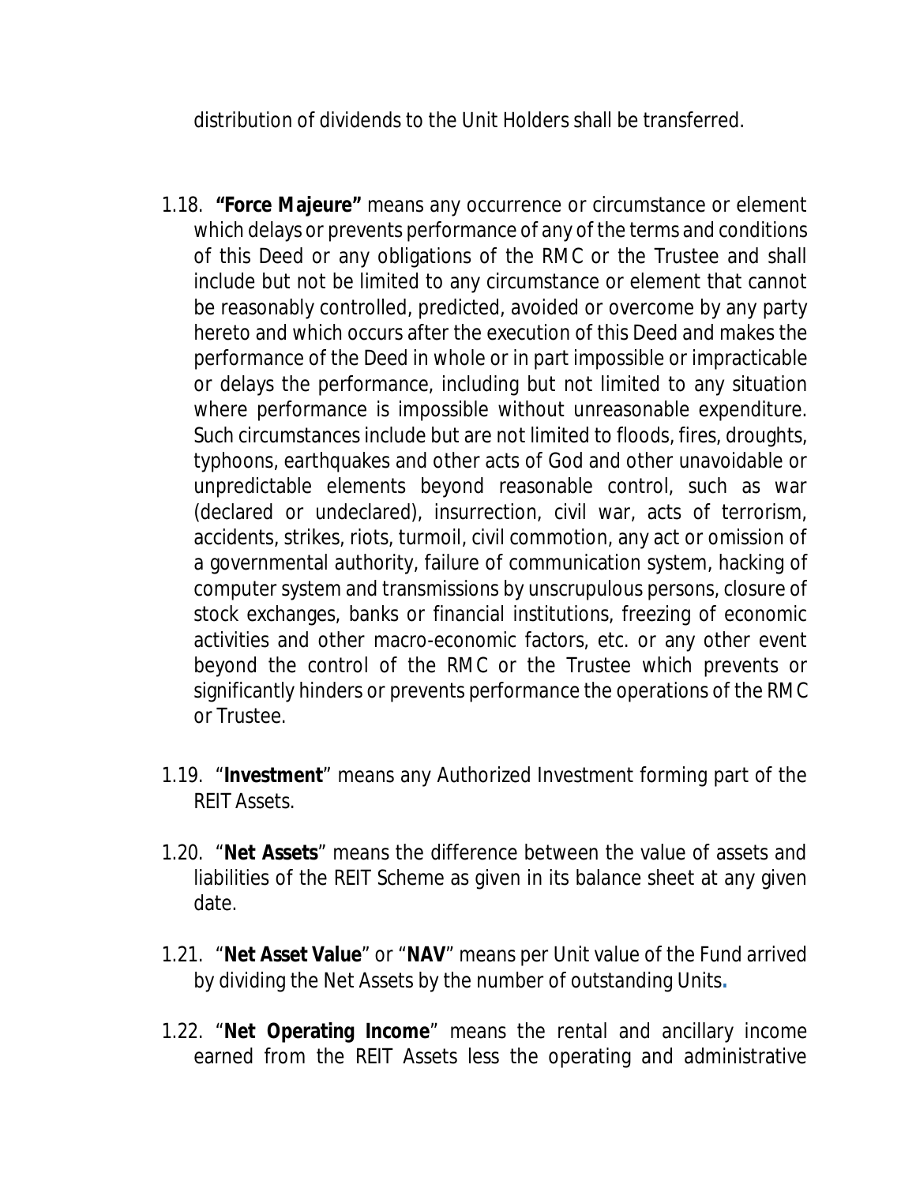distribution of dividends to the Unit Holders shall be transferred.

1.18. **"Force Majeure"** means any occurrence or circumstance or element which delays or prevents performance of any of the terms and conditions of this Deed or any obligations of the RMC or the Trustee and shall include but not be limited to any circumstance or element that cannot be reasonably controlled, predicted, avoided or overcome by any party hereto and which occurs after the execution of this Deed and makes the performance of the Deed in whole or in part impossible or impracticable or delays the performance, including but not limited to any situation where performance is impossible without unreasonable expenditure. Such circumstances include but are not limited to floods, fires, droughts, typhoons, earthquakes and other acts of God and other unavoidable or unpredictable elements beyond reasonable control, such as war (declared or undeclared), insurrection, civil war, acts of terrorism, accidents, strikes, riots, turmoil, civil commotion, any act or omission of a governmental authority, failure of communication system, hacking of computer system and transmissions by unscrupulous persons, closure of stock exchanges, banks or financial institutions, freezing of economic activities and other macro-economic factors, etc. or any other event beyond the control of the RMC or the Trustee which prevents or significantly hinders or prevents performance the operations of the RMC or Trustee.

1.19. "**Investment**" means any Authorized Investment forming part of the REIT Assets.

1.20. "**Net Assets**" means the difference between the value of assets and liabilities of the REIT Scheme as given in its balance sheet at any given date.

1.21. "**Net Asset Value**" or "**NAV**" means per Unit value of the Fund arrived by dividing the Net Assets by the number of outstanding Units.

1.22. "**Net Operating Income**" means the rental and ancillary income earned from the REIT Assets less the operating and administrative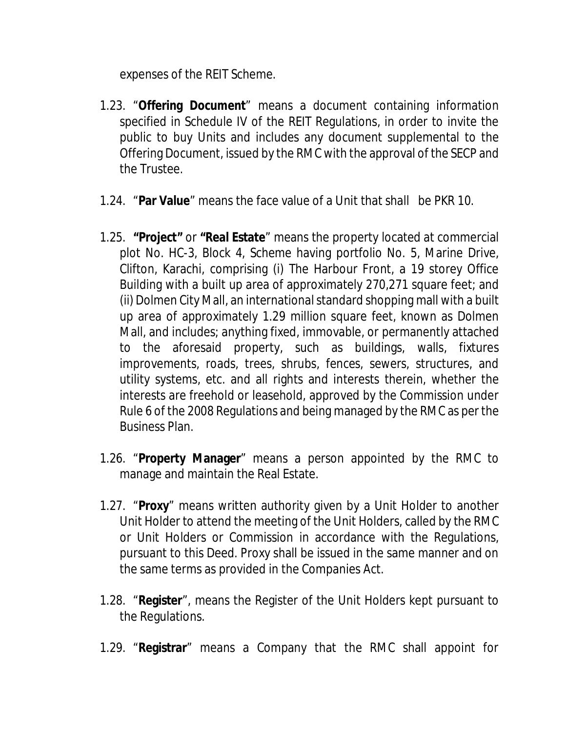expenses of the REIT Scheme.

1.23. "**Offering Document**" means a document containing information specified in Schedule IV of the REIT Regulations, in order to invite the public to buy Units and includes any document supplemental to the Offering Document, issued by the RMC with the approval of the SECP and the Trustee.

1.24. "**Par Value**" means the face value of a Unit that shall be PKR 10.

1.25. **"Project"** or **"Real Estate**" means the property located at commercial plot No. HC-3, Block 4, Scheme having portfolio No. 5, Marine Drive, Clifton, Karachi, comprising (i) The Harbour Front, a 19 storey Office Building with a built up area of approximately 270,271 square feet; and (ii) Dolmen City Mall, an international standard shopping mall with a built up area of approximately 1.29 million square feet, known as Dolmen Mall, and includes; anything fixed, immovable, or permanently attached to the aforesaid property, such as buildings, walls, fixtures improvements, roads, trees, shrubs, fences, sewers, structures, and utility systems, etc. and all rights and interests therein, whether the interests are freehold or leasehold, approved by the Commission under Rule 6 of the 2008 Regulations and being managed by the RMC as per the Business Plan.

1.26. "**Property Manager**" means a person appointed by the RMC to manage and maintain the Real Estate.

1.27. "**Proxy**" means written authority given by a Unit Holder to another Unit Holder to attend the meeting of the Unit Holders, called by the RMC or Unit Holders or Commission in accordance with the Regulations, pursuant to this Deed. Proxy shall be issued in the same manner and on the same terms as provided in the Companies Act.

1.28. "**Register**", means the Register of the Unit Holders kept pursuant to the Regulations.

1.29. "**Registrar**" means a Company that the RMC shall appoint for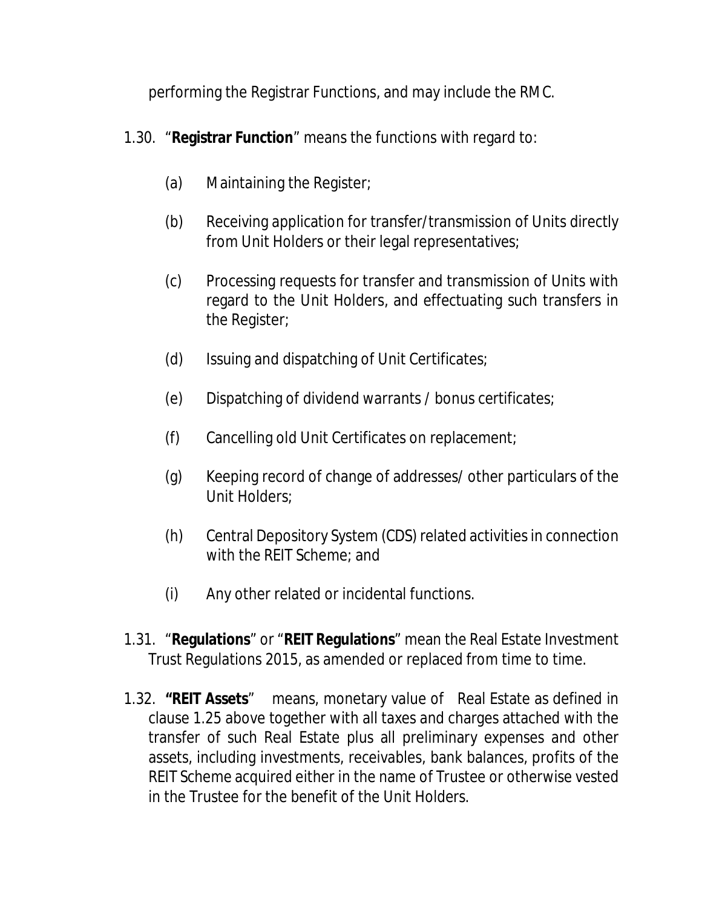performing the Registrar Functions, and may include the RMC.

1.30. "**Registrar Function**" means the functions with regard to:

(a) Maintaining the Register;

(b) Receiving application for transfer/transmission of Units directly from Unit Holders or their legal representatives;

(c) Processing requests for transfer and transmission of Units with regard to the Unit Holders, and effectuating such transfers in the Register;

(d) Issuing and dispatching of Unit Certificates;

(e) Dispatching of dividend warrants / bonus certificates;

(f) Cancelling old Unit Certificates on replacement;

(g) Keeping record of change of addresses/ other particulars of the Unit Holders;

(h) Central Depository System (CDS) related activities in connection with the REIT Scheme; and

(i) Any other related or incidental functions.

1.31. "**Regulations**" or "**REIT Regulations**" mean the Real Estate Investment Trust Regulations 2015, as amended or replaced from time to time.

1.32. **"REIT Assets**" means, monetary value of Real Estate as defined in clause 1.25 above together with all taxes and charges attached with the transfer of such Real Estate plus all preliminary expenses and other assets, including investments, receivables, bank balances, profits of the REIT Scheme acquired either in the name of Trustee or otherwise vested in the Trustee for the benefit of the Unit Holders.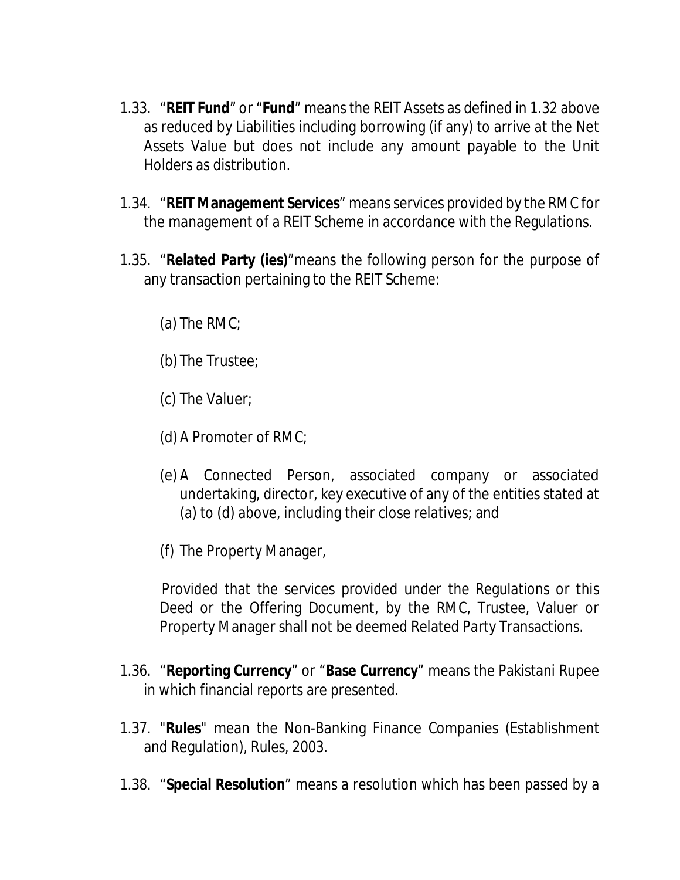1.33. “**REIT Fund**” or “**Fund**” means the REIT Assets as defined in 1.32 above as reduced by Liabilities including borrowing (if any) to arrive at the Net Assets Value but does not include any amount payable to the Unit Holders as distribution.

1.34. “**REIT Management Services**” means services provided by the RMC for the management of a REIT Scheme in accordance with the Regulations.

1.35. “**Related Party (ies)**”means the following person for the purpose of any transaction pertaining to the REIT Scheme:

(a) The RMC;

(b) The Trustee;

(c) The Valuer;

(d) A Promoter of RMC;

(e) A Connected Person, associated company or associated undertaking, director, key executive of any of the entities stated at (a) to (d) above, including their close relatives; and

(f) The Property Manager,

Provided that the services provided under the Regulations or this Deed or the Offering Document, by the RMC, Trustee, Valuer or Property Manager shall not be deemed Related Party Transactions.

1.36. “**Reporting Currency**” or “**Base Currency**” means the Pakistani Rupee in which financial reports are presented.

1.37. "**Rules**" mean the Non-Banking Finance Companies (Establishment and Regulation), Rules, 2003.

1.38. “**Special Resolution**” means a resolution which has been passed by a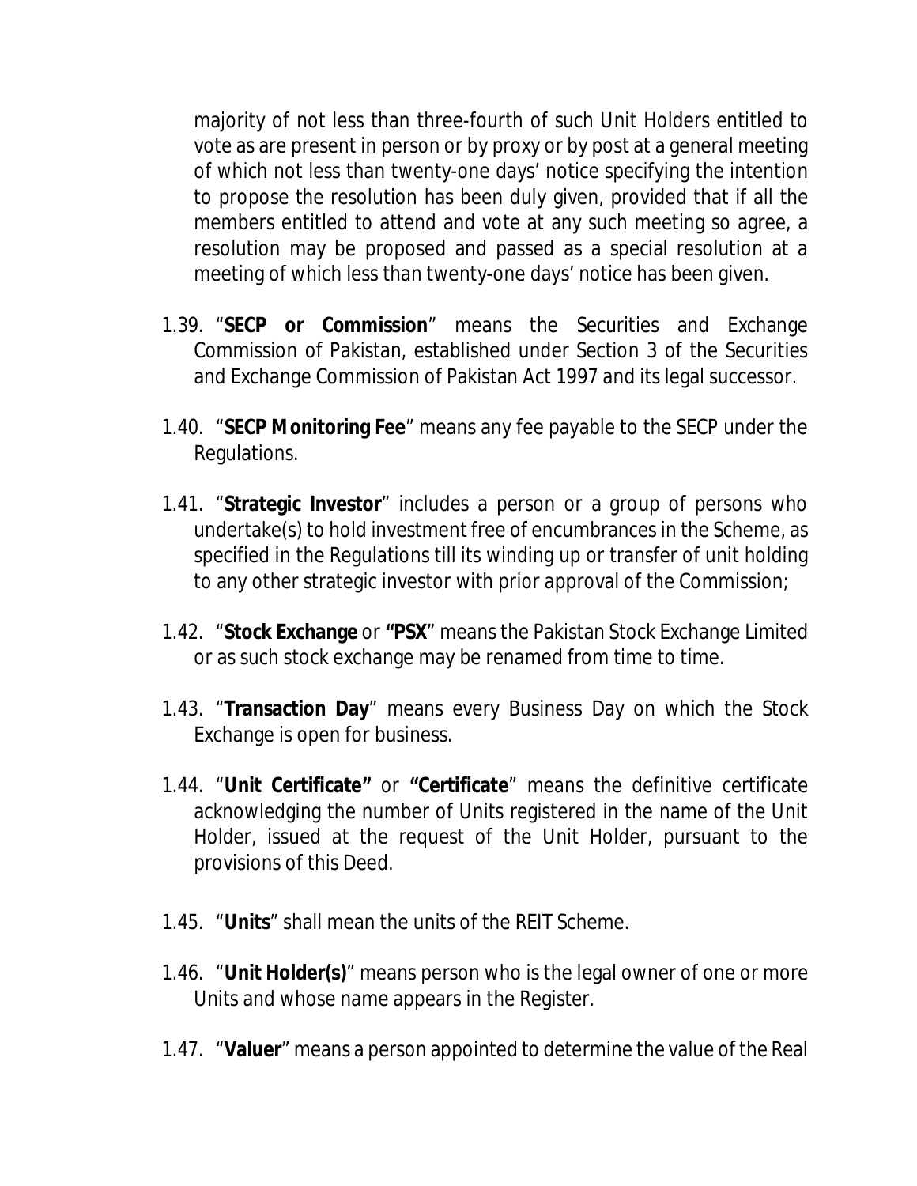majority of not less than three-fourth of such Unit Holders entitled to vote as are present in person or by proxy or by post at a general meeting of which not less than twenty-one days' notice specifying the intention to propose the resolution has been duly given, provided that if all the members entitled to attend and vote at any such meeting so agree, a resolution may be proposed and passed as a special resolution at a meeting of which less than twenty-one days' notice has been given.

1.39. "**SECP or Commission**" means the Securities and Exchange Commission of Pakistan, established under Section 3 of the Securities and Exchange Commission of Pakistan Act 1997 and its legal successor.

1.40. "**SECP Monitoring Fee**" means any fee payable to the SECP under the Regulations.

1.41. "**Strategic Investor**" includes a person or a group of persons who undertake(s) to hold investment free of encumbrances in the Scheme, as specified in the Regulations till its winding up or transfer of unit holding to any other strategic investor with prior approval of the Commission;

1.42. "**Stock Exchange** or **"PSX**" means the Pakistan Stock Exchange Limited or as such stock exchange may be renamed from time to time.

1.43. "**Transaction Day**" means every Business Day on which the Stock Exchange is open for business.

1.44. "**Unit Certificate"** or **"Certificate**" means the definitive certificate acknowledging the number of Units registered in the name of the Unit Holder, issued at the request of the Unit Holder, pursuant to the provisions of this Deed.

1.45. "**Units**" shall mean the units of the REIT Scheme.

1.46. "**Unit Holder(s)**" means person who is the legal owner of one or more Units and whose name appears in the Register.

1.47. "**Valuer**" means a person appointed to determine the value of the Real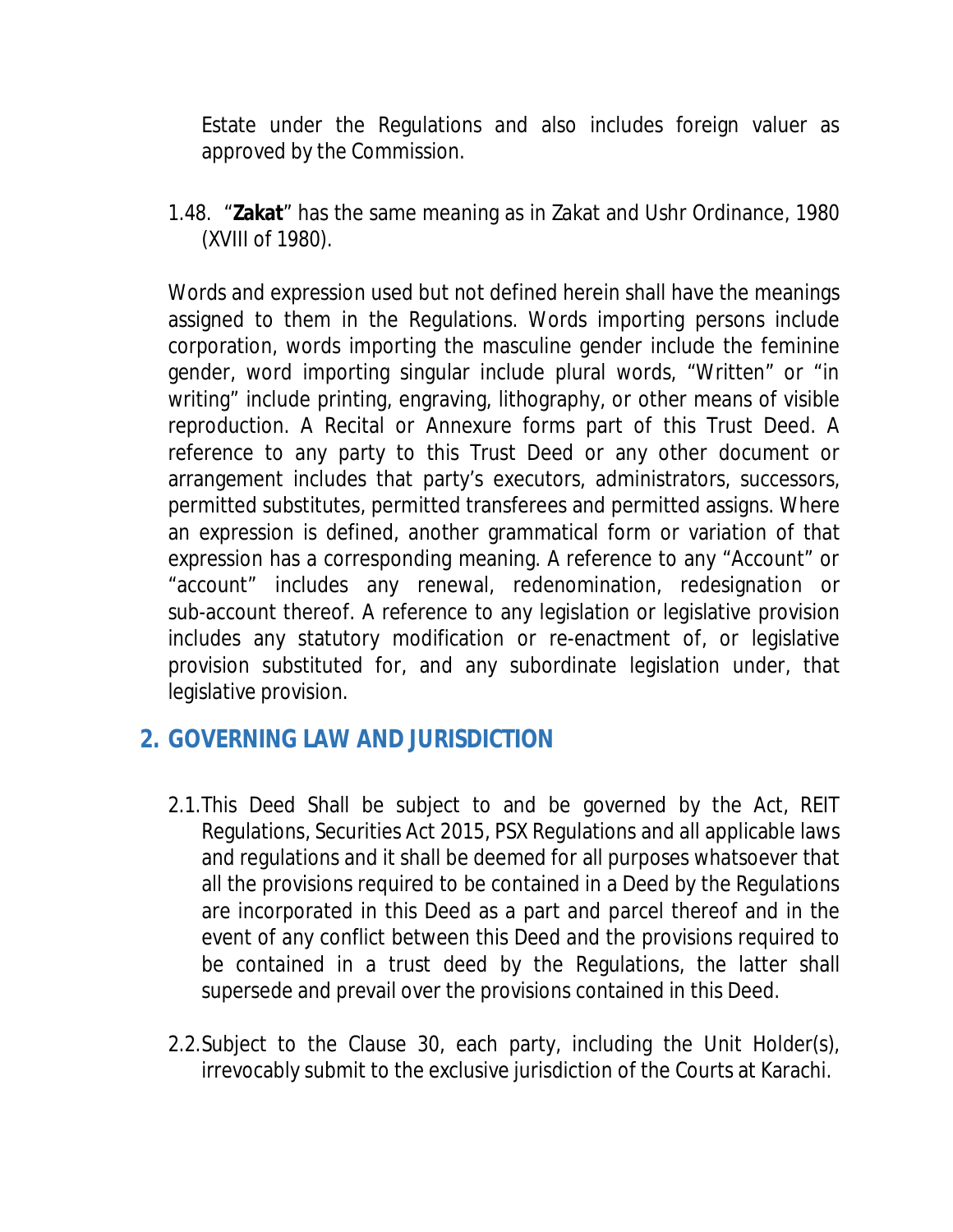Estate under the Regulations and also includes foreign valuer as approved by the Commission.

1.48. "**Zakat**" has the same meaning as in Zakat and Ushr Ordinance, 1980 (XVIII of 1980).

Words and expression used but not defined herein shall have the meanings assigned to them in the Regulations. Words importing persons include corporation, words importing the masculine gender include the feminine gender, word importing singular include plural words, "Written" or "in writing" include printing, engraving, lithography, or other means of visible reproduction. A Recital or Annexure forms part of this Trust Deed. A reference to any party to this Trust Deed or any other document or arrangement includes that party's executors, administrators, successors, permitted substitutes, permitted transferees and permitted assigns. Where an expression is defined, another grammatical form or variation of that expression has a corresponding meaning. A reference to any "Account" or "account" includes any renewal, redenomination, redesignation or sub-account thereof. A reference to any legislation or legislative provision includes any statutory modification or re-enactment of, or legislative provision substituted for, and any subordinate legislation under, that legislative provision.

## 2. GOVERNING LAW AND JURISDICTION

2.1. This Deed Shall be subject to and be governed by the Act, REIT Regulations, Securities Act 2015, PSX Regulations and all applicable laws and regulations and it shall be deemed for all purposes whatsoever that all the provisions required to be contained in a Deed by the Regulations are incorporated in this Deed as a part and parcel thereof and in the event of any conflict between this Deed and the provisions required to be contained in a trust deed by the Regulations, the latter shall supersede and prevail over the provisions contained in this Deed.

2.2. Subject to the Clause 30, each party, including the Unit Holder(s), irrevocably submit to the exclusive jurisdiction of the Courts at Karachi.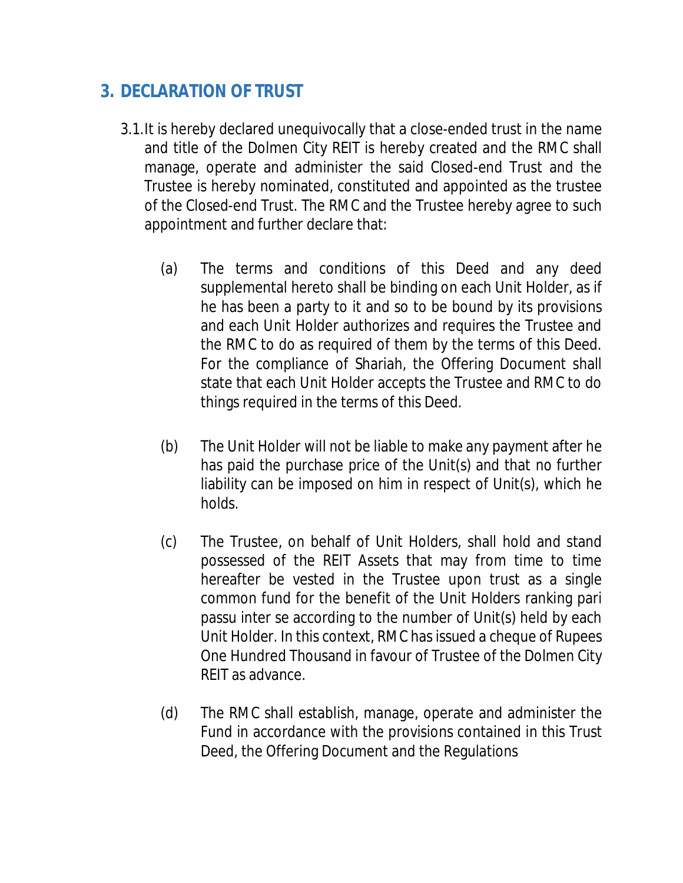## 3. DECLARATION OF TRUST

3.1. It is hereby declared unequivocally that a close-ended trust in the name and title of the Dolmen City REIT is hereby created and the RMC shall manage, operate and administer the said Closed-end Trust and the Trustee is hereby nominated, constituted and appointed as the trustee of the Closed-end Trust. The RMC and the Trustee hereby agree to such appointment and further declare that:

(a) The terms and conditions of this Deed and any deed supplemental hereto shall be binding on each Unit Holder, as if he has been a party to it and so to be bound by its provisions and each Unit Holder authorizes and requires the Trustee and the RMC to do as required of them by the terms of this Deed. For the compliance of Shariah, the Offering Document shall state that each Unit Holder accepts the Trustee and RMC to do things required in the terms of this Deed.

(b) The Unit Holder will not be liable to make any payment after he has paid the purchase price of the Unit(s) and that no further liability can be imposed on him in respect of Unit(s), which he holds.

(c) The Trustee, on behalf of Unit Holders, shall hold and stand possessed of the REIT Assets that may from time to time hereafter be vested in the Trustee upon trust as a single common fund for the benefit of the Unit Holders ranking pari passu inter se according to the number of Unit(s) held by each Unit Holder. In this context, RMC has issued a cheque of Rupees One Hundred Thousand in favour of Trustee of the Dolmen City REIT as advance.

(d) The RMC shall establish, manage, operate and administer the Fund in accordance with the provisions contained in this Trust Deed, the Offering Document and the Regulations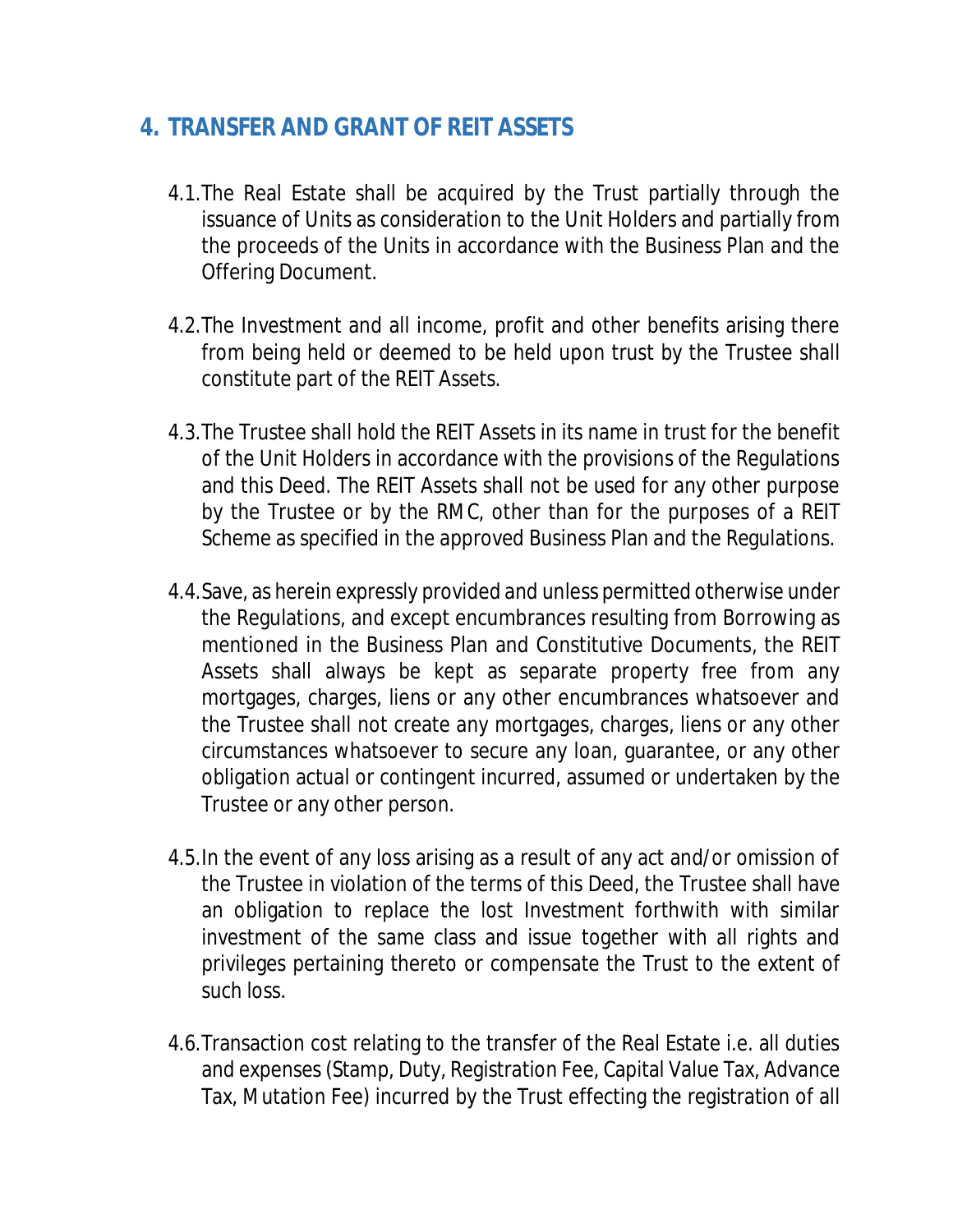## 4. TRANSFER AND GRANT OF REIT ASSETS

4.1. The Real Estate shall be acquired by the Trust partially through the issuance of Units as consideration to the Unit Holders and partially from the proceeds of the Units in accordance with the Business Plan and the Offering Document.

4.2. The Investment and all income, profit and other benefits arising there from being held or deemed to be held upon trust by the Trustee shall constitute part of the REIT Assets.

4.3. The Trustee shall hold the REIT Assets in its name in trust for the benefit of the Unit Holders in accordance with the provisions of the Regulations and this Deed. The REIT Assets shall not be used for any other purpose by the Trustee or by the RMC, other than for the purposes of a REIT Scheme as specified in the approved Business Plan and the Regulations.

4.4. Save, as herein expressly provided and unless permitted otherwise under the Regulations, and except encumbrances resulting from Borrowing as mentioned in the Business Plan and Constitutive Documents, the REIT Assets shall always be kept as separate property free from any mortgages, charges, liens or any other encumbrances whatsoever and the Trustee shall not create any mortgages, charges, liens or any other circumstances whatsoever to secure any loan, guarantee, or any other obligation actual or contingent incurred, assumed or undertaken by the Trustee or any other person.

4.5. In the event of any loss arising as a result of any act and/or omission of the Trustee in violation of the terms of this Deed, the Trustee shall have an obligation to replace the lost Investment forthwith with similar investment of the same class and issue together with all rights and privileges pertaining thereto or compensate the Trust to the extent of such loss.

4.6. Transaction cost relating to the transfer of the Real Estate i.e. all duties and expenses (Stamp, Duty, Registration Fee, Capital Value Tax, Advance Tax, Mutation Fee) incurred by the Trust effecting the registration of all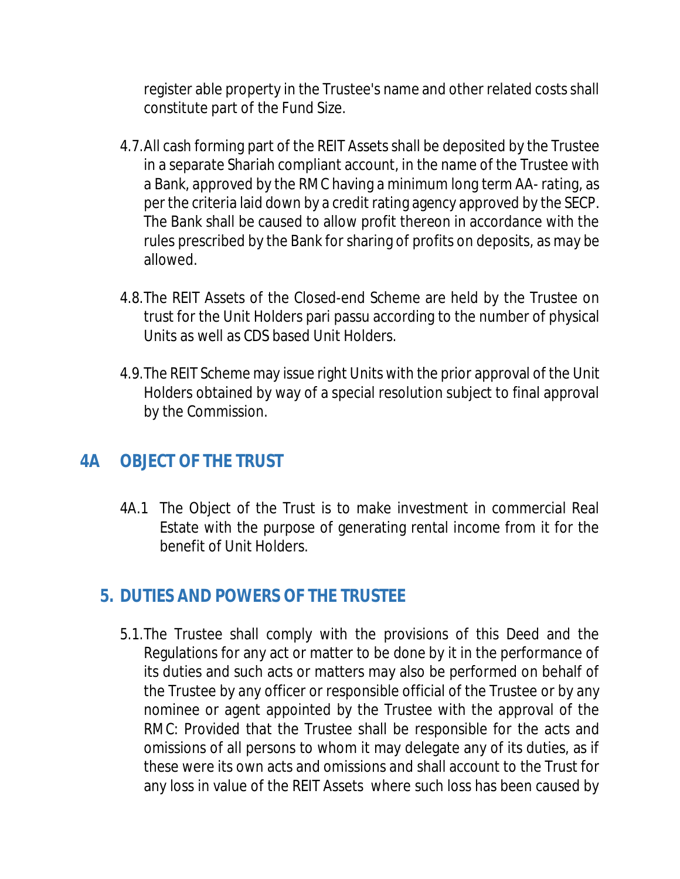register able property in the Trustee's name and other related costs shall constitute part of the Fund Size.

4.7. All cash forming part of the REIT Assets shall be deposited by the Trustee in a separate Shariah compliant account, in the name of the Trustee with a Bank, approved by the RMC having a minimum long term AA- rating, as per the criteria laid down by a credit rating agency approved by the SECP. The Bank shall be caused to allow profit thereon in accordance with the rules prescribed by the Bank for sharing of profits on deposits, as may be allowed.

4.8. The REIT Assets of the Closed-end Scheme are held by the Trustee on trust for the Unit Holders pari passu according to the number of physical Units as well as CDS based Unit Holders.

4.9. The REIT Scheme may issue right Units with the prior approval of the Unit Holders obtained by way of a special resolution subject to final approval by the Commission.

## 4A OBJECT OF THE TRUST

4A.1 The Object of the Trust is to make investment in commercial Real Estate with the purpose of generating rental income from it for the benefit of Unit Holders.

## 5. DUTIES AND POWERS OF THE TRUSTEE

5.1. The Trustee shall comply with the provisions of this Deed and the Regulations for any act or matter to be done by it in the performance of its duties and such acts or matters may also be performed on behalf of the Trustee by any officer or responsible official of the Trustee or by any nominee or agent appointed by the Trustee with the approval of the RMC: Provided that the Trustee shall be responsible for the acts and omissions of all persons to whom it may delegate any of its duties, as if these were its own acts and omissions and shall account to the Trust for any loss in value of the REIT Assets where such loss has been caused by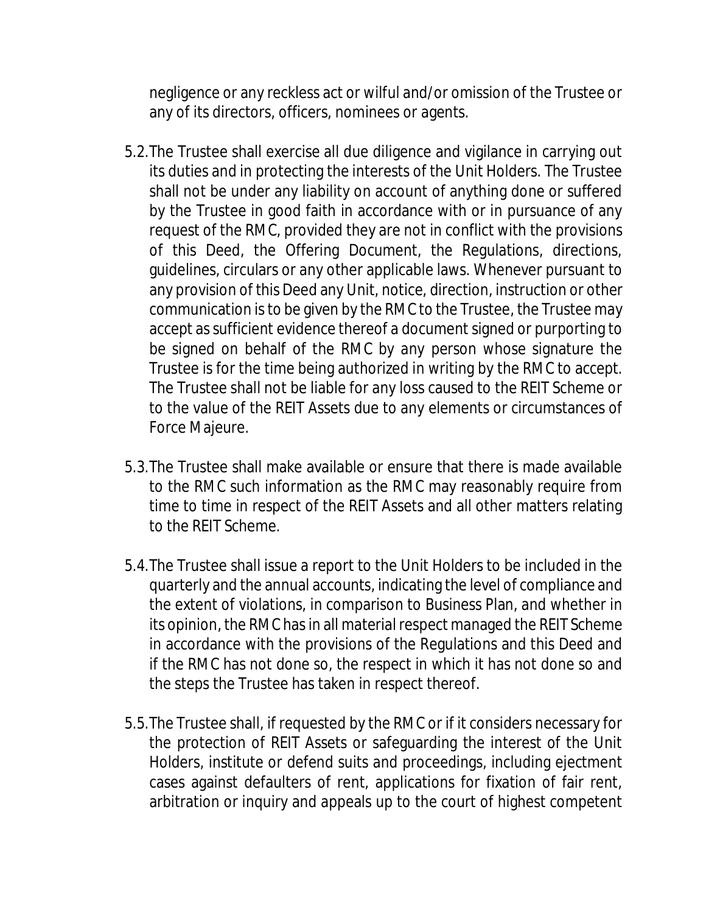negligence or any reckless act or wilful and/or omission of the Trustee or any of its directors, officers, nominees or agents.

5.2. The Trustee shall exercise all due diligence and vigilance in carrying out its duties and in protecting the interests of the Unit Holders. The Trustee shall not be under any liability on account of anything done or suffered by the Trustee in good faith in accordance with or in pursuance of any request of the RMC, provided they are not in conflict with the provisions of this Deed, the Offering Document, the Regulations, directions, guidelines, circulars or any other applicable laws. Whenever pursuant to any provision of this Deed any Unit, notice, direction, instruction or other communication is to be given by the RMC to the Trustee, the Trustee may accept as sufficient evidence thereof a document signed or purporting to be signed on behalf of the RMC by any person whose signature the Trustee is for the time being authorized in writing by the RMC to accept. The Trustee shall not be liable for any loss caused to the REIT Scheme or to the value of the REIT Assets due to any elements or circumstances of Force Majeure.

5.3. The Trustee shall make available or ensure that there is made available to the RMC such information as the RMC may reasonably require from time to time in respect of the REIT Assets and all other matters relating to the REIT Scheme.

5.4. The Trustee shall issue a report to the Unit Holders to be included in the quarterly and the annual accounts, indicating the level of compliance and the extent of violations, in comparison to Business Plan, and whether in its opinion, the RMC has in all material respect managed the REIT Scheme in accordance with the provisions of the Regulations and this Deed and if the RMC has not done so, the respect in which it has not done so and the steps the Trustee has taken in respect thereof.

5.5. The Trustee shall, if requested by the RMC or if it considers necessary for the protection of REIT Assets or safeguarding the interest of the Unit Holders, institute or defend suits and proceedings, including ejectment cases against defaulters of rent, applications for fixation of fair rent, arbitration or inquiry and appeals up to the court of highest competent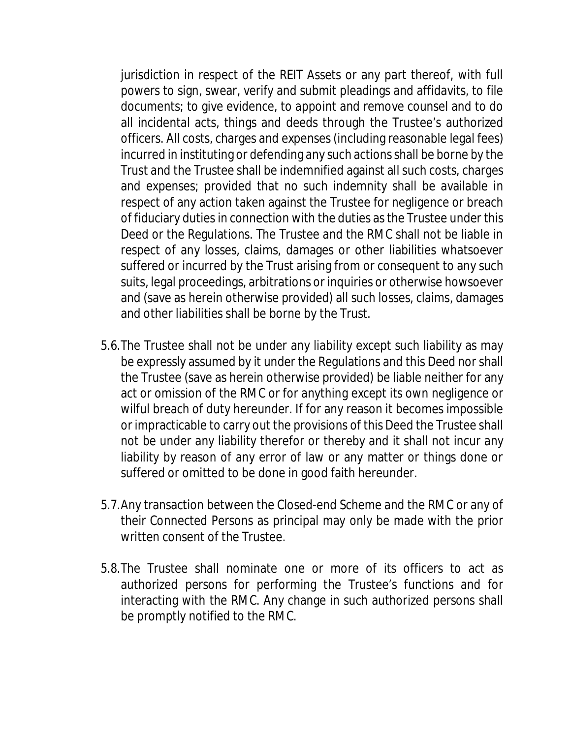jurisdiction in respect of the REIT Assets or any part thereof, with full powers to sign, swear, verify and submit pleadings and affidavits, to file documents; to give evidence, to appoint and remove counsel and to do all incidental acts, things and deeds through the Trustee's authorized officers. All costs, charges and expenses (including reasonable legal fees) incurred in instituting or defending any such actions shall be borne by the Trust and the Trustee shall be indemnified against all such costs, charges and expenses; provided that no such indemnity shall be available in respect of any action taken against the Trustee for negligence or breach of fiduciary duties in connection with the duties as the Trustee under this Deed or the Regulations. The Trustee and the RMC shall not be liable in respect of any losses, claims, damages or other liabilities whatsoever suffered or incurred by the Trust arising from or consequent to any such suits, legal proceedings, arbitrations or inquiries or otherwise howsoever and (save as herein otherwise provided) all such losses, claims, damages and other liabilities shall be borne by the Trust.

5.6. The Trustee shall not be under any liability except such liability as may be expressly assumed by it under the Regulations and this Deed nor shall the Trustee (save as herein otherwise provided) be liable neither for any act or omission of the RMC or for anything except its own negligence or wilful breach of duty hereunder. If for any reason it becomes impossible or impracticable to carry out the provisions of this Deed the Trustee shall not be under any liability therefor or thereby and it shall not incur any liability by reason of any error of law or any matter or things done or suffered or omitted to be done in good faith hereunder.

5.7. Any transaction between the Closed-end Scheme and the RMC or any of their Connected Persons as principal may only be made with the prior written consent of the Trustee.

5.8. The Trustee shall nominate one or more of its officers to act as authorized persons for performing the Trustee's functions and for interacting with the RMC. Any change in such authorized persons shall be promptly notified to the RMC.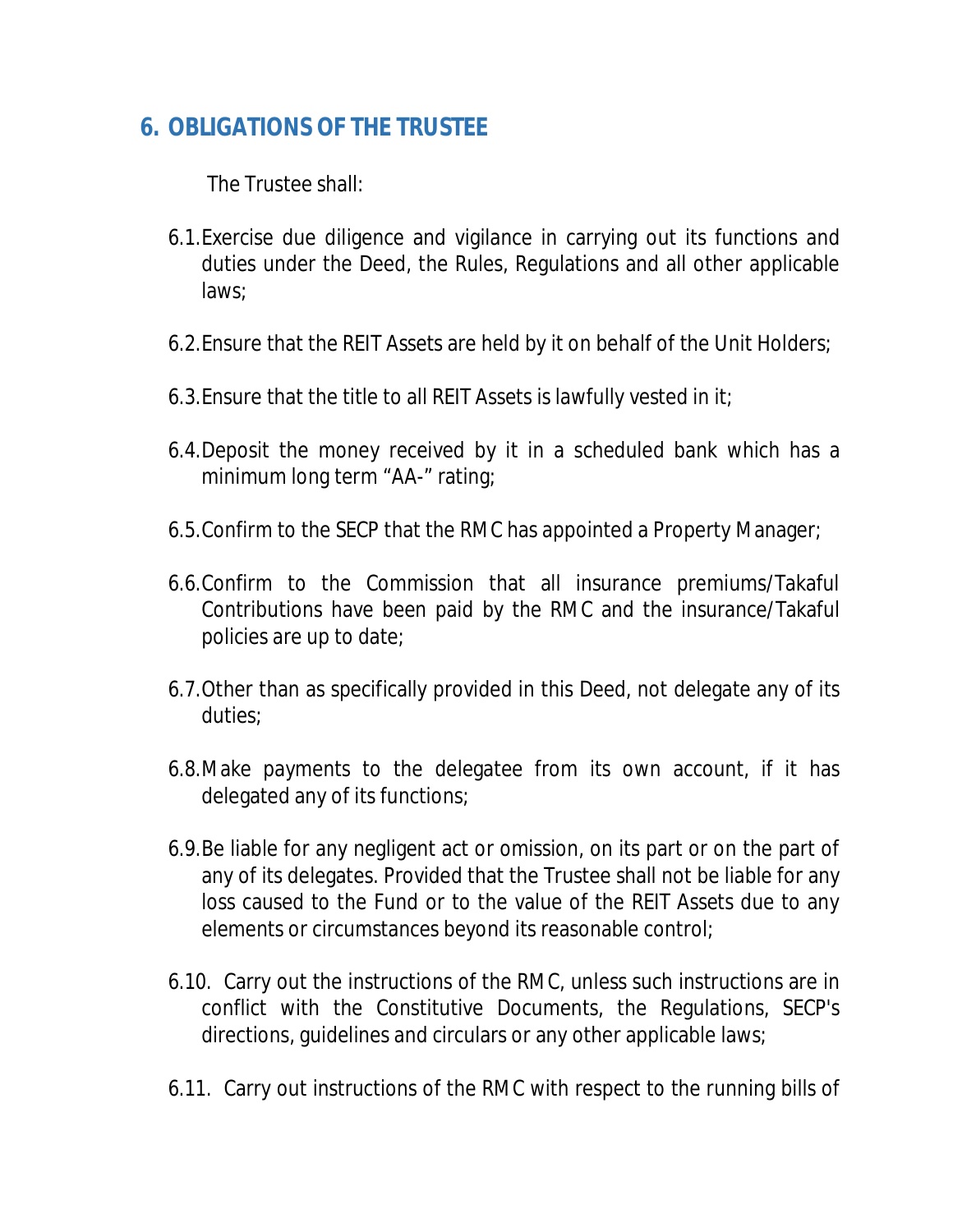## 6. OBLIGATIONS OF THE TRUSTEE

The Trustee shall:

6.1. Exercise due diligence and vigilance in carrying out its functions and duties under the Deed, the Rules, Regulations and all other applicable laws;

6.2. Ensure that the REIT Assets are held by it on behalf of the Unit Holders;

6.3. Ensure that the title to all REIT Assets is lawfully vested in it;

6.4. Deposit the money received by it in a scheduled bank which has a minimum long term "AA-" rating;

6.5. Confirm to the SECP that the RMC has appointed a Property Manager;

6.6. Confirm to the Commission that all insurance premiums/Takaful Contributions have been paid by the RMC and the insurance/Takaful policies are up to date;

6.7. Other than as specifically provided in this Deed, not delegate any of its duties;

6.8. Make payments to the delegatee from its own account, if it has delegated any of its functions;

6.9. Be liable for any negligent act or omission, on its part or on the part of any of its delegates. Provided that the Trustee shall not be liable for any loss caused to the Fund or to the value of the REIT Assets due to any elements or circumstances beyond its reasonable control;

6.10. Carry out the instructions of the RMC, unless such instructions are in conflict with the Constitutive Documents, the Regulations, SECP's directions, guidelines and circulars or any other applicable laws;

6.11. Carry out instructions of the RMC with respect to the running bills of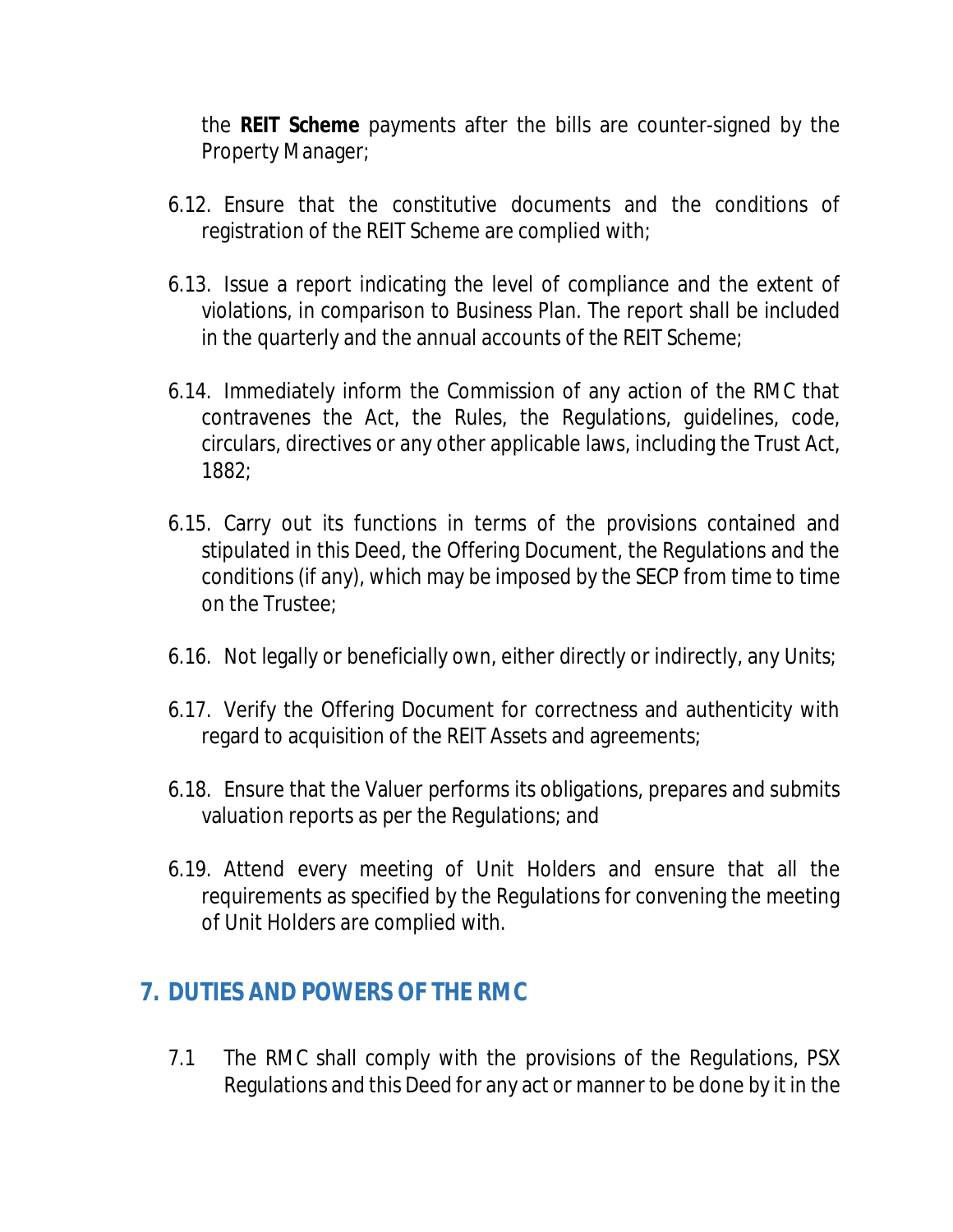the **REIT Scheme** payments after the bills are counter-signed by the Property Manager;

6.12. Ensure that the constitutive documents and the conditions of registration of the REIT Scheme are complied with;

6.13. Issue a report indicating the level of compliance and the extent of violations, in comparison to Business Plan. The report shall be included in the quarterly and the annual accounts of the REIT Scheme;

6.14. Immediately inform the Commission of any action of the RMC that contravenes the Act, the Rules, the Regulations, guidelines, code, circulars, directives or any other applicable laws, including the Trust Act, 1882;

6.15. Carry out its functions in terms of the provisions contained and stipulated in this Deed, the Offering Document, the Regulations and the conditions (if any), which may be imposed by the SECP from time to time on the Trustee;

6.16. Not legally or beneficially own, either directly or indirectly, any Units;

6.17. Verify the Offering Document for correctness and authenticity with regard to acquisition of the REIT Assets and agreements;

6.18. Ensure that the Valuer performs its obligations, prepares and submits valuation reports as per the Regulations; and

6.19. Attend every meeting of Unit Holders and ensure that all the requirements as specified by the Regulations for convening the meeting of Unit Holders are complied with.

## 7. DUTIES AND POWERS OF THE RMC

7.1 The RMC shall comply with the provisions of the Regulations, PSX Regulations and this Deed for any act or manner to be done by it in the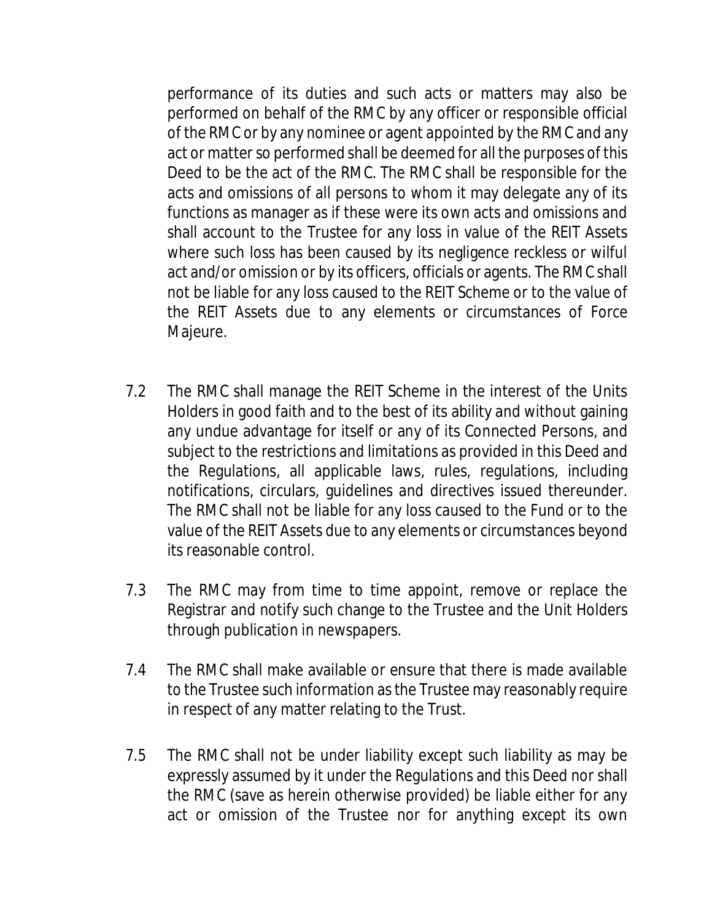performance of its duties and such acts or matters may also be performed on behalf of the RMC by any officer or responsible official of the RMC or by any nominee or agent appointed by the RMC and any act or matter so performed shall be deemed for all the purposes of this Deed to be the act of the RMC. The RMC shall be responsible for the acts and omissions of all persons to whom it may delegate any of its functions as manager as if these were its own acts and omissions and shall account to the Trustee for any loss in value of the REIT Assets where such loss has been caused by its negligence reckless or wilful act and/or omission or by its officers, officials or agents. The RMC shall not be liable for any loss caused to the REIT Scheme or to the value of the REIT Assets due to any elements or circumstances of Force Majeure.

7.2 The RMC shall manage the REIT Scheme in the interest of the Units Holders in good faith and to the best of its ability and without gaining any undue advantage for itself or any of its Connected Persons, and subject to the restrictions and limitations as provided in this Deed and the Regulations, all applicable laws, rules, regulations, including notifications, circulars, guidelines and directives issued thereunder. The RMC shall not be liable for any loss caused to the Fund or to the value of the REIT Assets due to any elements or circumstances beyond its reasonable control.

7.3 The RMC may from time to time appoint, remove or replace the Registrar and notify such change to the Trustee and the Unit Holders through publication in newspapers.

7.4 The RMC shall make available or ensure that there is made available to the Trustee such information as the Trustee may reasonably require in respect of any matter relating to the Trust.

7.5 The RMC shall not be under liability except such liability as may be expressly assumed by it under the Regulations and this Deed nor shall the RMC (save as herein otherwise provided) be liable either for any act or omission of the Trustee nor for anything except its own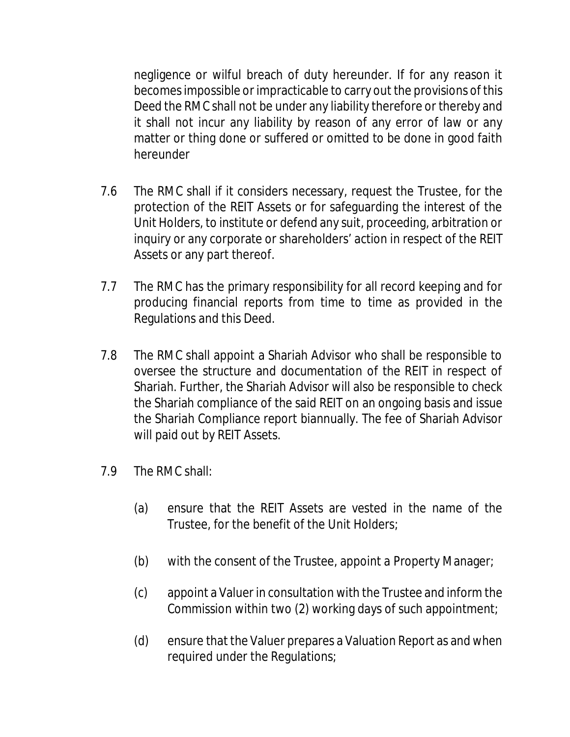negligence or wilful breach of duty hereunder. If for any reason it becomes impossible or impracticable to carry out the provisions of this Deed the RMC shall not be under any liability therefore or thereby and it shall not incur any liability by reason of any error of law or any matter or thing done or suffered or omitted to be done in good faith hereunder

7.6 The RMC shall if it considers necessary, request the Trustee, for the protection of the REIT Assets or for safeguarding the interest of the Unit Holders, to institute or defend any suit, proceeding, arbitration or inquiry or any corporate or shareholders' action in respect of the REIT Assets or any part thereof.

7.7 The RMC has the primary responsibility for all record keeping and for producing financial reports from time to time as provided in the Regulations and this Deed.

7.8 The RMC shall appoint a Shariah Advisor who shall be responsible to oversee the structure and documentation of the REIT in respect of Shariah. Further, the Shariah Advisor will also be responsible to check the Shariah compliance of the said REIT on an ongoing basis and issue the Shariah Compliance report biannually. The fee of Shariah Advisor will paid out by REIT Assets.

7.9 The RMC shall:

(a) ensure that the REIT Assets are vested in the name of the Trustee, for the benefit of the Unit Holders;

(b) with the consent of the Trustee, appoint a Property Manager;

(c) appoint a Valuer in consultation with the Trustee and inform the Commission within two (2) working days of such appointment;

(d) ensure that the Valuer prepares a Valuation Report as and when required under the Regulations;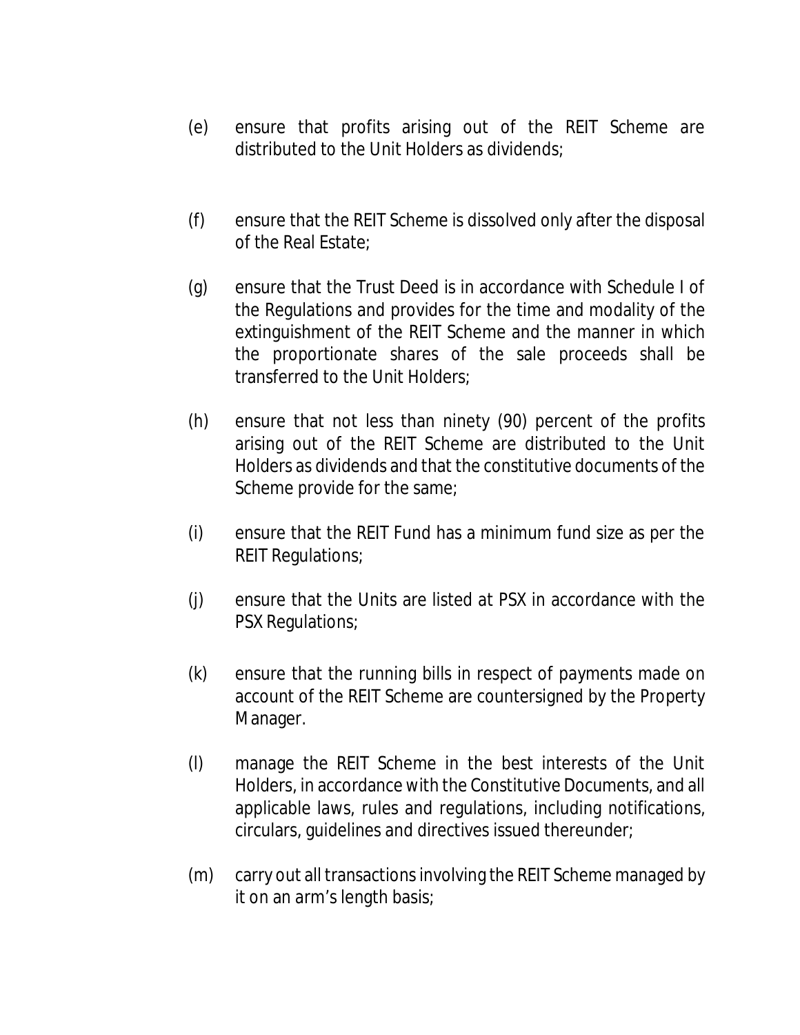(e) ensure that profits arising out of the REIT Scheme are distributed to the Unit Holders as dividends;

(f) ensure that the REIT Scheme is dissolved only after the disposal of the Real Estate;

(g) ensure that the Trust Deed is in accordance with Schedule I of the Regulations and provides for the time and modality of the extinguishment of the REIT Scheme and the manner in which the proportionate shares of the sale proceeds shall be transferred to the Unit Holders;

(h) ensure that not less than ninety (90) percent of the profits arising out of the REIT Scheme are distributed to the Unit Holders as dividends and that the constitutive documents of the Scheme provide for the same;

(i) ensure that the REIT Fund has a minimum fund size as per the REIT Regulations;

(j) ensure that the Units are listed at PSX in accordance with the PSX Regulations;

(k) ensure that the running bills in respect of payments made on account of the REIT Scheme are countersigned by the Property Manager.

(l) manage the REIT Scheme in the best interests of the Unit Holders, in accordance with the Constitutive Documents, and all applicable laws, rules and regulations, including notifications, circulars, guidelines and directives issued thereunder;

(m) carry out all transactions involving the REIT Scheme managed by it on an arm's length basis;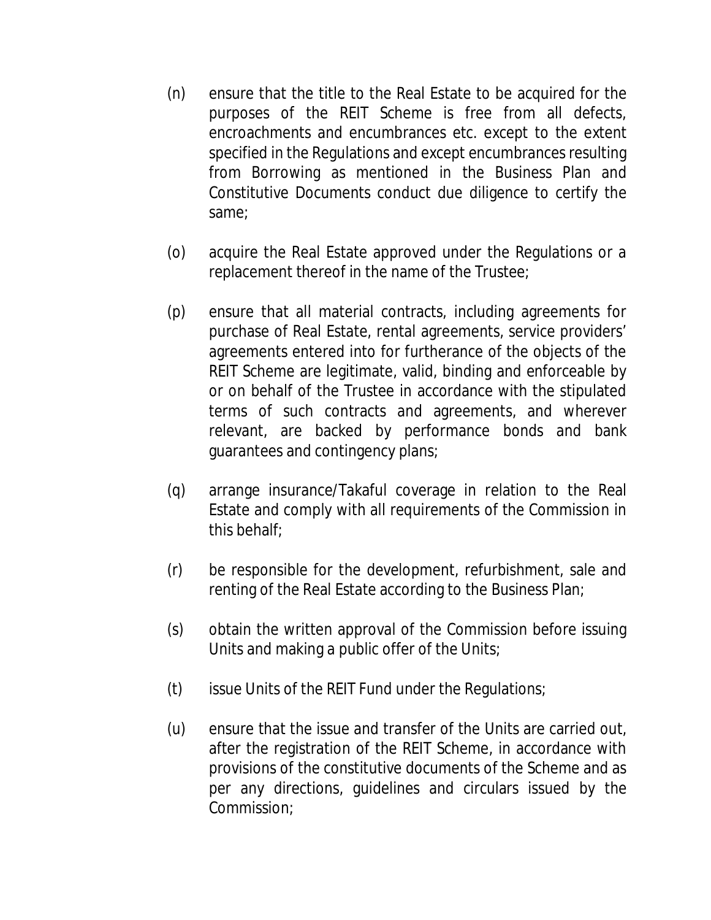(n) ensure that the title to the Real Estate to be acquired for the purposes of the REIT Scheme is free from all defects, encroachments and encumbrances etc. except to the extent specified in the Regulations and except encumbrances resulting from Borrowing as mentioned in the Business Plan and Constitutive Documents conduct due diligence to certify the same;

(o) acquire the Real Estate approved under the Regulations or a replacement thereof in the name of the Trustee;

(p) ensure that all material contracts, including agreements for purchase of Real Estate, rental agreements, service providers' agreements entered into for furtherance of the objects of the REIT Scheme are legitimate, valid, binding and enforceable by or on behalf of the Trustee in accordance with the stipulated terms of such contracts and agreements, and wherever relevant, are backed by performance bonds and bank guarantees and contingency plans;

(q) arrange insurance/Takaful coverage in relation to the Real Estate and comply with all requirements of the Commission in this behalf;

(r) be responsible for the development, refurbishment, sale and renting of the Real Estate according to the Business Plan;

(s) obtain the written approval of the Commission before issuing Units and making a public offer of the Units;

(t) issue Units of the REIT Fund under the Regulations;

(u) ensure that the issue and transfer of the Units are carried out, after the registration of the REIT Scheme, in accordance with provisions of the constitutive documents of the Scheme and as per any directions, guidelines and circulars issued by the Commission;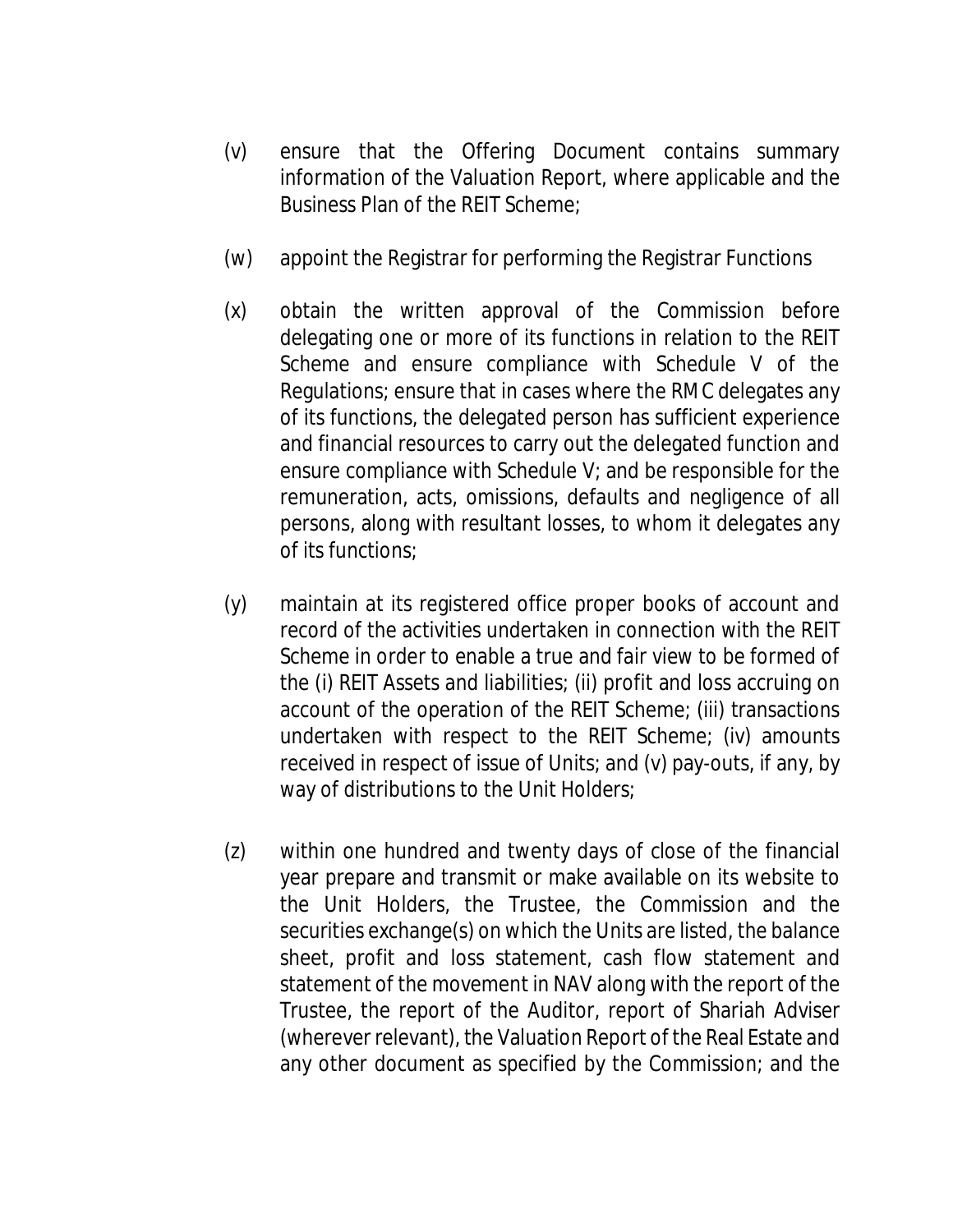(v) ensure that the Offering Document contains summary information of the Valuation Report, where applicable and the Business Plan of the REIT Scheme;

(w) appoint the Registrar for performing the Registrar Functions

(x) obtain the written approval of the Commission before delegating one or more of its functions in relation to the REIT Scheme and ensure compliance with Schedule V of the Regulations; ensure that in cases where the RMC delegates any of its functions, the delegated person has sufficient experience and financial resources to carry out the delegated function and ensure compliance with Schedule V; and be responsible for the remuneration, acts, omissions, defaults and negligence of all persons, along with resultant losses, to whom it delegates any of its functions;

(y) maintain at its registered office proper books of account and record of the activities undertaken in connection with the REIT Scheme in order to enable a true and fair view to be formed of the (i) REIT Assets and liabilities; (ii) profit and loss accruing on account of the operation of the REIT Scheme; (iii) transactions undertaken with respect to the REIT Scheme; (iv) amounts received in respect of issue of Units; and (v) pay-outs, if any, by way of distributions to the Unit Holders;

(z) within one hundred and twenty days of close of the financial year prepare and transmit or make available on its website to the Unit Holders, the Trustee, the Commission and the securities exchange(s) on which the Units are listed, the balance sheet, profit and loss statement, cash flow statement and statement of the movement in NAV along with the report of the Trustee, the report of the Auditor, report of Shariah Adviser (wherever relevant), the Valuation Report of the Real Estate and any other document as specified by the Commission; and the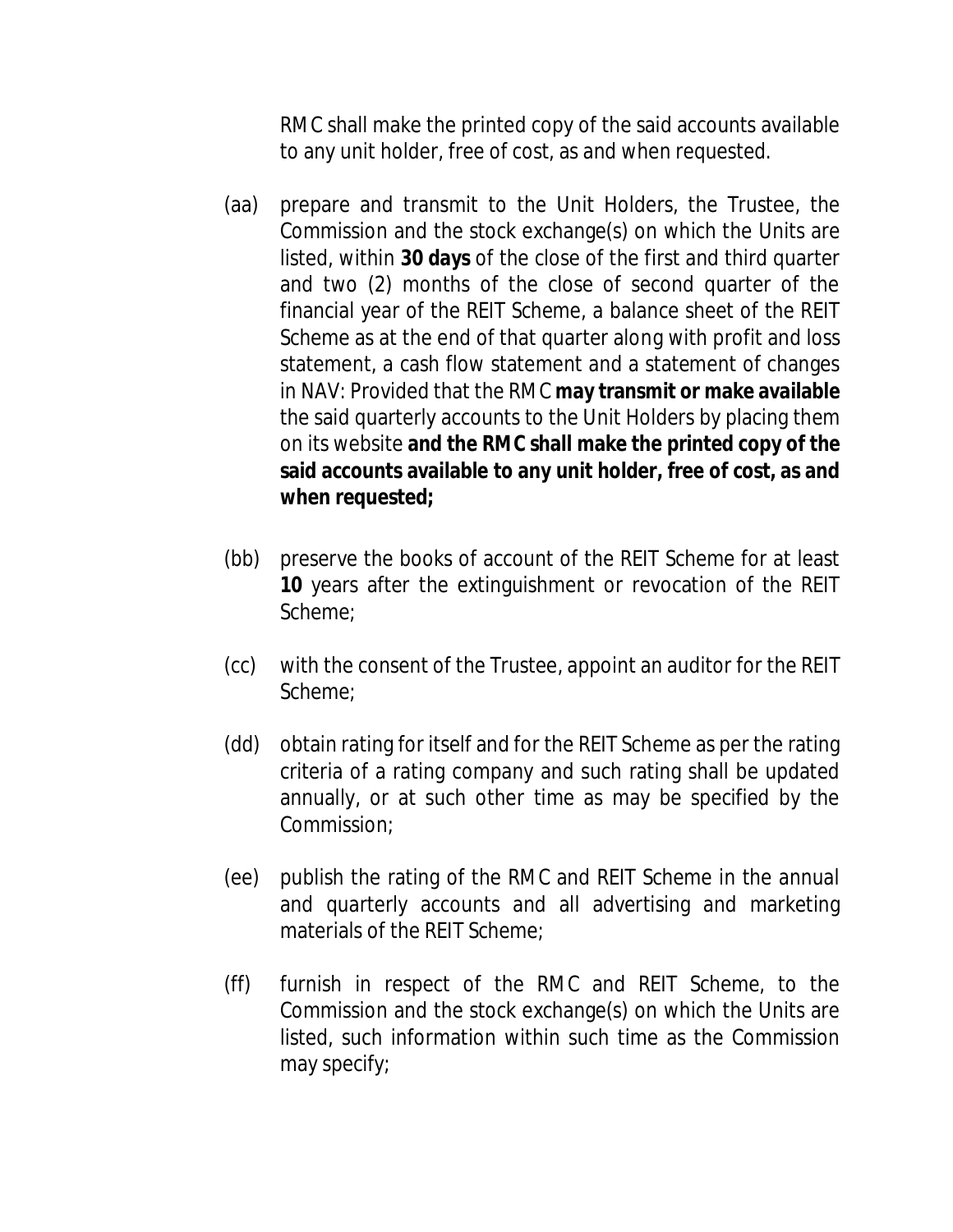RMC shall make the printed copy of the said accounts available to any unit holder, free of cost, as and when requested.

(aa) prepare and transmit to the Unit Holders, the Trustee, the Commission and the stock exchange(s) on which the Units are listed, within **30 days** of the close of the first and third quarter and two (2) months of the close of second quarter of the financial year of the REIT Scheme, a balance sheet of the REIT Scheme as at the end of that quarter along with profit and loss statement, a cash flow statement and a statement of changes in NAV: Provided that the RMC **may transmit or make available** the said quarterly accounts to the Unit Holders by placing them on its website **and the RMC shall make the printed copy of the said accounts available to any unit holder, free of cost, as and when requested;**

(bb) preserve the books of account of the REIT Scheme for at least **10** years after the extinguishment or revocation of the REIT Scheme;

(cc) with the consent of the Trustee, appoint an auditor for the REIT Scheme;

(dd) obtain rating for itself and for the REIT Scheme as per the rating criteria of a rating company and such rating shall be updated annually, or at such other time as may be specified by the Commission;

(ee) publish the rating of the RMC and REIT Scheme in the annual and quarterly accounts and all advertising and marketing materials of the REIT Scheme;

(ff) furnish in respect of the RMC and REIT Scheme, to the Commission and the stock exchange(s) on which the Units are listed, such information within such time as the Commission may specify;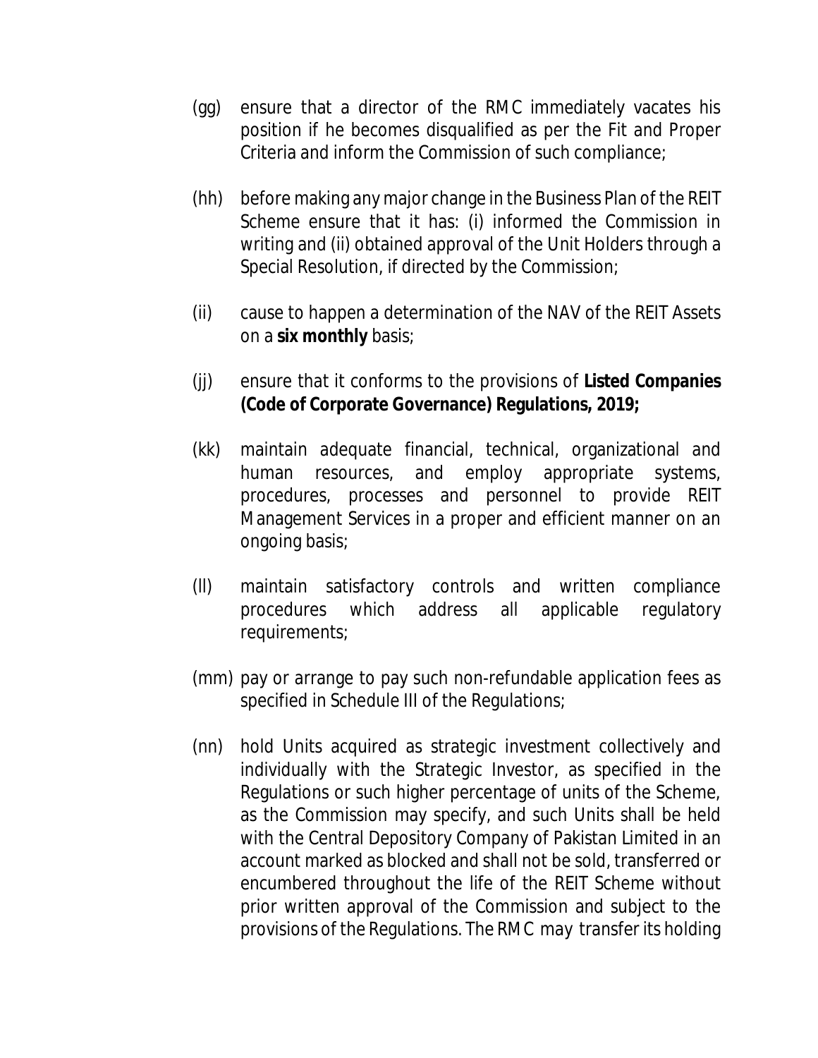(gg) ensure that a director of the RMC immediately vacates his position if he becomes disqualified as per the Fit and Proper Criteria and inform the Commission of such compliance;

(hh) before making any major change in the Business Plan of the REIT Scheme ensure that it has: (i) informed the Commission in writing and (ii) obtained approval of the Unit Holders through a Special Resolution, if directed by the Commission;

(ii) cause to happen a determination of the NAV of the REIT Assets on a **six monthly** basis;

(jj) ensure that it conforms to the provisions of **Listed Companies (Code of Corporate Governance) Regulations, 2019;**

(kk) maintain adequate financial, technical, organizational and human resources, and employ appropriate systems, procedures, processes and personnel to provide REIT Management Services in a proper and efficient manner on an ongoing basis;

(ll) maintain satisfactory controls and written compliance procedures which address all applicable regulatory requirements;

(mm) pay or arrange to pay such non-refundable application fees as specified in Schedule III of the Regulations;

(nn) hold Units acquired as strategic investment collectively and individually with the Strategic Investor, as specified in the Regulations or such higher percentage of units of the Scheme, as the Commission may specify, and such Units shall be held with the Central Depository Company of Pakistan Limited in an account marked as blocked and shall not be sold, transferred or encumbered throughout the life of the REIT Scheme without prior written approval of the Commission and subject to the provisions of the Regulations. The RMC may transfer its holding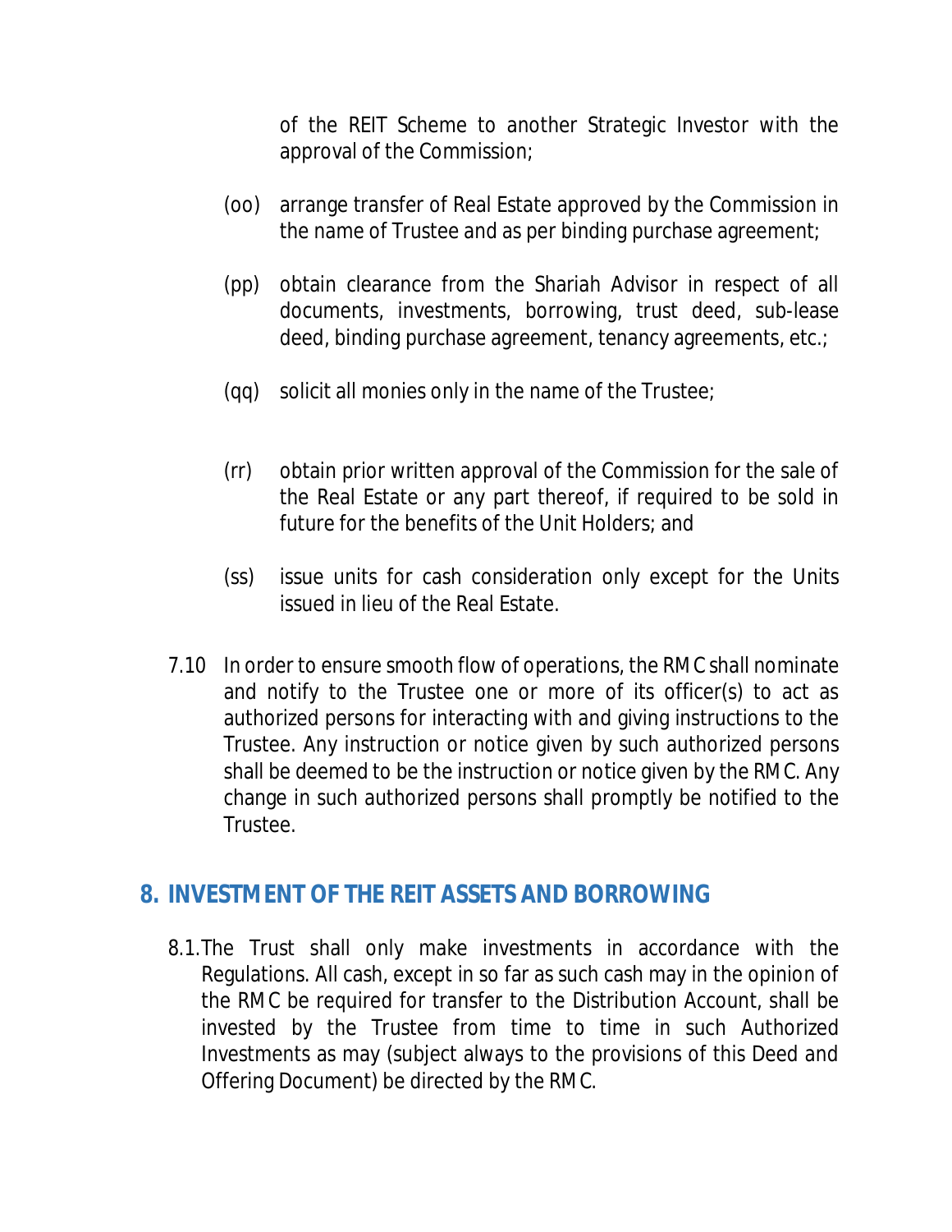of the REIT Scheme to another Strategic Investor with the approval of the Commission;

(oo) arrange transfer of Real Estate approved by the Commission in the name of Trustee and as per binding purchase agreement;

(pp) obtain clearance from the Shariah Advisor in respect of all documents, investments, borrowing, trust deed, sub-lease deed, binding purchase agreement, tenancy agreements, etc.;

(qq) solicit all monies only in the name of the Trustee;

(rr) obtain prior written approval of the Commission for the sale of the Real Estate or any part thereof, if required to be sold in future for the benefits of the Unit Holders; and

(ss) issue units for cash consideration only except for the Units issued in lieu of the Real Estate.

7.10 In order to ensure smooth flow of operations, the RMC shall nominate and notify to the Trustee one or more of its officer(s) to act as authorized persons for interacting with and giving instructions to the Trustee. Any instruction or notice given by such authorized persons shall be deemed to be the instruction or notice given by the RMC. Any change in such authorized persons shall promptly be notified to the Trustee.

## 8. INVESTMENT OF THE REIT ASSETS AND BORROWING

8.1. The Trust shall only make investments in accordance with the Regulations. All cash, except in so far as such cash may in the opinion of the RMC be required for transfer to the Distribution Account, shall be invested by the Trustee from time to time in such Authorized Investments as may (subject always to the provisions of this Deed and Offering Document) be directed by the RMC.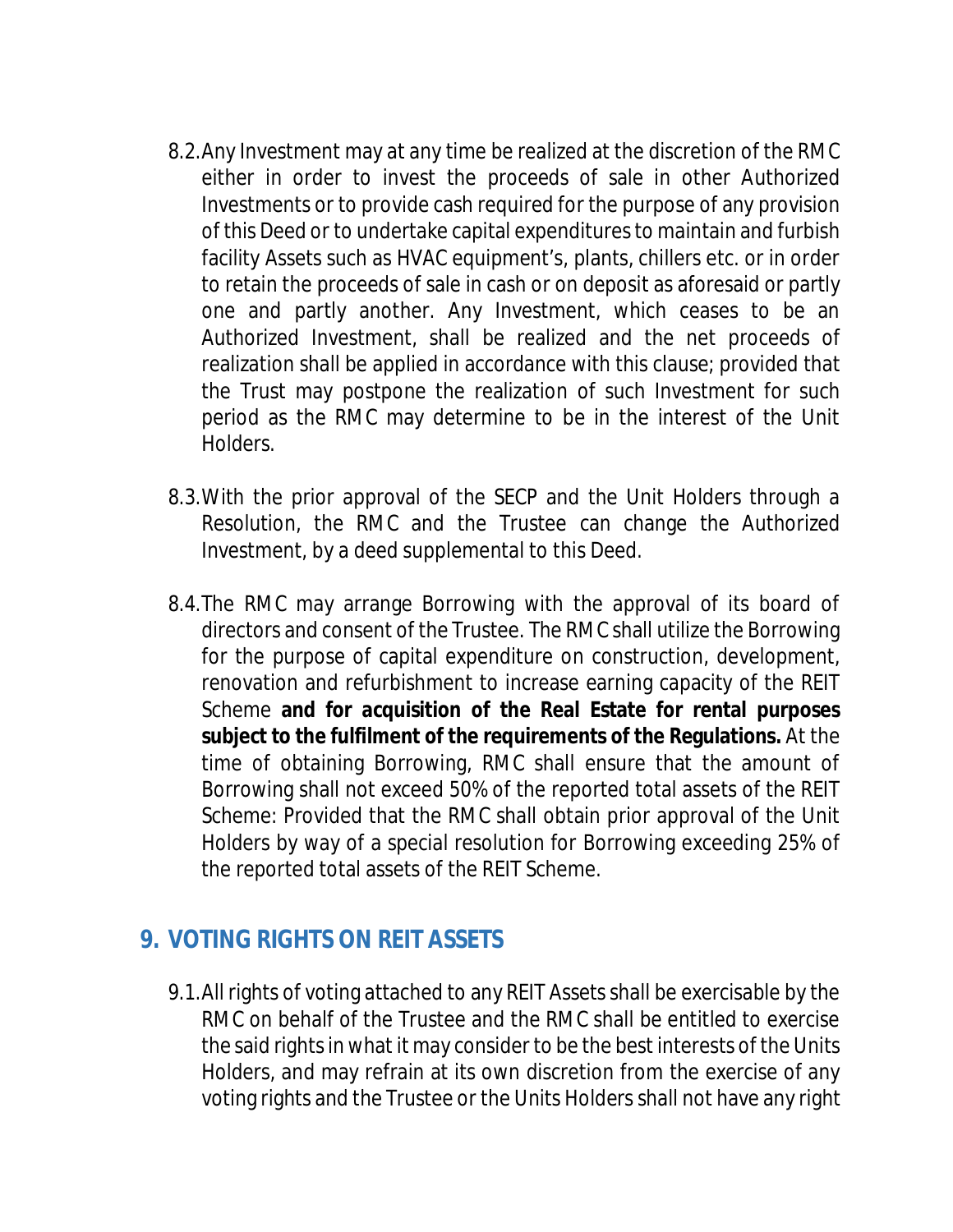8.2. Any Investment may at any time be realized at the discretion of the RMC either in order to invest the proceeds of sale in other Authorized Investments or to provide cash required for the purpose of any provision of this Deed or to undertake capital expenditures to maintain and furbish facility Assets such as HVAC equipment's, plants, chillers etc. or in order to retain the proceeds of sale in cash or on deposit as aforesaid or partly one and partly another. Any Investment, which ceases to be an Authorized Investment, shall be realized and the net proceeds of realization shall be applied in accordance with this clause; provided that the Trust may postpone the realization of such Investment for such period as the RMC may determine to be in the interest of the Unit Holders.

8.3. With the prior approval of the SECP and the Unit Holders through a Resolution, the RMC and the Trustee can change the Authorized Investment, by a deed supplemental to this Deed.

8.4. The RMC may arrange Borrowing with the approval of its board of directors and consent of the Trustee. The RMC shall utilize the Borrowing for the purpose of capital expenditure on construction, development, renovation and refurbishment to increase earning capacity of the REIT Scheme **and for acquisition of the Real Estate for rental purposes subject to the fulfilment of the requirements of the Regulations.** At the time of obtaining Borrowing, RMC shall ensure that the amount of Borrowing shall not exceed 50% of the reported total assets of the REIT Scheme: Provided that the RMC shall obtain prior approval of the Unit Holders by way of a special resolution for Borrowing exceeding 25% of the reported total assets of the REIT Scheme.

## 9. VOTING RIGHTS ON REIT ASSETS

9.1. All rights of voting attached to any REIT Assets shall be exercisable by the RMC on behalf of the Trustee and the RMC shall be entitled to exercise the said rights in what it may consider to be the best interests of the Units Holders, and may refrain at its own discretion from the exercise of any voting rights and the Trustee or the Units Holders shall not have any right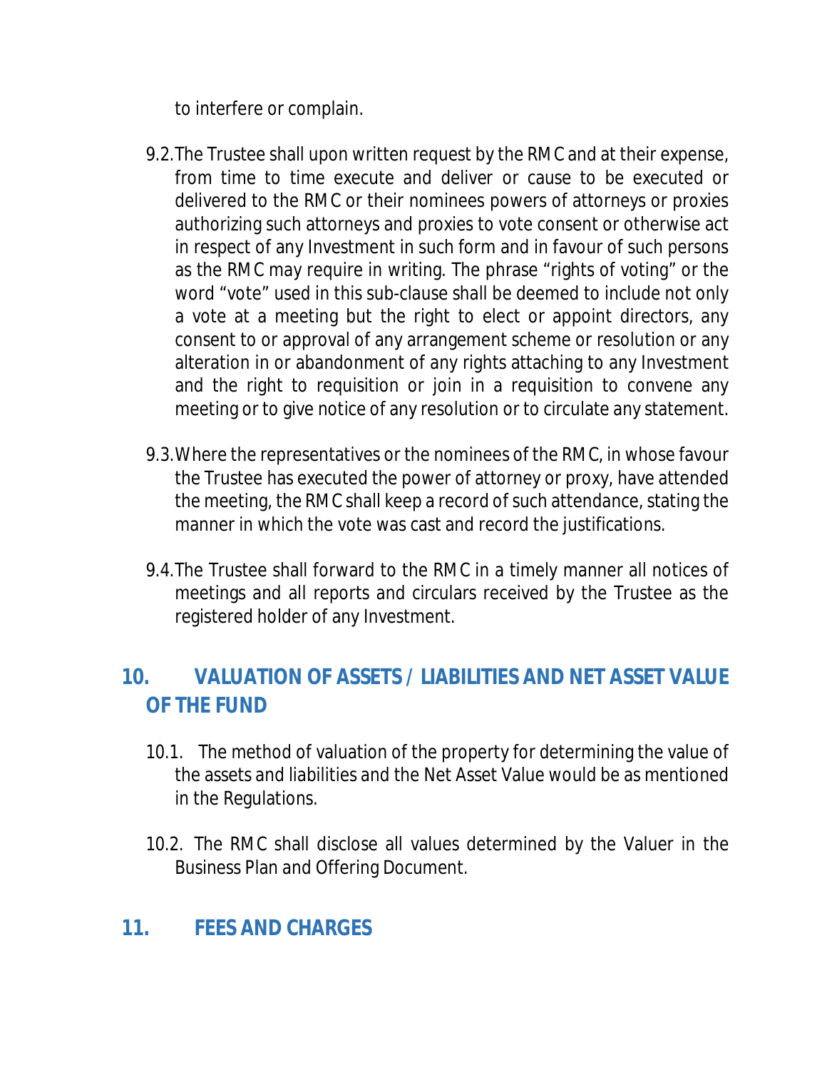to interfere or complain.

9.2. The Trustee shall upon written request by the RMC and at their expense, from time to time execute and deliver or cause to be executed or delivered to the RMC or their nominees powers of attorneys or proxies authorizing such attorneys and proxies to vote consent or otherwise act in respect of any Investment in such form and in favour of such persons as the RMC may require in writing. The phrase "rights of voting" or the word "vote" used in this sub-clause shall be deemed to include not only a vote at a meeting but the right to elect or appoint directors, any consent to or approval of any arrangement scheme or resolution or any alteration in or abandonment of any rights attaching to any Investment and the right to requisition or join in a requisition to convene any meeting or to give notice of any resolution or to circulate any statement.

9.3. Where the representatives or the nominees of the RMC, in whose favour the Trustee has executed the power of attorney or proxy, have attended the meeting, the RMC shall keep a record of such attendance, stating the manner in which the vote was cast and record the justifications.

9.4. The Trustee shall forward to the RMC in a timely manner all notices of meetings and all reports and circulars received by the Trustee as the registered holder of any Investment.

## 10. VALUATION OF ASSETS / LIABILITIES AND NET ASSET VALUE OF THE FUND

10.1. The method of valuation of the property for determining the value of the assets and liabilities and the Net Asset Value would be as mentioned in the Regulations.

10.2. The RMC shall disclose all values determined by the Valuer in the Business Plan and Offering Document.

## 11. FEES AND CHARGES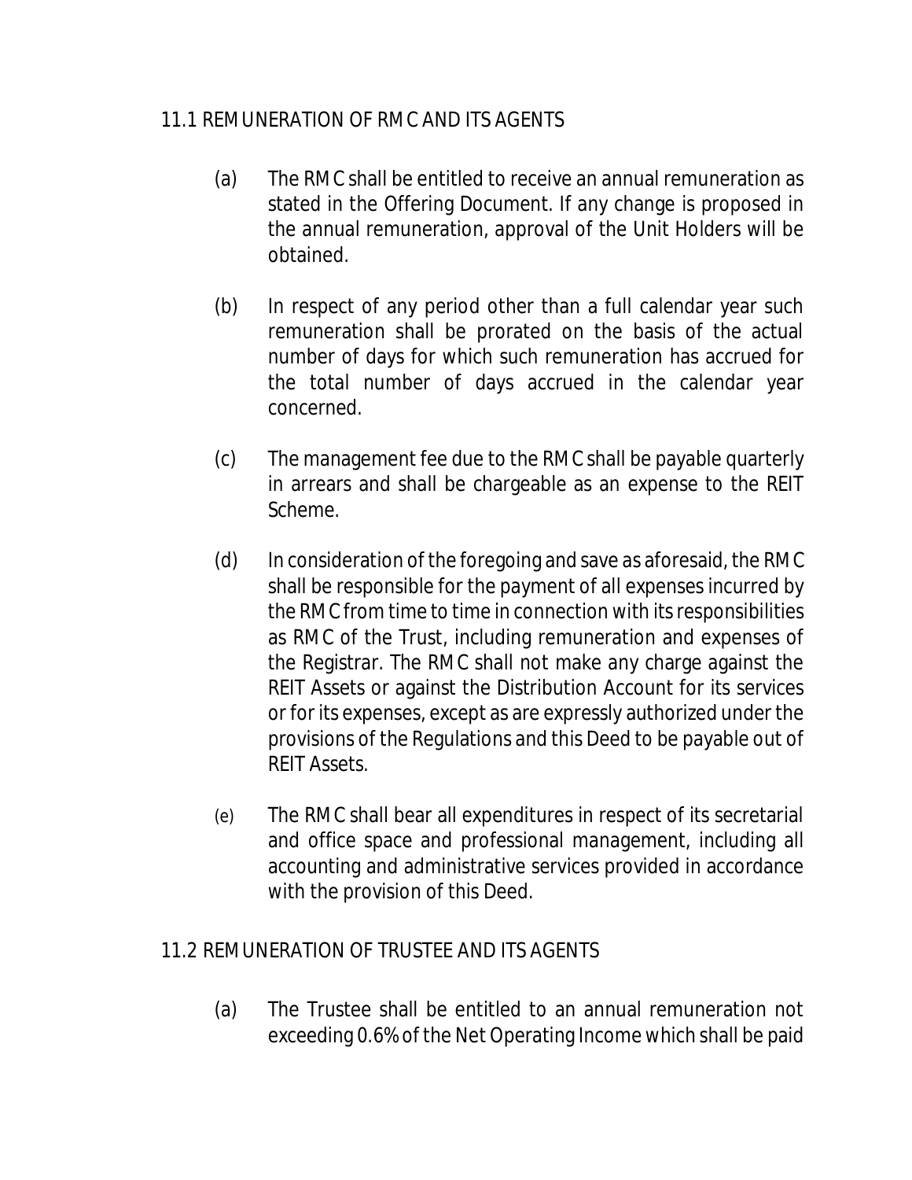## 11.1 REMUNERATION OF RMC AND ITS AGENTS

(a) The RMC shall be entitled to receive an annual remuneration as stated in the Offering Document. If any change is proposed in the annual remuneration, approval of the Unit Holders will be obtained.

(b) In respect of any period other than a full calendar year such remuneration shall be prorated on the basis of the actual number of days for which such remuneration has accrued for the total number of days accrued in the calendar year concerned.

(c) The management fee due to the RMC shall be payable quarterly in arrears and shall be chargeable as an expense to the REIT Scheme.

(d) In consideration of the foregoing and save as aforesaid, the RMC shall be responsible for the payment of all expenses incurred by the RMC from time to time in connection with its responsibilities as RMC of the Trust, including remuneration and expenses of the Registrar. The RMC shall not make any charge against the REIT Assets or against the Distribution Account for its services or for its expenses, except as are expressly authorized under the provisions of the Regulations and this Deed to be payable out of REIT Assets.

(e) The RMC shall bear all expenditures in respect of its secretarial and office space and professional management, including all accounting and administrative services provided in accordance with the provision of this Deed.

## 11.2 REMUNERATION OF TRUSTEE AND ITS AGENTS

(a) The Trustee shall be entitled to an annual remuneration not exceeding 0.6% of the Net Operating Income which shall be paid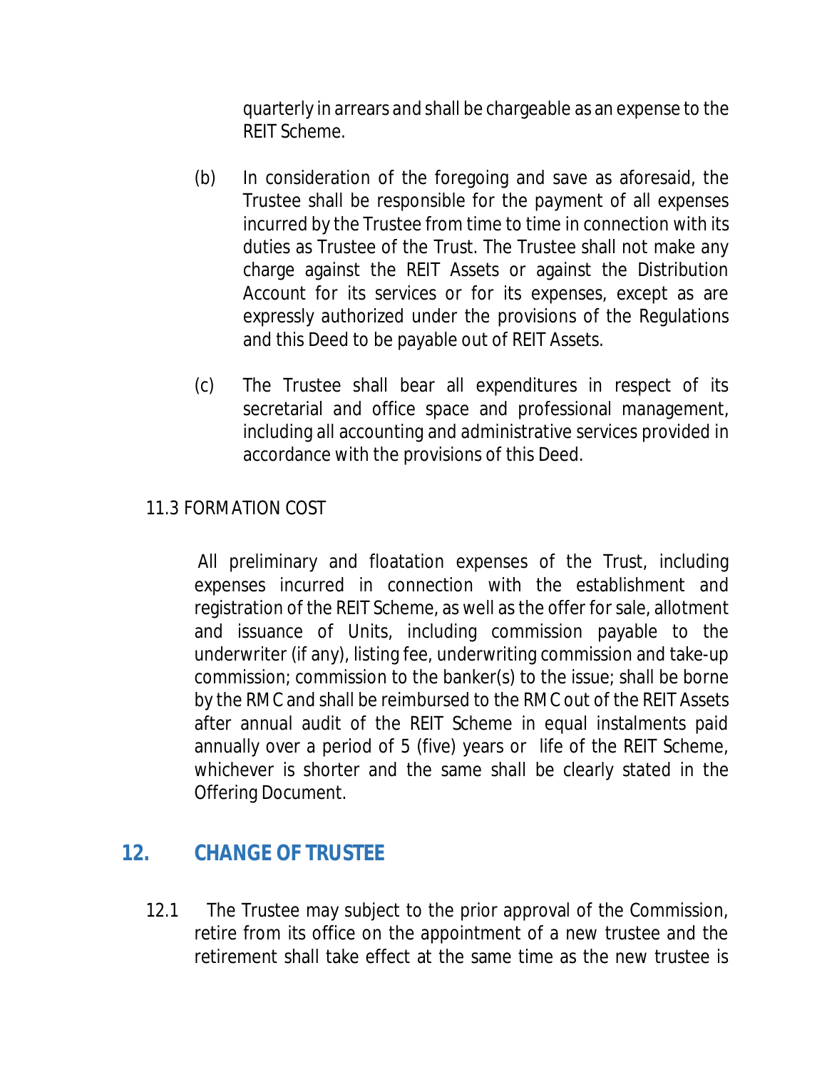quarterly in arrears and shall be chargeable as an expense to the REIT Scheme.

(b) In consideration of the foregoing and save as aforesaid, the Trustee shall be responsible for the payment of all expenses incurred by the Trustee from time to time in connection with its duties as Trustee of the Trust. The Trustee shall not make any charge against the REIT Assets or against the Distribution Account for its services or for its expenses, except as are expressly authorized under the provisions of the Regulations and this Deed to be payable out of REIT Assets.

(c) The Trustee shall bear all expenditures in respect of its secretarial and office space and professional management, including all accounting and administrative services provided in accordance with the provisions of this Deed.

11.3 FORMATION COST

All preliminary and floatation expenses of the Trust, including expenses incurred in connection with the establishment and registration of the REIT Scheme, as well as the offer for sale, allotment and issuance of Units, including commission payable to the underwriter (if any), listing fee, underwriting commission and take-up commission; commission to the banker(s) to the issue; shall be borne by the RMC and shall be reimbursed to the RMC out of the REIT Assets after annual audit of the REIT Scheme in equal instalments paid annually over a period of 5 (five) years or life of the REIT Scheme, whichever is shorter and the same shall be clearly stated in the Offering Document.

## 12. CHANGE OF TRUSTEE

12.1 The Trustee may subject to the prior approval of the Commission, retire from its office on the appointment of a new trustee and the retirement shall take effect at the same time as the new trustee is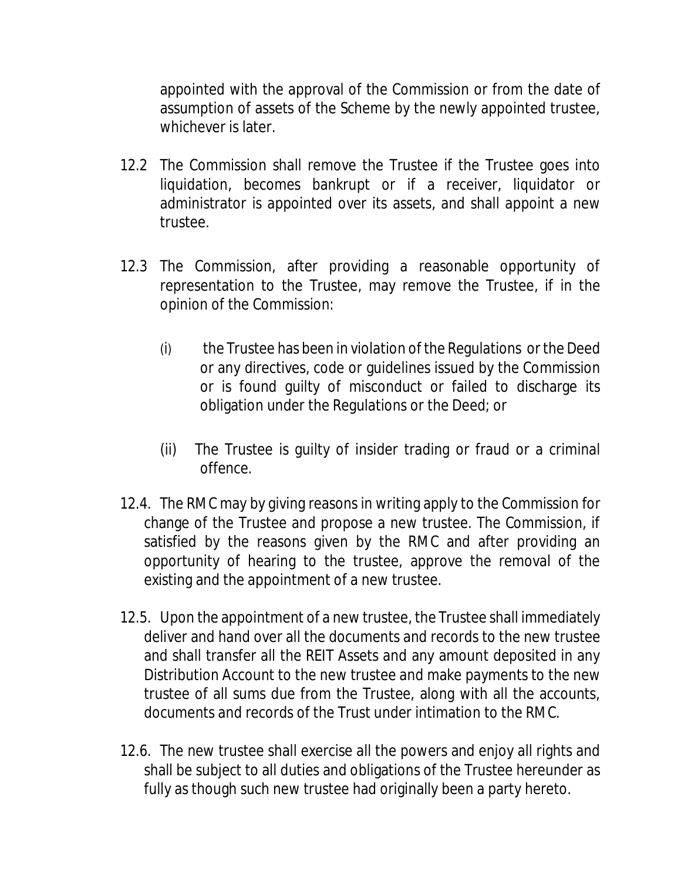appointed with the approval of the Commission or from the date of assumption of assets of the Scheme by the newly appointed trustee, whichever is later.

12.2 The Commission shall remove the Trustee if the Trustee goes into liquidation, becomes bankrupt or if a receiver, liquidator or administrator is appointed over its assets, and shall appoint a new trustee.

12.3 The Commission, after providing a reasonable opportunity of representation to the Trustee, may remove the Trustee, if in the opinion of the Commission:

(i) the Trustee has been in violation of the Regulations or the Deed or any directives, code or guidelines issued by the Commission or is found guilty of misconduct or failed to discharge its obligation under the Regulations or the Deed; or

(ii) The Trustee is guilty of insider trading or fraud or a criminal offence.

12.4. The RMC may by giving reasons in writing apply to the Commission for change of the Trustee and propose a new trustee. The Commission, if satisfied by the reasons given by the RMC and after providing an opportunity of hearing to the trustee, approve the removal of the existing and the appointment of a new trustee.

12.5. Upon the appointment of a new trustee, the Trustee shall immediately deliver and hand over all the documents and records to the new trustee and shall transfer all the REIT Assets and any amount deposited in any Distribution Account to the new trustee and make payments to the new trustee of all sums due from the Trustee, along with all the accounts, documents and records of the Trust under intimation to the RMC.

12.6. The new trustee shall exercise all the powers and enjoy all rights and shall be subject to all duties and obligations of the Trustee hereunder as fully as though such new trustee had originally been a party hereto.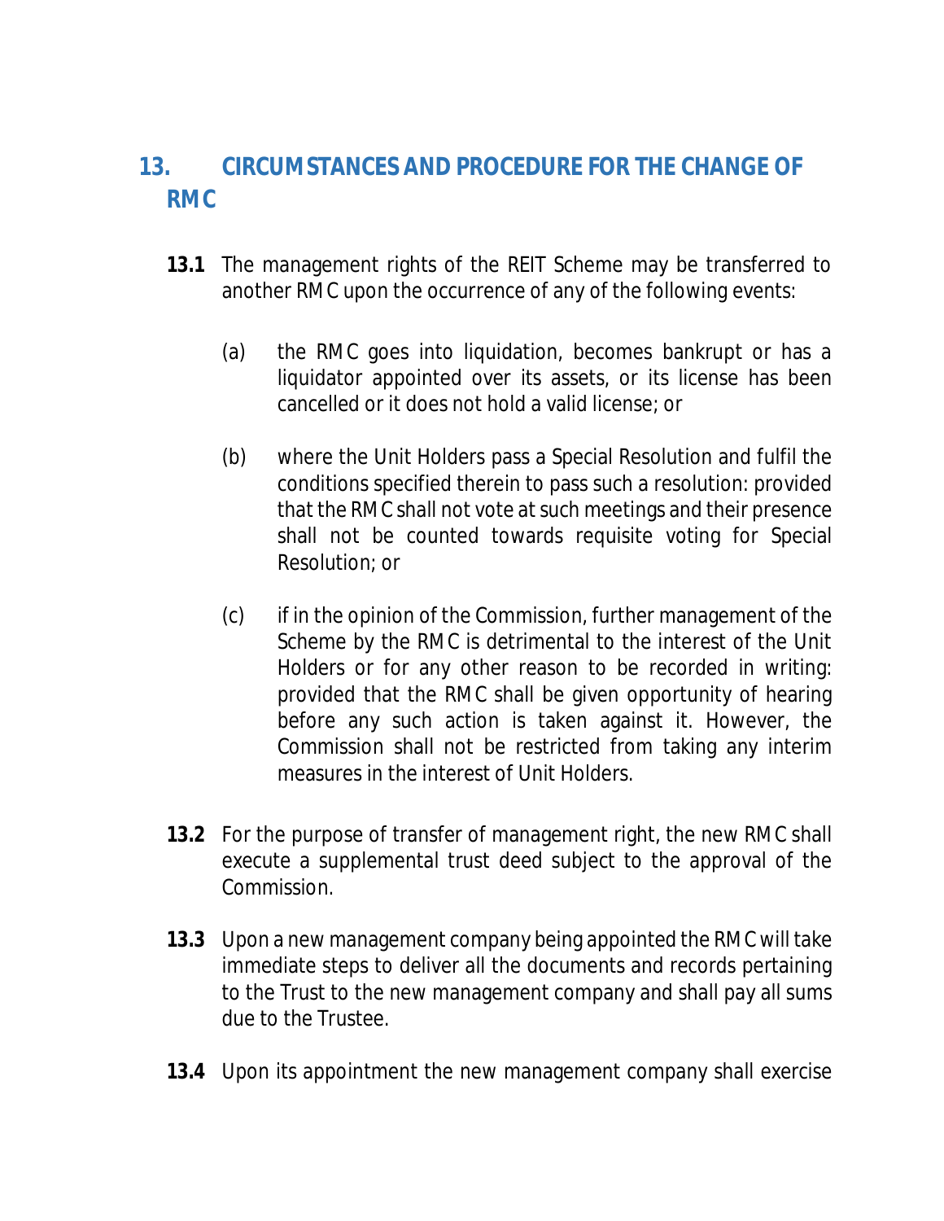## 13. CIRCUMSTANCES AND PROCEDURE FOR THE CHANGE OF RMC

**13.1** The management rights of the REIT Scheme may be transferred to another RMC upon the occurrence of any of the following events:

(a) the RMC goes into liquidation, becomes bankrupt or has a liquidator appointed over its assets, or its license has been cancelled or it does not hold a valid license; or

(b) where the Unit Holders pass a Special Resolution and fulfil the conditions specified therein to pass such a resolution: provided that the RMC shall not vote at such meetings and their presence shall not be counted towards requisite voting for Special Resolution; or

(c) if in the opinion of the Commission, further management of the Scheme by the RMC is detrimental to the interest of the Unit Holders or for any other reason to be recorded in writing: provided that the RMC shall be given opportunity of hearing before any such action is taken against it. However, the Commission shall not be restricted from taking any interim measures in the interest of Unit Holders.

**13.2** For the purpose of transfer of management right, the new RMC shall execute a supplemental trust deed subject to the approval of the Commission.

**13.3** Upon a new management company being appointed the RMC will take immediate steps to deliver all the documents and records pertaining to the Trust to the new management company and shall pay all sums due to the Trustee.

**13.4** Upon its appointment the new management company shall exercise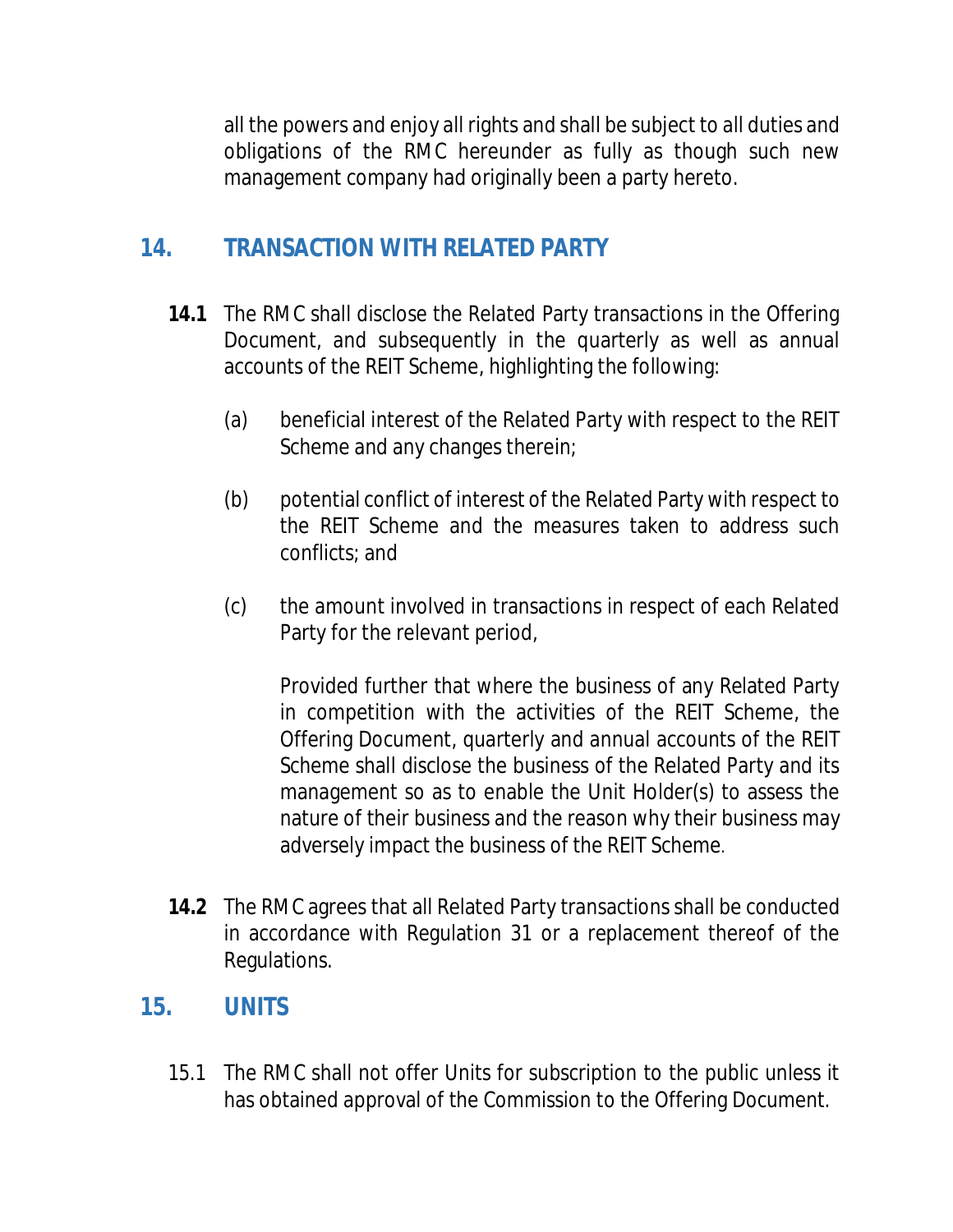all the powers and enjoy all rights and shall be subject to all duties and obligations of the RMC hereunder as fully as though such new management company had originally been a party hereto.

## 14. TRANSACTION WITH RELATED PARTY

**14.1** The RMC shall disclose the Related Party transactions in the Offering Document, and subsequently in the quarterly as well as annual accounts of the REIT Scheme, highlighting the following:

(a) beneficial interest of the Related Party with respect to the REIT Scheme and any changes therein;

(b) potential conflict of interest of the Related Party with respect to the REIT Scheme and the measures taken to address such conflicts; and

(c) the amount involved in transactions in respect of each Related Party for the relevant period,

Provided further that where the business of any Related Party in competition with the activities of the REIT Scheme, the Offering Document, quarterly and annual accounts of the REIT Scheme shall disclose the business of the Related Party and its management so as to enable the Unit Holder(s) to assess the nature of their business and the reason why their business may adversely impact the business of the REIT Scheme.

**14.2** The RMC agrees that all Related Party transactions shall be conducted in accordance with Regulation 31 or a replacement thereof of the Regulations.

## 15. UNITS

15.1 The RMC shall not offer Units for subscription to the public unless it has obtained approval of the Commission to the Offering Document.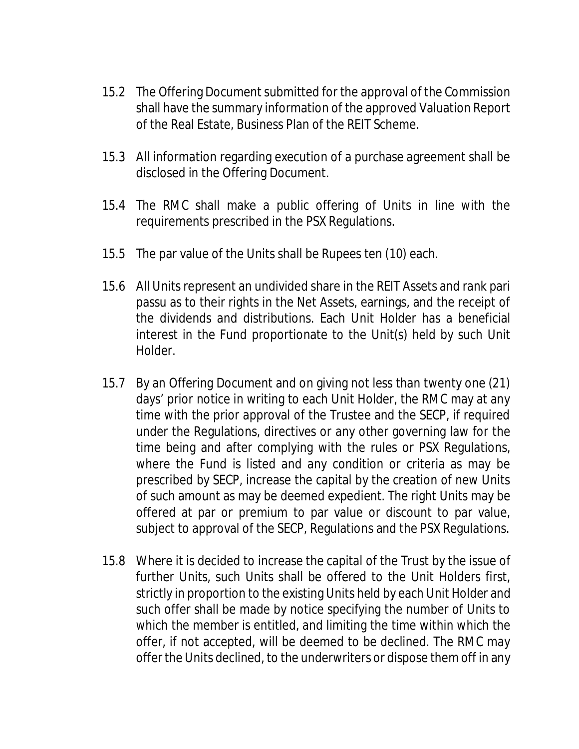15.2 The Offering Document submitted for the approval of the Commission shall have the summary information of the approved Valuation Report of the Real Estate, Business Plan of the REIT Scheme.

15.3 All information regarding execution of a purchase agreement shall be disclosed in the Offering Document.

15.4 The RMC shall make a public offering of Units in line with the requirements prescribed in the PSX Regulations.

15.5 The par value of the Units shall be Rupees ten (10) each.

15.6 All Units represent an undivided share in the REIT Assets and rank pari passu as to their rights in the Net Assets, earnings, and the receipt of the dividends and distributions. Each Unit Holder has a beneficial interest in the Fund proportionate to the Unit(s) held by such Unit Holder.

15.7 By an Offering Document and on giving not less than twenty one (21) days' prior notice in writing to each Unit Holder, the RMC may at any time with the prior approval of the Trustee and the SECP, if required under the Regulations, directives or any other governing law for the time being and after complying with the rules or PSX Regulations, where the Fund is listed and any condition or criteria as may be prescribed by SECP, increase the capital by the creation of new Units of such amount as may be deemed expedient. The right Units may be offered at par or premium to par value or discount to par value, subject to approval of the SECP, Regulations and the PSX Regulations.

15.8 Where it is decided to increase the capital of the Trust by the issue of further Units, such Units shall be offered to the Unit Holders first, strictly in proportion to the existing Units held by each Unit Holder and such offer shall be made by notice specifying the number of Units to which the member is entitled, and limiting the time within which the offer, if not accepted, will be deemed to be declined. The RMC may offer the Units declined, to the underwriters or dispose them off in any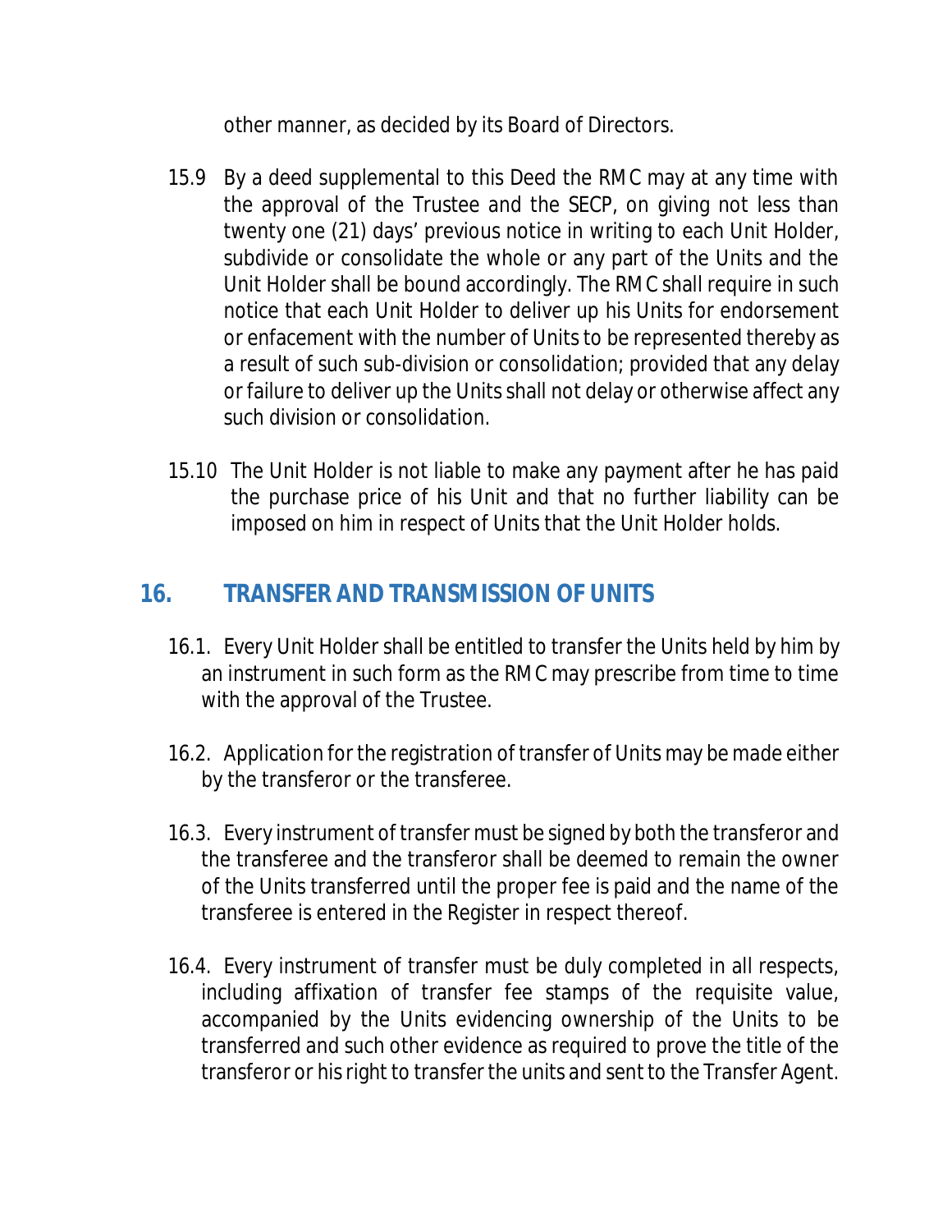other manner, as decided by its Board of Directors.

15.9 By a deed supplemental to this Deed the RMC may at any time with the approval of the Trustee and the SECP, on giving not less than twenty one (21) days' previous notice in writing to each Unit Holder, subdivide or consolidate the whole or any part of the Units and the Unit Holder shall be bound accordingly. The RMC shall require in such notice that each Unit Holder to deliver up his Units for endorsement or enfacement with the number of Units to be represented thereby as a result of such sub-division or consolidation; provided that any delay or failure to deliver up the Units shall not delay or otherwise affect any such division or consolidation.

15.10 The Unit Holder is not liable to make any payment after he has paid the purchase price of his Unit and that no further liability can be imposed on him in respect of Units that the Unit Holder holds.

## 16. TRANSFER AND TRANSMISSION OF UNITS

16.1. Every Unit Holder shall be entitled to transfer the Units held by him by an instrument in such form as the RMC may prescribe from time to time with the approval of the Trustee.

16.2. Application for the registration of transfer of Units may be made either by the transferor or the transferee.

16.3. Every instrument of transfer must be signed by both the transferor and the transferee and the transferor shall be deemed to remain the owner of the Units transferred until the proper fee is paid and the name of the transferee is entered in the Register in respect thereof.

16.4. Every instrument of transfer must be duly completed in all respects, including affixation of transfer fee stamps of the requisite value, accompanied by the Units evidencing ownership of the Units to be transferred and such other evidence as required to prove the title of the transferor or his right to transfer the units and sent to the Transfer Agent.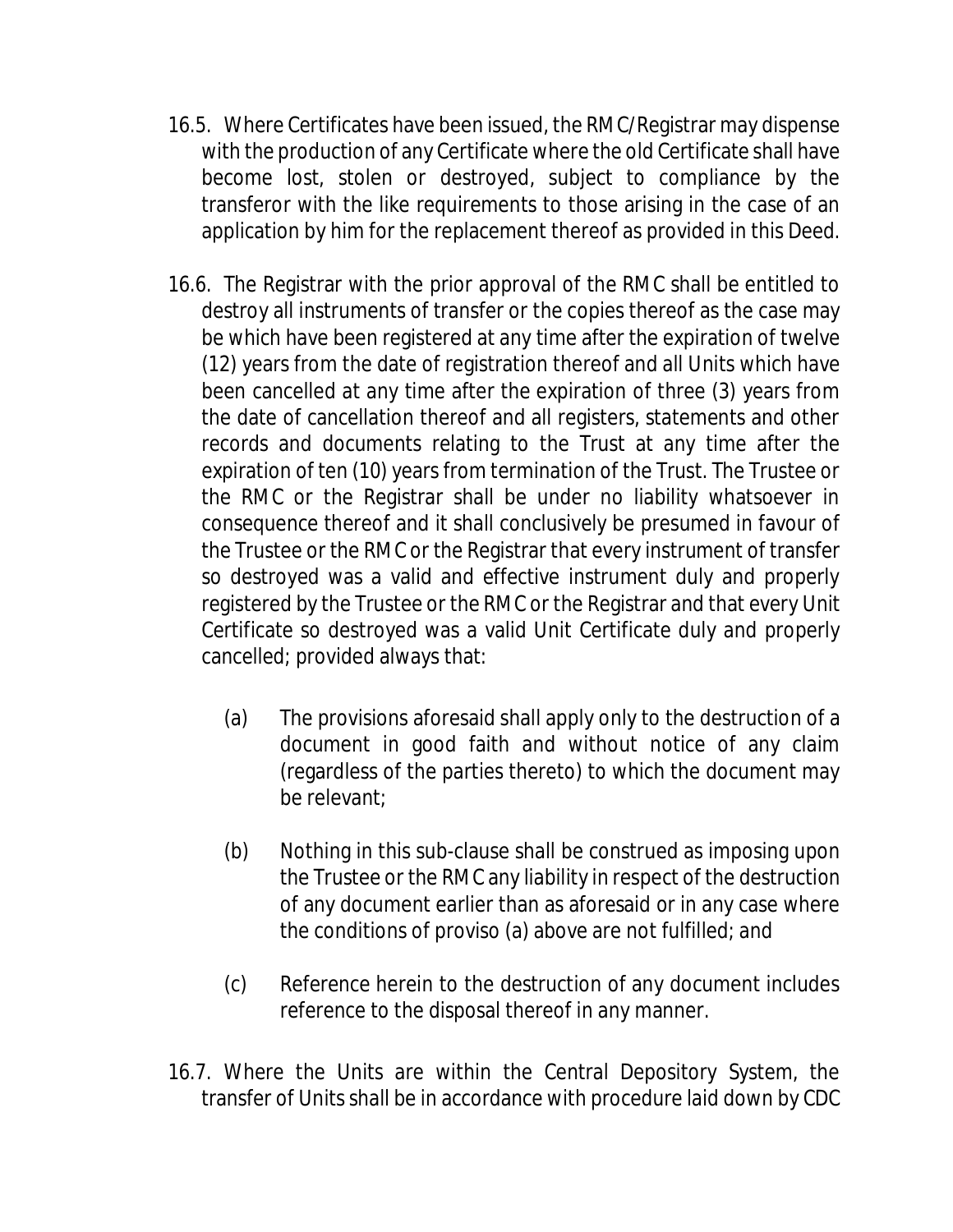16.5. Where Certificates have been issued, the RMC/Registrar may dispense with the production of any Certificate where the old Certificate shall have become lost, stolen or destroyed, subject to compliance by the transferor with the like requirements to those arising in the case of an application by him for the replacement thereof as provided in this Deed.

16.6. The Registrar with the prior approval of the RMC shall be entitled to destroy all instruments of transfer or the copies thereof as the case may be which have been registered at any time after the expiration of twelve (12) years from the date of registration thereof and all Units which have been cancelled at any time after the expiration of three (3) years from the date of cancellation thereof and all registers, statements and other records and documents relating to the Trust at any time after the expiration of ten (10) years from termination of the Trust. The Trustee or the RMC or the Registrar shall be under no liability whatsoever in consequence thereof and it shall conclusively be presumed in favour of the Trustee or the RMC or the Registrar that every instrument of transfer so destroyed was a valid and effective instrument duly and properly registered by the Trustee or the RMC or the Registrar and that every Unit Certificate so destroyed was a valid Unit Certificate duly and properly cancelled; provided always that:

(a) The provisions aforesaid shall apply only to the destruction of a document in good faith and without notice of any claim (regardless of the parties thereto) to which the document may be relevant;

(b) Nothing in this sub-clause shall be construed as imposing upon the Trustee or the RMC any liability in respect of the destruction of any document earlier than as aforesaid or in any case where the conditions of proviso (a) above are not fulfilled; and

(c) Reference herein to the destruction of any document includes reference to the disposal thereof in any manner.

16.7. Where the Units are within the Central Depository System, the transfer of Units shall be in accordance with procedure laid down by CDC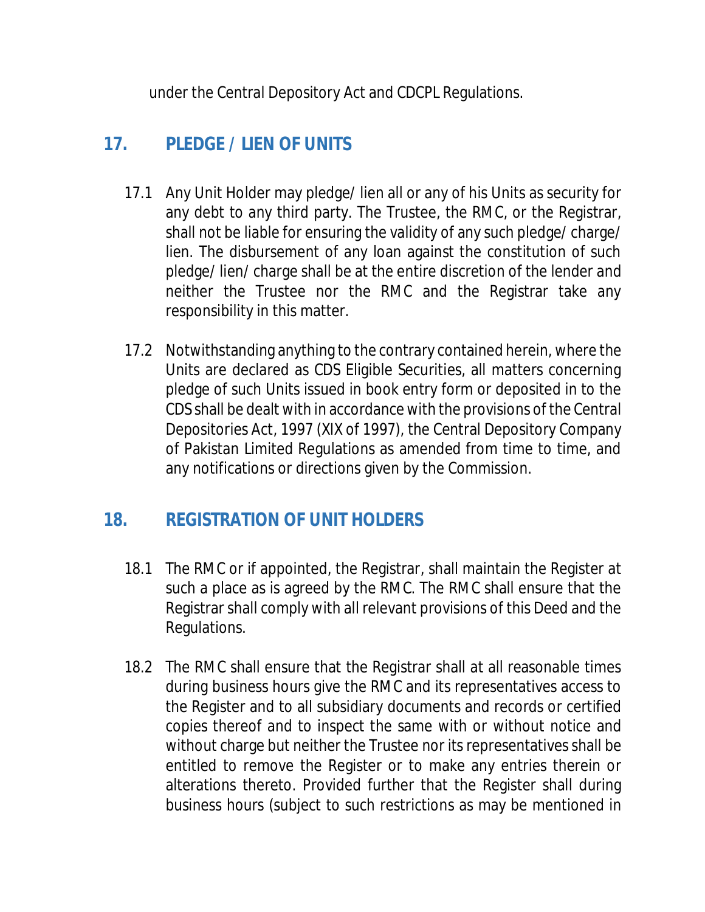under the Central Depository Act and CDCPL Regulations.

## 17. PLEDGE / LIEN OF UNITS

17.1 Any Unit Holder may pledge/ lien all or any of his Units as security for any debt to any third party. The Trustee, the RMC, or the Registrar, shall not be liable for ensuring the validity of any such pledge/ charge/ lien. The disbursement of any loan against the constitution of such pledge/ lien/ charge shall be at the entire discretion of the lender and neither the Trustee nor the RMC and the Registrar take any responsibility in this matter.

17.2 Notwithstanding anything to the contrary contained herein, where the Units are declared as CDS Eligible Securities, all matters concerning pledge of such Units issued in book entry form or deposited in to the CDS shall be dealt with in accordance with the provisions of the Central Depositories Act, 1997 (XIX of 1997), the Central Depository Company of Pakistan Limited Regulations as amended from time to time, and any notifications or directions given by the Commission.

## 18. REGISTRATION OF UNIT HOLDERS

18.1 The RMC or if appointed, the Registrar, shall maintain the Register at such a place as is agreed by the RMC. The RMC shall ensure that the Registrar shall comply with all relevant provisions of this Deed and the Regulations.

18.2 The RMC shall ensure that the Registrar shall at all reasonable times during business hours give the RMC and its representatives access to the Register and to all subsidiary documents and records or certified copies thereof and to inspect the same with or without notice and without charge but neither the Trustee nor its representatives shall be entitled to remove the Register or to make any entries therein or alterations thereto. Provided further that the Register shall during business hours (subject to such restrictions as may be mentioned in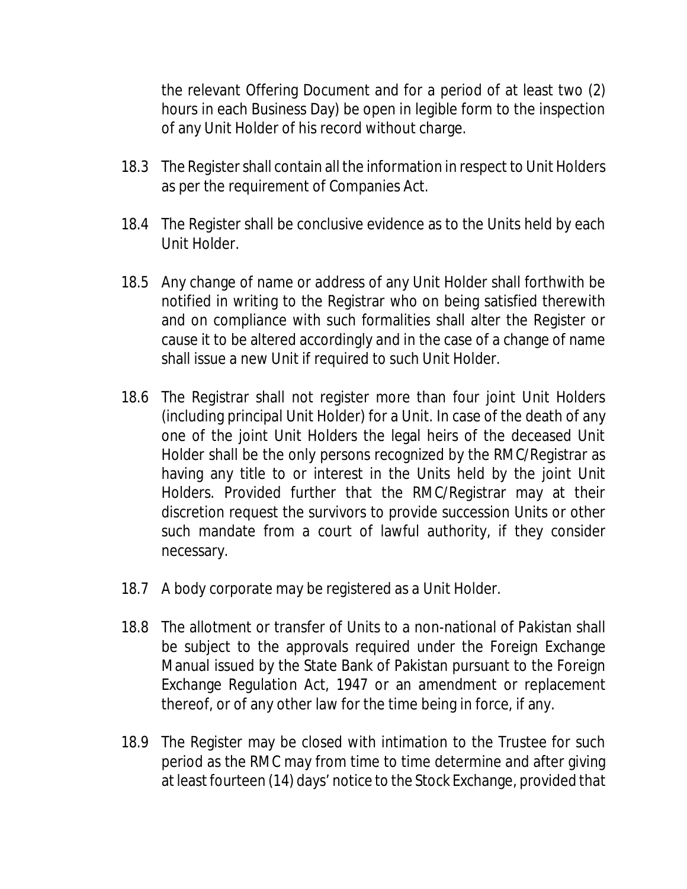the relevant Offering Document and for a period of at least two (2) hours in each Business Day) be open in legible form to the inspection of any Unit Holder of his record without charge.

18.3 The Register shall contain all the information in respect to Unit Holders as per the requirement of Companies Act.

18.4 The Register shall be conclusive evidence as to the Units held by each Unit Holder.

18.5 Any change of name or address of any Unit Holder shall forthwith be notified in writing to the Registrar who on being satisfied therewith and on compliance with such formalities shall alter the Register or cause it to be altered accordingly and in the case of a change of name shall issue a new Unit if required to such Unit Holder.

18.6 The Registrar shall not register more than four joint Unit Holders (including principal Unit Holder) for a Unit. In case of the death of any one of the joint Unit Holders the legal heirs of the deceased Unit Holder shall be the only persons recognized by the RMC/Registrar as having any title to or interest in the Units held by the joint Unit Holders. Provided further that the RMC/Registrar may at their discretion request the survivors to provide succession Units or other such mandate from a court of lawful authority, if they consider necessary.

18.7 A body corporate may be registered as a Unit Holder.

18.8 The allotment or transfer of Units to a non-national of Pakistan shall be subject to the approvals required under the Foreign Exchange Manual issued by the State Bank of Pakistan pursuant to the Foreign Exchange Regulation Act, 1947 or an amendment or replacement thereof, or of any other law for the time being in force, if any.

18.9 The Register may be closed with intimation to the Trustee for such period as the RMC may from time to time determine and after giving at least fourteen (14) days' notice to the Stock Exchange, provided that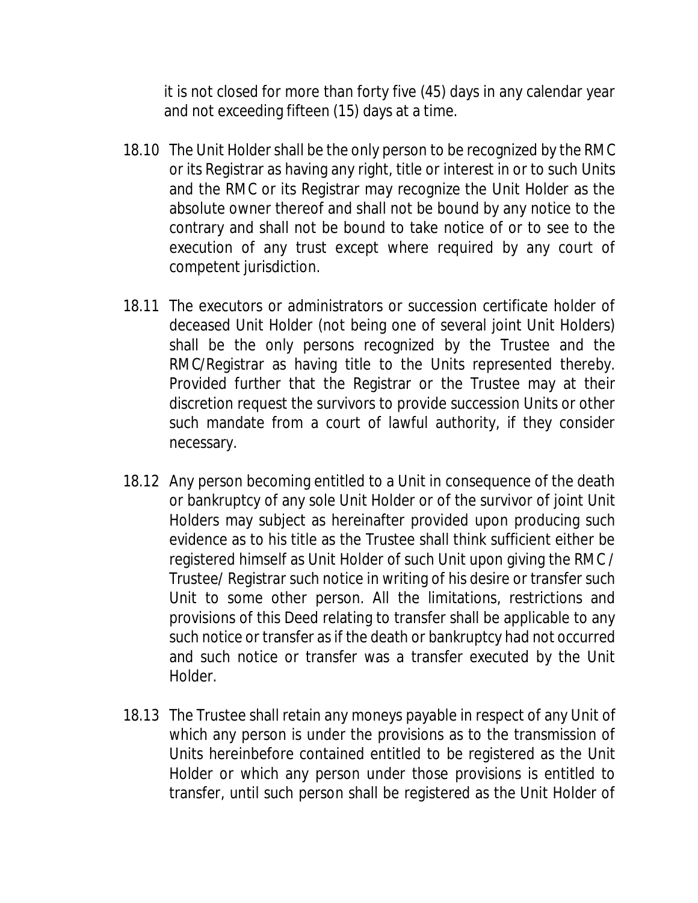it is not closed for more than forty five (45) days in any calendar year and not exceeding fifteen (15) days at a time.

18.10 The Unit Holder shall be the only person to be recognized by the RMC or its Registrar as having any right, title or interest in or to such Units and the RMC or its Registrar may recognize the Unit Holder as the absolute owner thereof and shall not be bound by any notice to the contrary and shall not be bound to take notice of or to see to the execution of any trust except where required by any court of competent jurisdiction.

18.11 The executors or administrators or succession certificate holder of deceased Unit Holder (not being one of several joint Unit Holders) shall be the only persons recognized by the Trustee and the RMC/Registrar as having title to the Units represented thereby. Provided further that the Registrar or the Trustee may at their discretion request the survivors to provide succession Units or other such mandate from a court of lawful authority, if they consider necessary.

18.12 Any person becoming entitled to a Unit in consequence of the death or bankruptcy of any sole Unit Holder or of the survivor of joint Unit Holders may subject as hereinafter provided upon producing such evidence as to his title as the Trustee shall think sufficient either be registered himself as Unit Holder of such Unit upon giving the RMC / Trustee/ Registrar such notice in writing of his desire or transfer such Unit to some other person. All the limitations, restrictions and provisions of this Deed relating to transfer shall be applicable to any such notice or transfer as if the death or bankruptcy had not occurred and such notice or transfer was a transfer executed by the Unit Holder.

18.13 The Trustee shall retain any moneys payable in respect of any Unit of which any person is under the provisions as to the transmission of Units hereinbefore contained entitled to be registered as the Unit Holder or which any person under those provisions is entitled to transfer, until such person shall be registered as the Unit Holder of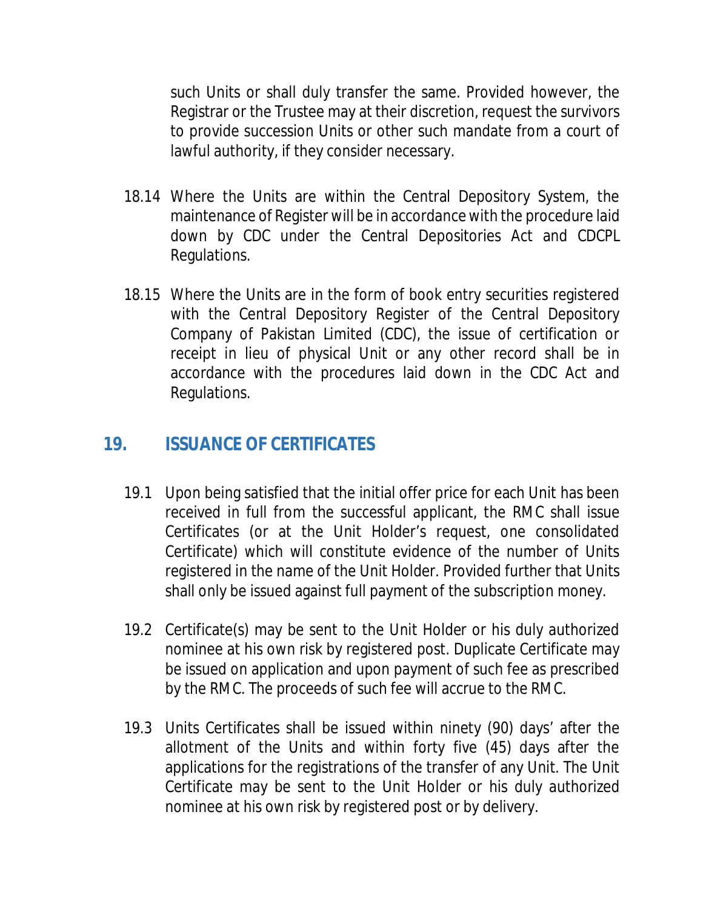such Units or shall duly transfer the same. Provided however, the Registrar or the Trustee may at their discretion, request the survivors to provide succession Units or other such mandate from a court of lawful authority, if they consider necessary.

18.14 Where the Units are within the Central Depository System, the maintenance of Register will be in accordance with the procedure laid down by CDC under the Central Depositories Act and CDCPL Regulations.

18.15 Where the Units are in the form of book entry securities registered with the Central Depository Register of the Central Depository Company of Pakistan Limited (CDC), the issue of certification or receipt in lieu of physical Unit or any other record shall be in accordance with the procedures laid down in the CDC Act and Regulations.

## 19. ISSUANCE OF CERTIFICATES

19.1 Upon being satisfied that the initial offer price for each Unit has been received in full from the successful applicant, the RMC shall issue Certificates (or at the Unit Holder's request, one consolidated Certificate) which will constitute evidence of the number of Units registered in the name of the Unit Holder. Provided further that Units shall only be issued against full payment of the subscription money.

19.2 Certificate(s) may be sent to the Unit Holder or his duly authorized nominee at his own risk by registered post. Duplicate Certificate may be issued on application and upon payment of such fee as prescribed by the RMC. The proceeds of such fee will accrue to the RMC.

19.3 Units Certificates shall be issued within ninety (90) days' after the allotment of the Units and within forty five (45) days after the applications for the registrations of the transfer of any Unit. The Unit Certificate may be sent to the Unit Holder or his duly authorized nominee at his own risk by registered post or by delivery.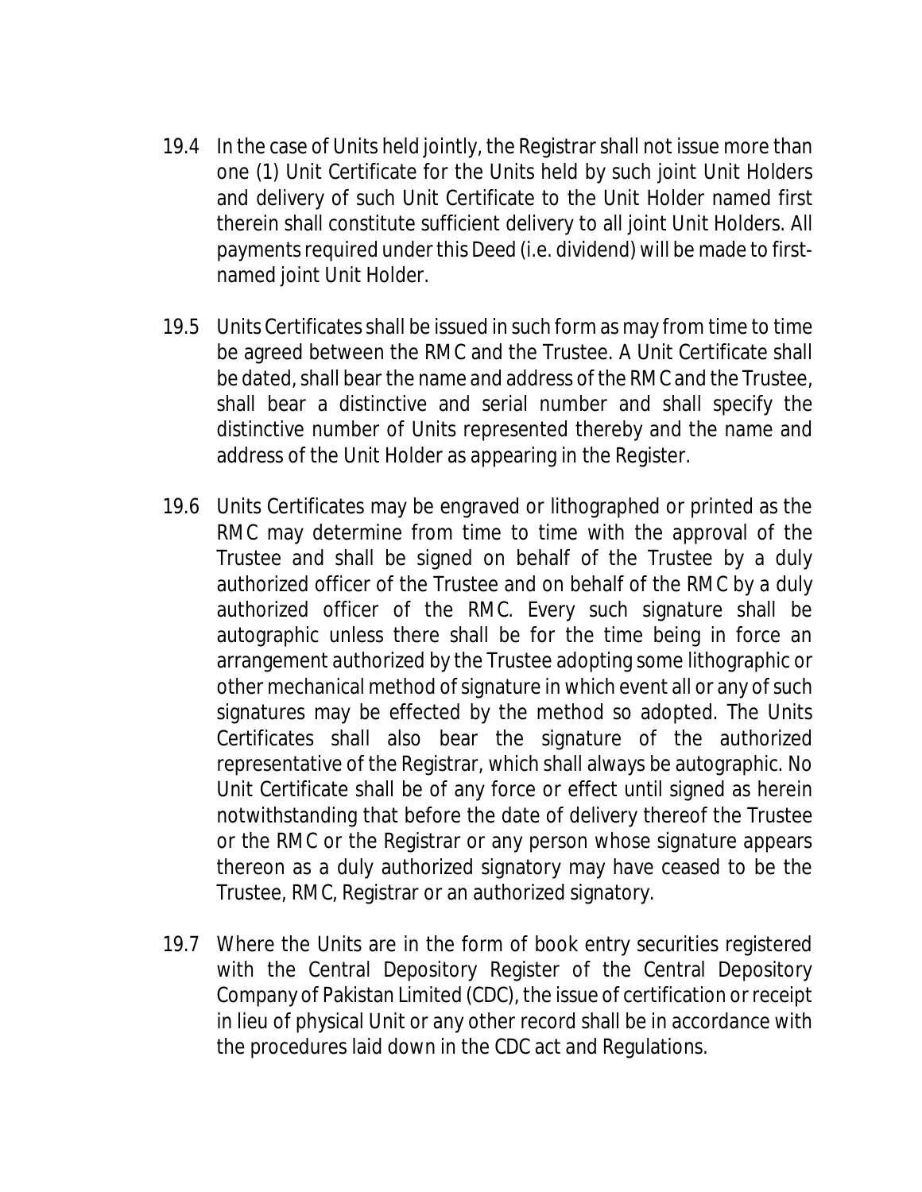19.4 In the case of Units held jointly, the Registrar shall not issue more than one (1) Unit Certificate for the Units held by such joint Unit Holders and delivery of such Unit Certificate to the Unit Holder named first therein shall constitute sufficient delivery to all joint Unit Holders. All payments required under this Deed (i.e. dividend) will be made to first-named joint Unit Holder.

19.5 Units Certificates shall be issued in such form as may from time to time be agreed between the RMC and the Trustee. A Unit Certificate shall be dated, shall bear the name and address of the RMC and the Trustee, shall bear a distinctive and serial number and shall specify the distinctive number of Units represented thereby and the name and address of the Unit Holder as appearing in the Register.

19.6 Units Certificates may be engraved or lithographed or printed as the RMC may determine from time to time with the approval of the Trustee and shall be signed on behalf of the Trustee by a duly authorized officer of the Trustee and on behalf of the RMC by a duly authorized officer of the RMC. Every such signature shall be autographic unless there shall be for the time being in force an arrangement authorized by the Trustee adopting some lithographic or other mechanical method of signature in which event all or any of such signatures may be effected by the method so adopted. The Units Certificates shall also bear the signature of the authorized representative of the Registrar, which shall always be autographic. No Unit Certificate shall be of any force or effect until signed as herein notwithstanding that before the date of delivery thereof the Trustee or the RMC or the Registrar or any person whose signature appears thereon as a duly authorized signatory may have ceased to be the Trustee, RMC, Registrar or an authorized signatory.

19.7 Where the Units are in the form of book entry securities registered with the Central Depository Register of the Central Depository Company of Pakistan Limited (CDC), the issue of certification or receipt in lieu of physical Unit or any other record shall be in accordance with the procedures laid down in the CDC act and Regulations.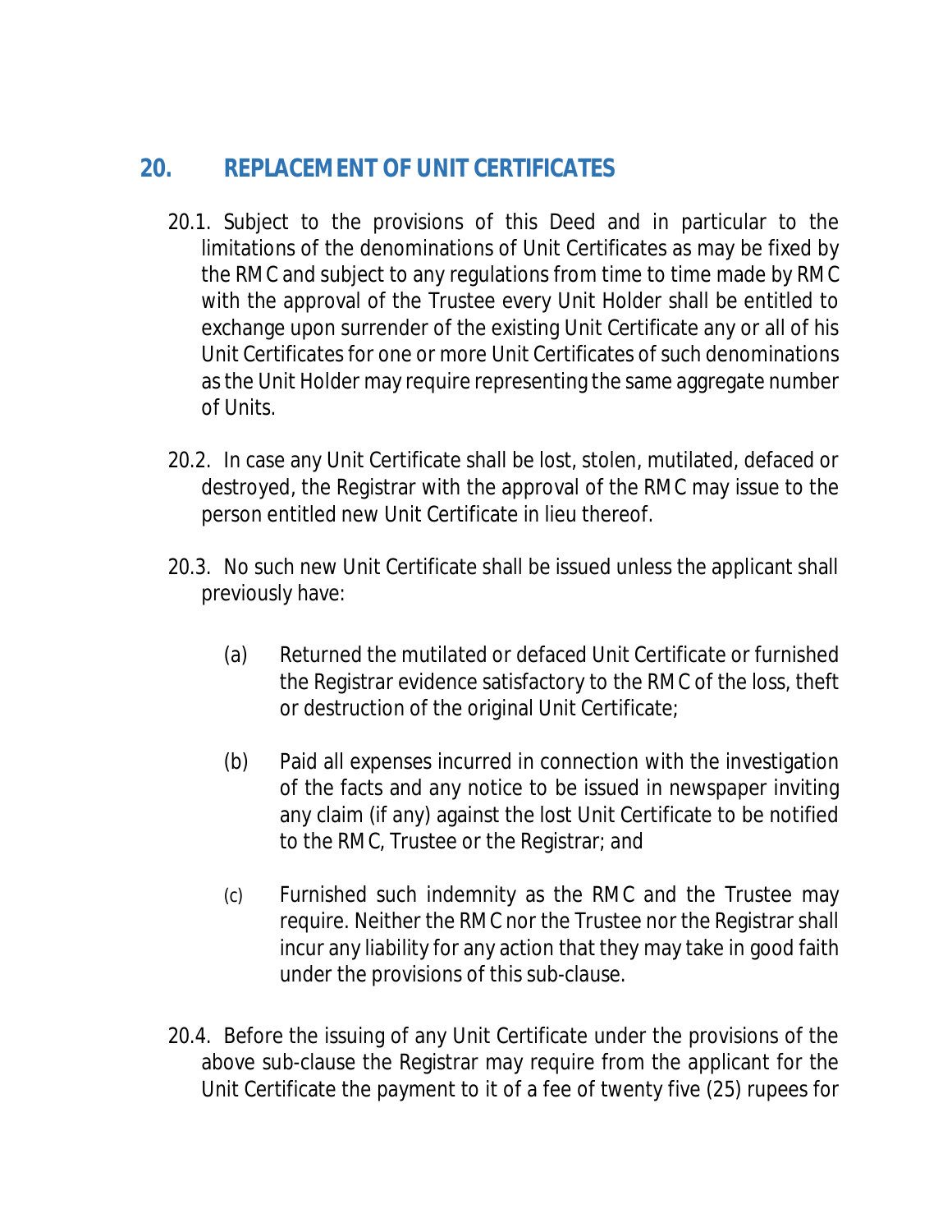## 20. REPLACEMENT OF UNIT CERTIFICATES

20.1. Subject to the provisions of this Deed and in particular to the limitations of the denominations of Unit Certificates as may be fixed by the RMC and subject to any regulations from time to time made by RMC with the approval of the Trustee every Unit Holder shall be entitled to exchange upon surrender of the existing Unit Certificate any or all of his Unit Certificates for one or more Unit Certificates of such denominations as the Unit Holder may require representing the same aggregate number of Units.

20.2. In case any Unit Certificate shall be lost, stolen, mutilated, defaced or destroyed, the Registrar with the approval of the RMC may issue to the person entitled new Unit Certificate in lieu thereof.

20.3. No such new Unit Certificate shall be issued unless the applicant shall previously have:

(a) Returned the mutilated or defaced Unit Certificate or furnished the Registrar evidence satisfactory to the RMC of the loss, theft or destruction of the original Unit Certificate;

(b) Paid all expenses incurred in connection with the investigation of the facts and any notice to be issued in newspaper inviting any claim (if any) against the lost Unit Certificate to be notified to the RMC, Trustee or the Registrar; and

(c) Furnished such indemnity as the RMC and the Trustee may require. Neither the RMC nor the Trustee nor the Registrar shall incur any liability for any action that they may take in good faith under the provisions of this sub-clause.

20.4. Before the issuing of any Unit Certificate under the provisions of the above sub-clause the Registrar may require from the applicant for the Unit Certificate the payment to it of a fee of twenty five (25) rupees for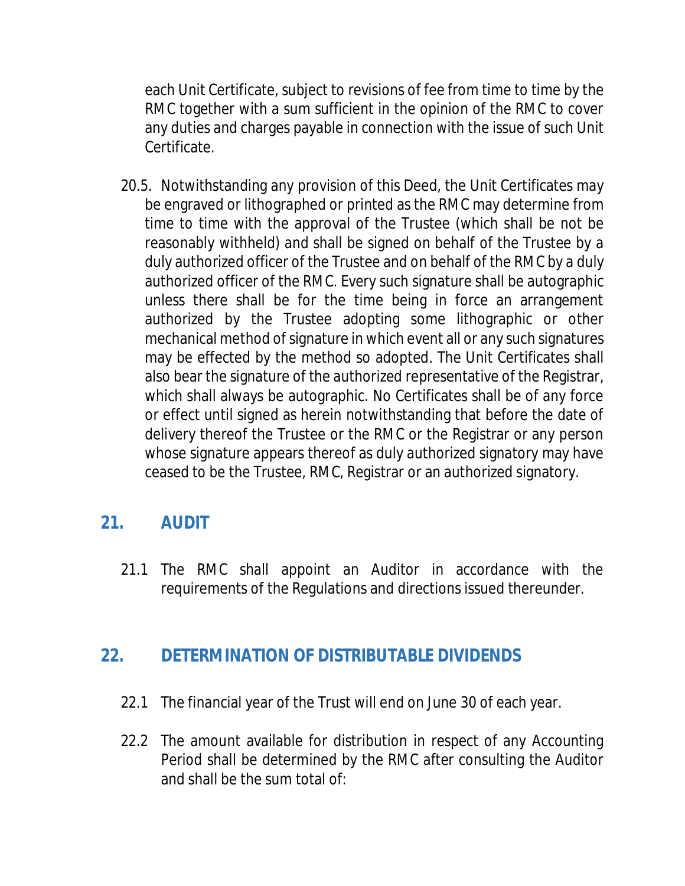each Unit Certificate, subject to revisions of fee from time to time by the RMC together with a sum sufficient in the opinion of the RMC to cover any duties and charges payable in connection with the issue of such Unit Certificate.

20.5. Notwithstanding any provision of this Deed, the Unit Certificates may be engraved or lithographed or printed as the RMC may determine from time to time with the approval of the Trustee (which shall be not be reasonably withheld) and shall be signed on behalf of the Trustee by a duly authorized officer of the Trustee and on behalf of the RMC by a duly authorized officer of the RMC. Every such signature shall be autographic unless there shall be for the time being in force an arrangement authorized by the Trustee adopting some lithographic or other mechanical method of signature in which event all or any such signatures may be effected by the method so adopted. The Unit Certificates shall also bear the signature of the authorized representative of the Registrar, which shall always be autographic. No Certificates shall be of any force or effect until signed as herein notwithstanding that before the date of delivery thereof the Trustee or the RMC or the Registrar or any person whose signature appears thereof as duly authorized signatory may have ceased to be the Trustee, RMC, Registrar or an authorized signatory.

## 21. AUDIT

21.1 The RMC shall appoint an Auditor in accordance with the requirements of the Regulations and directions issued thereunder.

## 22. DETERMINATION OF DISTRIBUTABLE DIVIDENDS

22.1 The financial year of the Trust will end on June 30 of each year.

22.2 The amount available for distribution in respect of any Accounting Period shall be determined by the RMC after consulting the Auditor and shall be the sum total of: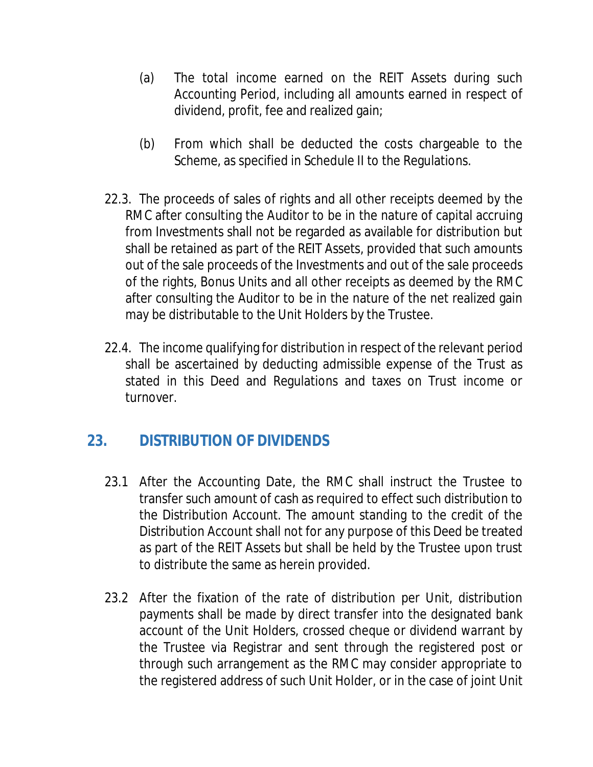(a) The total income earned on the REIT Assets during such Accounting Period, including all amounts earned in respect of dividend, profit, fee and realized gain;

(b) From which shall be deducted the costs chargeable to the Scheme, as specified in Schedule II to the Regulations.

22.3. The proceeds of sales of rights and all other receipts deemed by the RMC after consulting the Auditor to be in the nature of capital accruing from Investments shall not be regarded as available for distribution but shall be retained as part of the REIT Assets, provided that such amounts out of the sale proceeds of the Investments and out of the sale proceeds of the rights, Bonus Units and all other receipts as deemed by the RMC after consulting the Auditor to be in the nature of the net realized gain may be distributable to the Unit Holders by the Trustee.

22.4. The income qualifying for distribution in respect of the relevant period shall be ascertained by deducting admissible expense of the Trust as stated in this Deed and Regulations and taxes on Trust income or turnover.

## 23. DISTRIBUTION OF DIVIDENDS

23.1 After the Accounting Date, the RMC shall instruct the Trustee to transfer such amount of cash as required to effect such distribution to the Distribution Account. The amount standing to the credit of the Distribution Account shall not for any purpose of this Deed be treated as part of the REIT Assets but shall be held by the Trustee upon trust to distribute the same as herein provided.

23.2 After the fixation of the rate of distribution per Unit, distribution payments shall be made by direct transfer into the designated bank account of the Unit Holders, crossed cheque or dividend warrant by the Trustee via Registrar and sent through the registered post or through such arrangement as the RMC may consider appropriate to the registered address of such Unit Holder, or in the case of joint Unit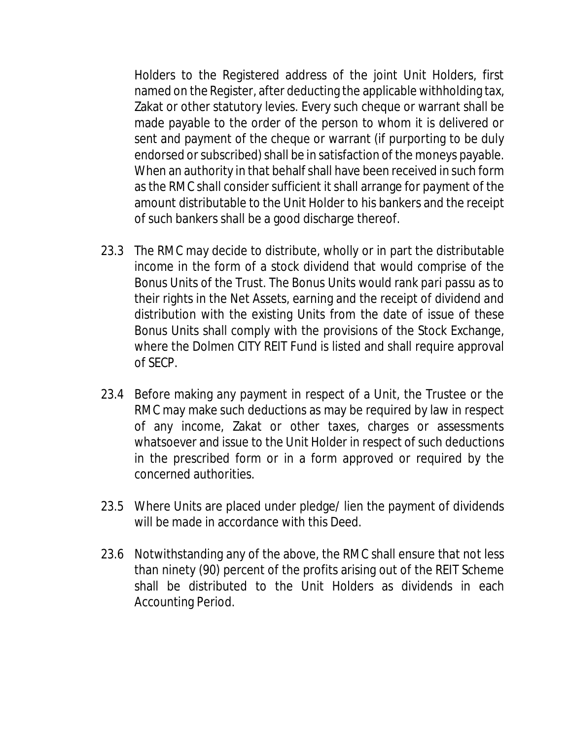Holders to the Registered address of the joint Unit Holders, first named on the Register, after deducting the applicable withholding tax, Zakat or other statutory levies. Every such cheque or warrant shall be made payable to the order of the person to whom it is delivered or sent and payment of the cheque or warrant (if purporting to be duly endorsed or subscribed) shall be in satisfaction of the moneys payable. When an authority in that behalf shall have been received in such form as the RMC shall consider sufficient it shall arrange for payment of the amount distributable to the Unit Holder to his bankers and the receipt of such bankers shall be a good discharge thereof.

23.3 The RMC may decide to distribute, wholly or in part the distributable income in the form of a stock dividend that would comprise of the Bonus Units of the Trust. The Bonus Units would rank pari passu as to their rights in the Net Assets, earning and the receipt of dividend and distribution with the existing Units from the date of issue of these Bonus Units shall comply with the provisions of the Stock Exchange, where the Dolmen CITY REIT Fund is listed and shall require approval of SECP.

23.4 Before making any payment in respect of a Unit, the Trustee or the RMC may make such deductions as may be required by law in respect of any income, Zakat or other taxes, charges or assessments whatsoever and issue to the Unit Holder in respect of such deductions in the prescribed form or in a form approved or required by the concerned authorities.

23.5 Where Units are placed under pledge/ lien the payment of dividends will be made in accordance with this Deed.

23.6 Notwithstanding any of the above, the RMC shall ensure that not less than ninety (90) percent of the profits arising out of the REIT Scheme shall be distributed to the Unit Holders as dividends in each Accounting Period.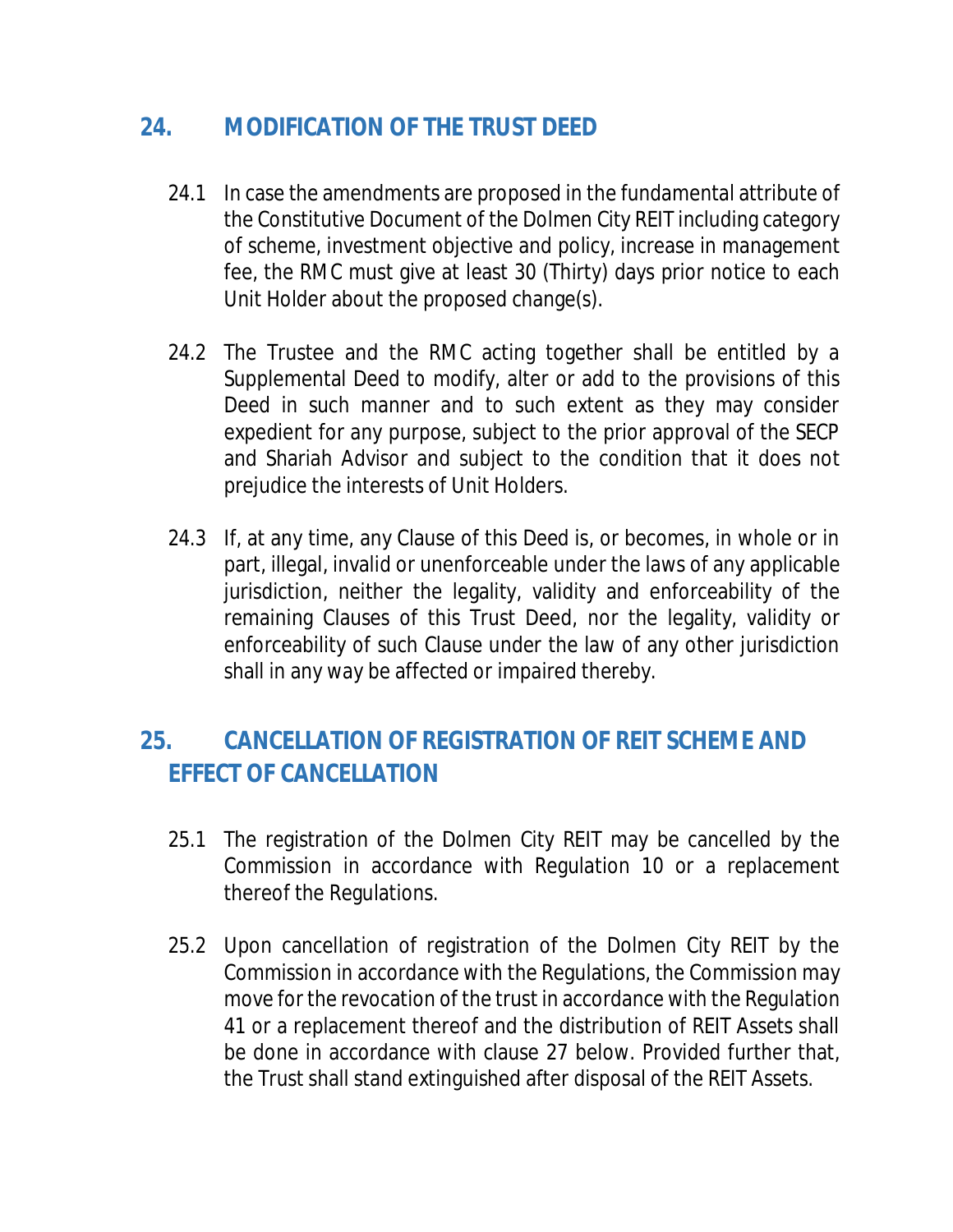## 24. MODIFICATION OF THE TRUST DEED

24.1 In case the amendments are proposed in the fundamental attribute of the Constitutive Document of the Dolmen City REIT including category of scheme, investment objective and policy, increase in management fee, the RMC must give at least 30 (Thirty) days prior notice to each Unit Holder about the proposed change(s).

24.2 The Trustee and the RMC acting together shall be entitled by a Supplemental Deed to modify, alter or add to the provisions of this Deed in such manner and to such extent as they may consider expedient for any purpose, subject to the prior approval of the SECP and Shariah Advisor and subject to the condition that it does not prejudice the interests of Unit Holders.

24.3 If, at any time, any Clause of this Deed is, or becomes, in whole or in part, illegal, invalid or unenforceable under the laws of any applicable jurisdiction, neither the legality, validity and enforceability of the remaining Clauses of this Trust Deed, nor the legality, validity or enforceability of such Clause under the law of any other jurisdiction shall in any way be affected or impaired thereby.

## 25. CANCELLATION OF REGISTRATION OF REIT SCHEME AND EFFECT OF CANCELLATION

25.1 The registration of the Dolmen City REIT may be cancelled by the Commission in accordance with Regulation 10 or a replacement thereof the Regulations.

25.2 Upon cancellation of registration of the Dolmen City REIT by the Commission in accordance with the Regulations, the Commission may move for the revocation of the trust in accordance with the Regulation 41 or a replacement thereof and the distribution of REIT Assets shall be done in accordance with clause 27 below. Provided further that, the Trust shall stand extinguished after disposal of the REIT Assets.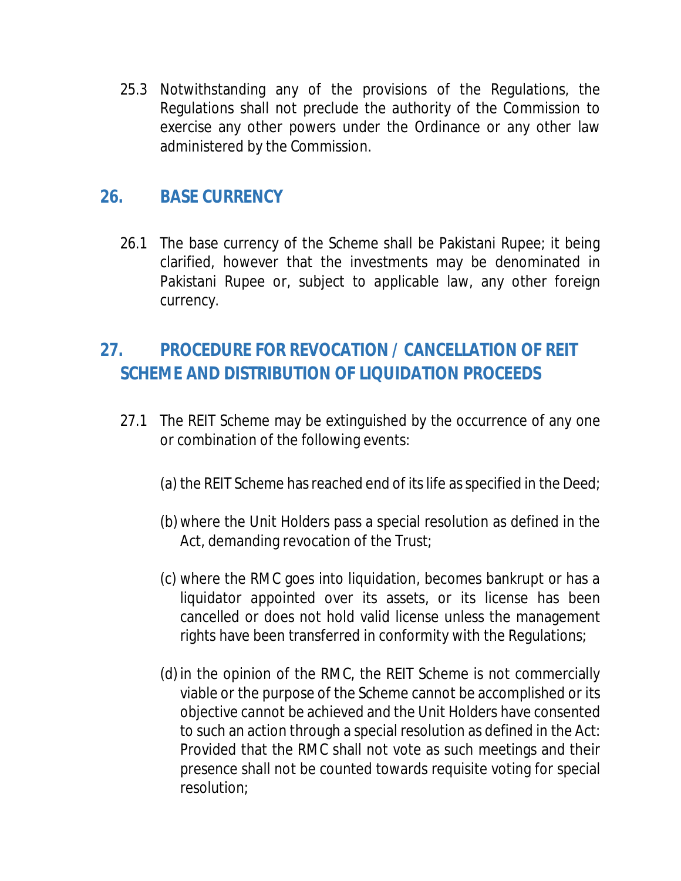25.3 Notwithstanding any of the provisions of the Regulations, the Regulations shall not preclude the authority of the Commission to exercise any other powers under the Ordinance or any other law administered by the Commission.

## 26. BASE CURRENCY

26.1 The base currency of the Scheme shall be Pakistani Rupee; it being clarified, however that the investments may be denominated in Pakistani Rupee or, subject to applicable law, any other foreign currency.

## 27. PROCEDURE FOR REVOCATION / CANCELLATION OF REIT SCHEME AND DISTRIBUTION OF LIQUIDATION PROCEEDS

27.1 The REIT Scheme may be extinguished by the occurrence of any one or combination of the following events:

(a) the REIT Scheme has reached end of its life as specified in the Deed;

(b) where the Unit Holders pass a special resolution as defined in the Act, demanding revocation of the Trust;

(c) where the RMC goes into liquidation, becomes bankrupt or has a liquidator appointed over its assets, or its license has been cancelled or does not hold valid license unless the management rights have been transferred in conformity with the Regulations;

(d) in the opinion of the RMC, the REIT Scheme is not commercially viable or the purpose of the Scheme cannot be accomplished or its objective cannot be achieved and the Unit Holders have consented to such an action through a special resolution as defined in the Act: Provided that the RMC shall not vote as such meetings and their presence shall not be counted towards requisite voting for special resolution;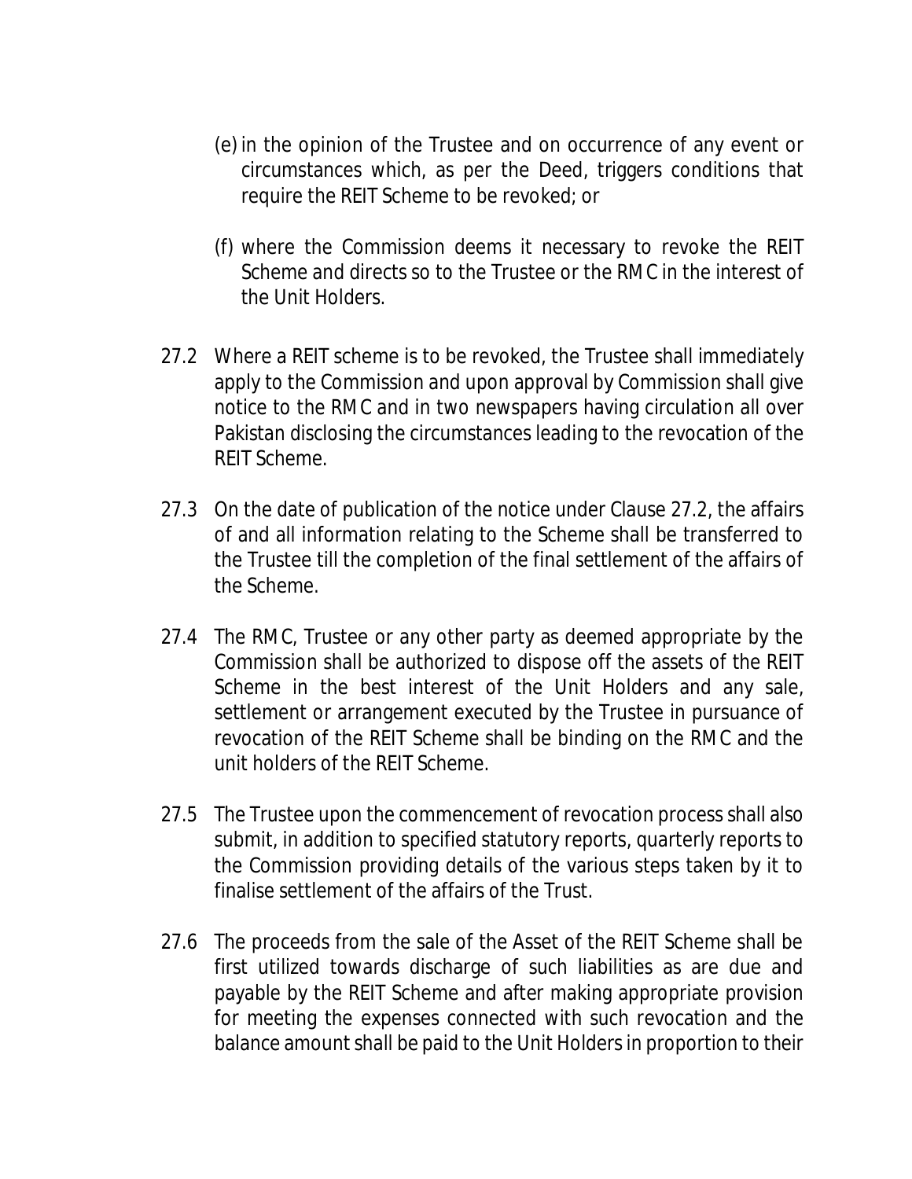(e) in the opinion of the Trustee and on occurrence of any event or circumstances which, as per the Deed, triggers conditions that require the REIT Scheme to be revoked; or

(f) where the Commission deems it necessary to revoke the REIT Scheme and directs so to the Trustee or the RMC in the interest of the Unit Holders.

27.2 Where a REIT scheme is to be revoked, the Trustee shall immediately apply to the Commission and upon approval by Commission shall give notice to the RMC and in two newspapers having circulation all over Pakistan disclosing the circumstances leading to the revocation of the REIT Scheme.

27.3 On the date of publication of the notice under Clause 27.2, the affairs of and all information relating to the Scheme shall be transferred to the Trustee till the completion of the final settlement of the affairs of the Scheme.

27.4 The RMC, Trustee or any other party as deemed appropriate by the Commission shall be authorized to dispose off the assets of the REIT Scheme in the best interest of the Unit Holders and any sale, settlement or arrangement executed by the Trustee in pursuance of revocation of the REIT Scheme shall be binding on the RMC and the unit holders of the REIT Scheme.

27.5 The Trustee upon the commencement of revocation process shall also submit, in addition to specified statutory reports, quarterly reports to the Commission providing details of the various steps taken by it to finalise settlement of the affairs of the Trust.

27.6 The proceeds from the sale of the Asset of the REIT Scheme shall be first utilized towards discharge of such liabilities as are due and payable by the REIT Scheme and after making appropriate provision for meeting the expenses connected with such revocation and the balance amount shall be paid to the Unit Holders in proportion to their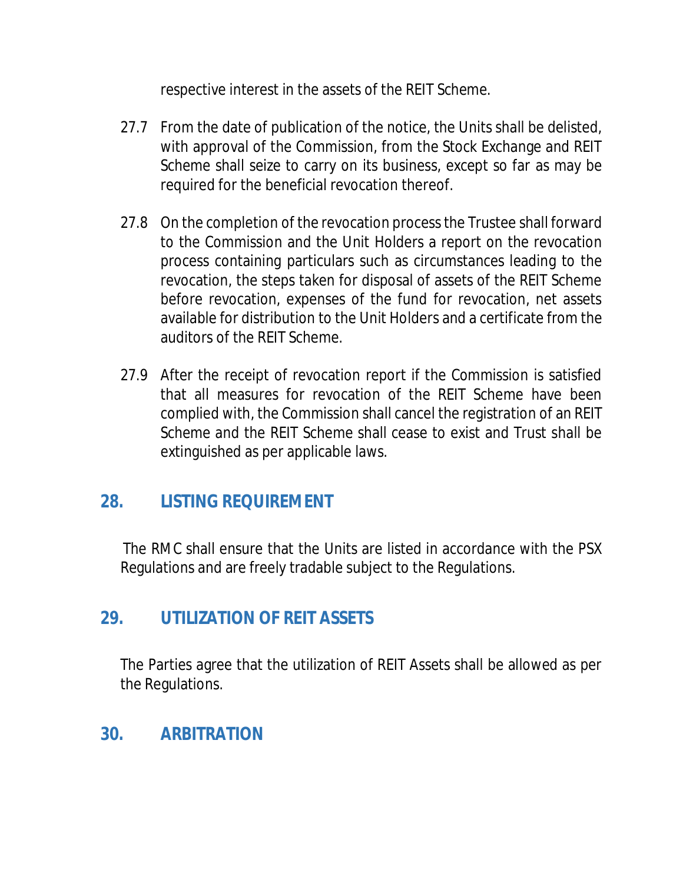respective interest in the assets of the REIT Scheme.

27.7 From the date of publication of the notice, the Units shall be delisted, with approval of the Commission, from the Stock Exchange and REIT Scheme shall seize to carry on its business, except so far as may be required for the beneficial revocation thereof.

27.8 On the completion of the revocation process the Trustee shall forward to the Commission and the Unit Holders a report on the revocation process containing particulars such as circumstances leading to the revocation, the steps taken for disposal of assets of the REIT Scheme before revocation, expenses of the fund for revocation, net assets available for distribution to the Unit Holders and a certificate from the auditors of the REIT Scheme.

27.9 After the receipt of revocation report if the Commission is satisfied that all measures for revocation of the REIT Scheme have been complied with, the Commission shall cancel the registration of an REIT Scheme and the REIT Scheme shall cease to exist and Trust shall be extinguished as per applicable laws.

## 28. LISTING REQUIREMENT

The RMC shall ensure that the Units are listed in accordance with the PSX Regulations and are freely tradable subject to the Regulations.

## 29. UTILIZATION OF REIT ASSETS

The Parties agree that the utilization of REIT Assets shall be allowed as per the Regulations.

## 30. ARBITRATION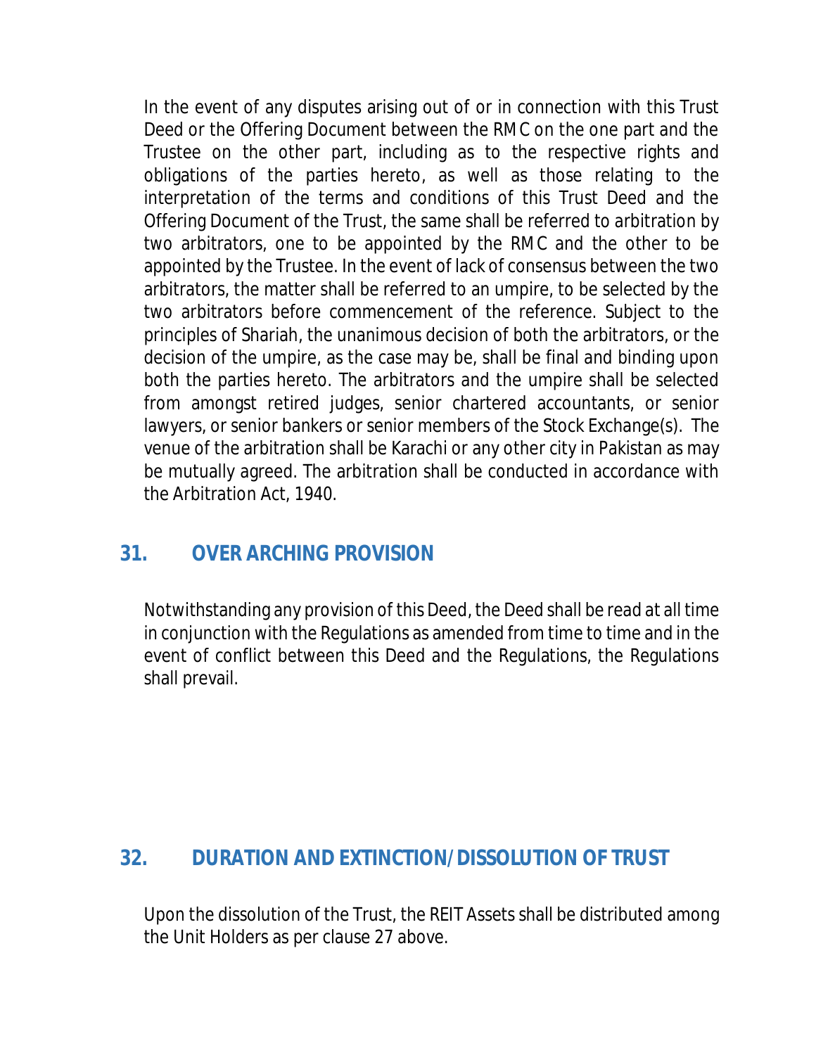In the event of any disputes arising out of or in connection with this Trust Deed or the Offering Document between the RMC on the one part and the Trustee on the other part, including as to the respective rights and obligations of the parties hereto, as well as those relating to the interpretation of the terms and conditions of this Trust Deed and the Offering Document of the Trust, the same shall be referred to arbitration by two arbitrators, one to be appointed by the RMC and the other to be appointed by the Trustee. In the event of lack of consensus between the two arbitrators, the matter shall be referred to an umpire, to be selected by the two arbitrators before commencement of the reference. Subject to the principles of Shariah, the unanimous decision of both the arbitrators, or the decision of the umpire, as the case may be, shall be final and binding upon both the parties hereto. The arbitrators and the umpire shall be selected from amongst retired judges, senior chartered accountants, or senior lawyers, or senior bankers or senior members of the Stock Exchange(s). The venue of the arbitration shall be Karachi or any other city in Pakistan as may be mutually agreed. The arbitration shall be conducted in accordance with the Arbitration Act, 1940.

## 31. OVER ARCHING PROVISION

Notwithstanding any provision of this Deed, the Deed shall be read at all time in conjunction with the Regulations as amended from time to time and in the event of conflict between this Deed and the Regulations, the Regulations shall prevail.

## 32. DURATION AND EXTINCTION/DISSOLUTION OF TRUST

Upon the dissolution of the Trust, the REIT Assets shall be distributed among the Unit Holders as per clause 27 above.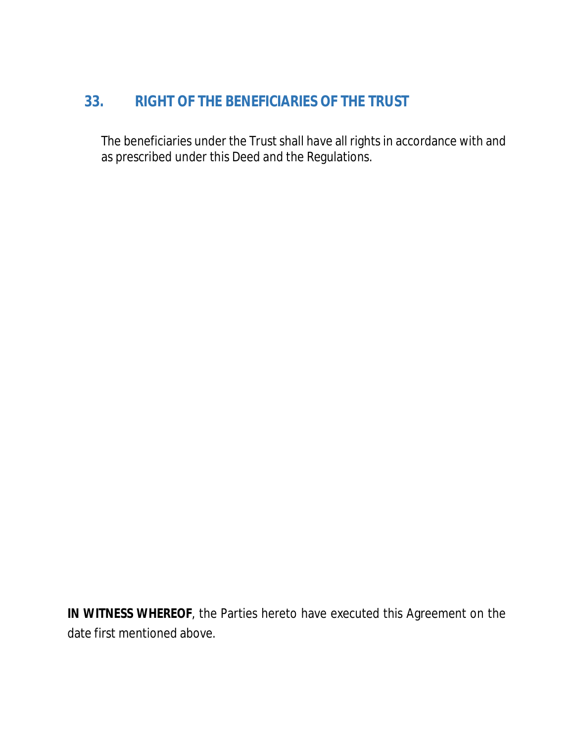## 33. RIGHT OF THE BENEFICIARIES OF THE TRUST

The beneficiaries under the Trust shall have all rights in accordance with and as prescribed under this Deed and the Regulations.

**IN WITNESS WHEREOF**, the Parties hereto have executed this Agreement on the date first mentioned above.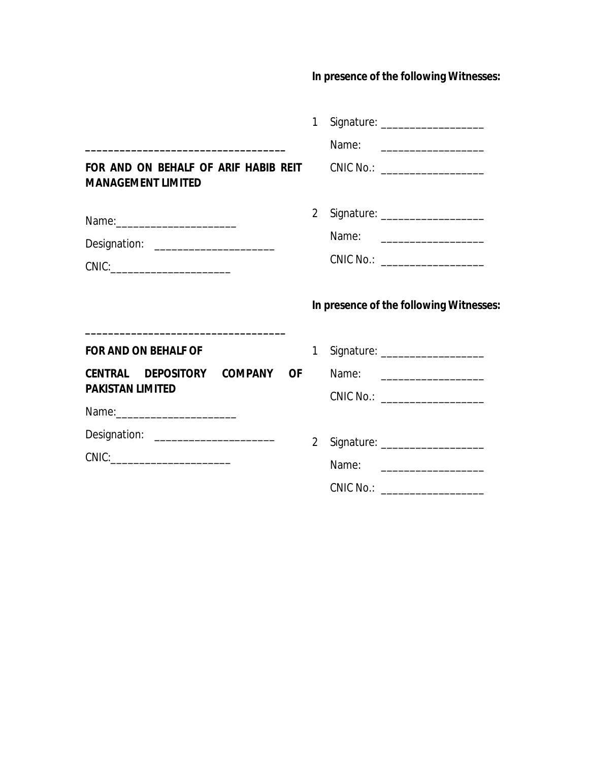**In presence of the following Witnesses:**

_________________________________

**FOR AND ON BEHALF OF ARIF HABIB REIT MANAGEMENT LIMITED**

Name:____________________

Designation: ____________________

CNIC:____________________

1 Signature: _________________

Name: _________________

CNIC No.: _________________

2 Signature: _________________

Name: _________________

CNIC No.: _________________

**In presence of the following Witnesses:**

_________________________________

**FOR AND ON BEHALF OF**

**CENTRAL DEPOSITORY COMPANY OF PAKISTAN LIMITED**

Name:____________________

Designation: ____________________

CNIC:____________________

1 Signature: _________________

Name: _________________

CNIC No.: _________________

2 Signature: _________________

Name: _________________

CNIC No.: _________________